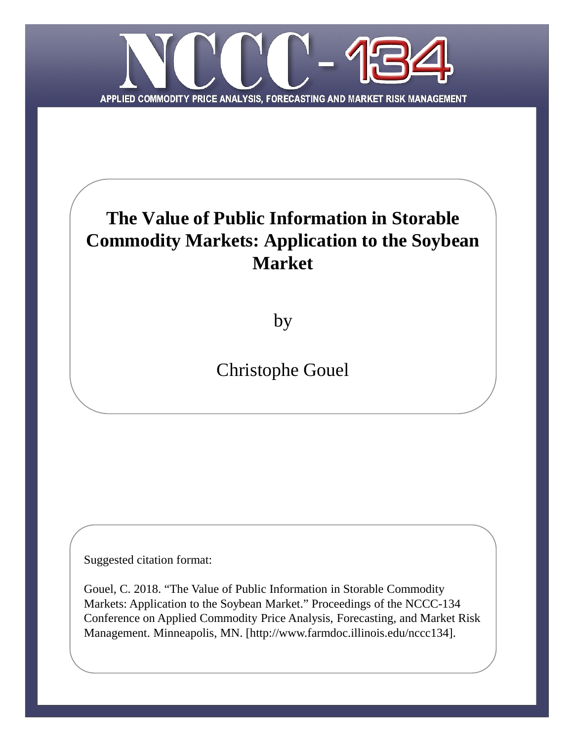NCCC-134

APPLIED COMMODITY PRICE ANALYSIS, FORECASTING AND MARKET RISK MANAGEMENT

# The Value of Public Information in Storable Commodity Markets: Application to the Soybean Market

by

Christophe Gouel

Suggested citation format:

Gouel, C. 2018. "The Value of Public Information in Storable Commodity Markets: Application to the Soybean Market." Proceedings of the NCCC-134 Conference on Applied Commodity Price Analysis, Forecasting, and Market Risk Management. Minneapolis, MN. [http://www.farmdoc.illinois.edu/nccc134].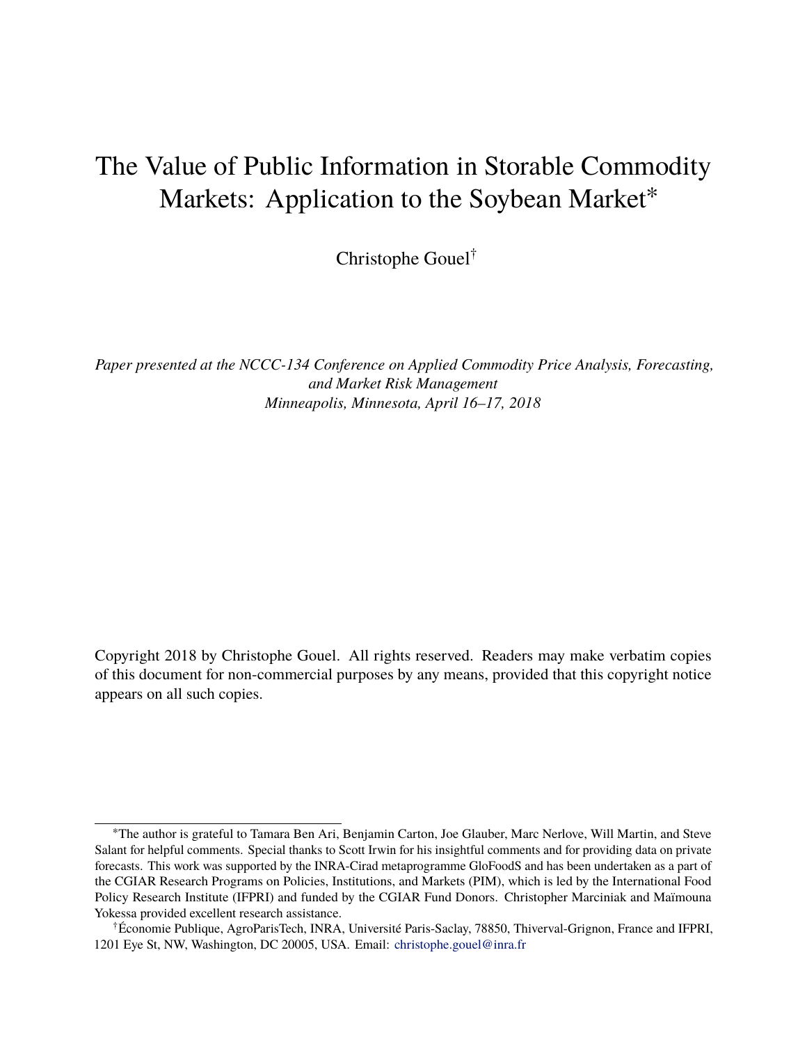# The Value of Public Information in Storable Commodity Markets: Application to the Soybean Market*

Christophe Gouel†

*Paper presented at the NCCC-134 Conference on Applied Commodity Price Analysis, Forecasting, and Market Risk Management*
*Minneapolis, Minnesota, April 16–17, 2018*

Copyright 2018 by Christophe Gouel. All rights reserved. Readers may make verbatim copies of this document for non-commercial purposes by any means, provided that this copyright notice appears on all such copies.

---

*The author is grateful to Tamara Ben Ari, Benjamin Carton, Joe Glauber, Marc Nerlove, Will Martin, and Steve Salant for helpful comments. Special thanks to Scott Irwin for his insightful comments and for providing data on private forecasts. This work was supported by the INRA-Cirad metaprogramme GloFoodS and has been undertaken as a part of the CGIAR Research Programs on Policies, Institutions, and Markets (PIM), which is led by the International Food Policy Research Institute (IFPRI) and funded by the CGIAR Fund Donors. Christopher Marciniak and Maïmouna Yokessa provided excellent research assistance.

†Économie Publique, AgroParisTech, INRA, Université Paris-Saclay, 78850, Thiverval-Grignon, France and IFPRI, 1201 Eye St, NW, Washington, DC 20005, USA. Email: christophe.gouel@inra.fr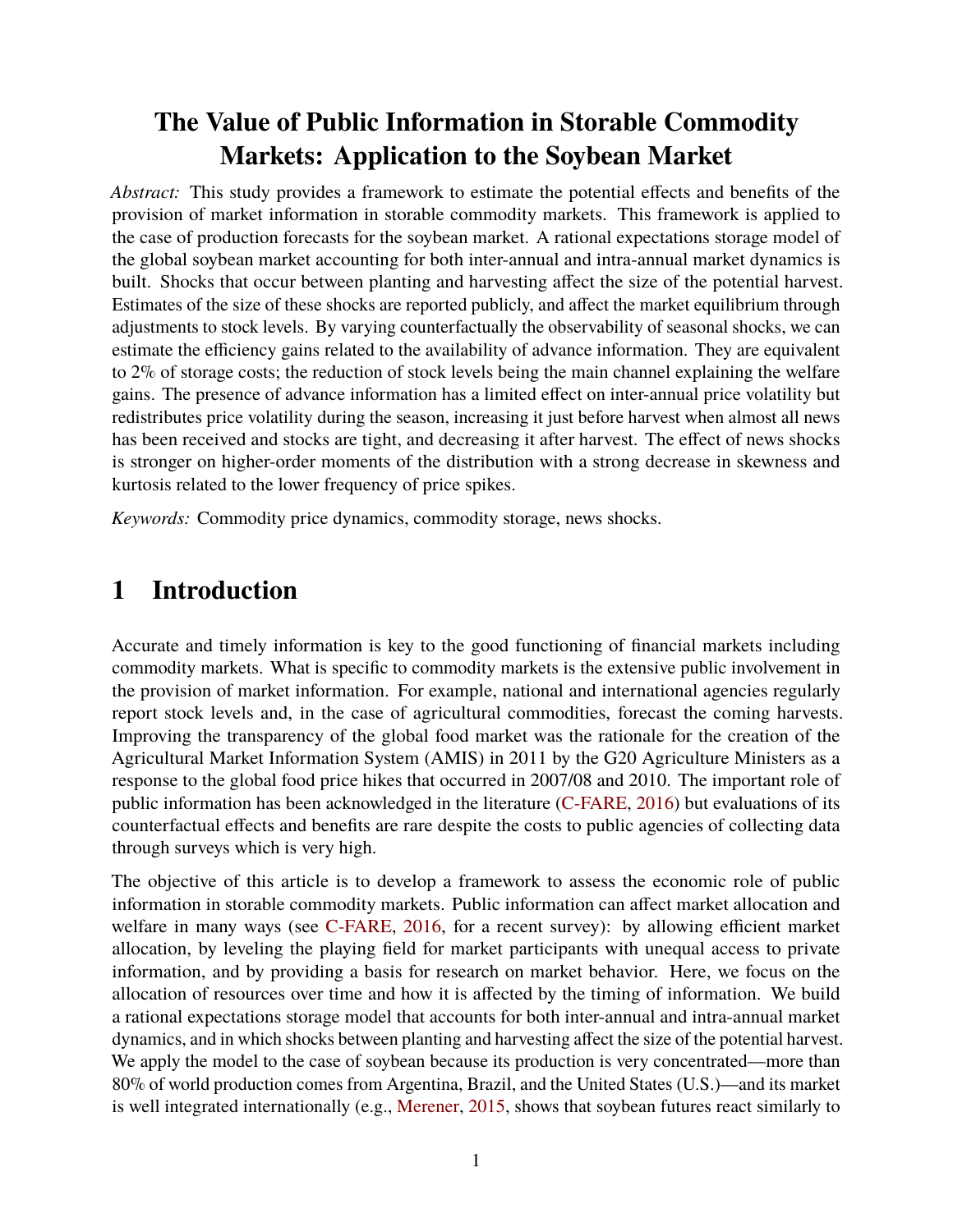# The Value of Public Information in Storable Commodity Markets: Application to the Soybean Market

*Abstract:* This study provides a framework to estimate the potential effects and benefits of the provision of market information in storable commodity markets. This framework is applied to the case of production forecasts for the soybean market. A rational expectations storage model of the global soybean market accounting for both inter-annual and intra-annual market dynamics is built. Shocks that occur between planting and harvesting affect the size of the potential harvest. Estimates of the size of these shocks are reported publicly, and affect the market equilibrium through adjustments to stock levels. By varying counterfactually the observability of seasonal shocks, we can estimate the efficiency gains related to the availability of advance information. They are equivalent to 2% of storage costs; the reduction of stock levels being the main channel explaining the welfare gains. The presence of advance information has a limited effect on inter-annual price volatility but redistributes price volatility during the season, increasing it just before harvest when almost all news has been received and stocks are tight, and decreasing it after harvest. The effect of news shocks is stronger on higher-order moments of the distribution with a strong decrease in skewness and kurtosis related to the lower frequency of price spikes.

*Keywords:* Commodity price dynamics, commodity storage, news shocks.

## 1 Introduction

Accurate and timely information is key to the good functioning of financial markets including commodity markets. What is specific to commodity markets is the extensive public involvement in the provision of market information. For example, national and international agencies regularly report stock levels and, in the case of agricultural commodities, forecast the coming harvests. Improving the transparency of the global food market was the rationale for the creation of the Agricultural Market Information System (AMIS) in 2011 by the G20 Agriculture Ministers as a response to the global food price hikes that occurred in 2007/08 and 2010. The important role of public information has been acknowledged in the literature (C-FARE, 2016) but evaluations of its counterfactual effects and benefits are rare despite the costs to public agencies of collecting data through surveys which is very high.

The objective of this article is to develop a framework to assess the economic role of public information in storable commodity markets. Public information can affect market allocation and welfare in many ways (see C-FARE, 2016, for a recent survey): by allowing efficient market allocation, by leveling the playing field for market participants with unequal access to private information, and by providing a basis for research on market behavior. Here, we focus on the allocation of resources over time and how it is affected by the timing of information. We build a rational expectations storage model that accounts for both inter-annual and intra-annual market dynamics, and in which shocks between planting and harvesting affect the size of the potential harvest. We apply the model to the case of soybean because its production is very concentrated—more than 80% of world production comes from Argentina, Brazil, and the United States (U.S.)—and its market is well integrated internationally (e.g., Merener, 2015, shows that soybean futures react similarly to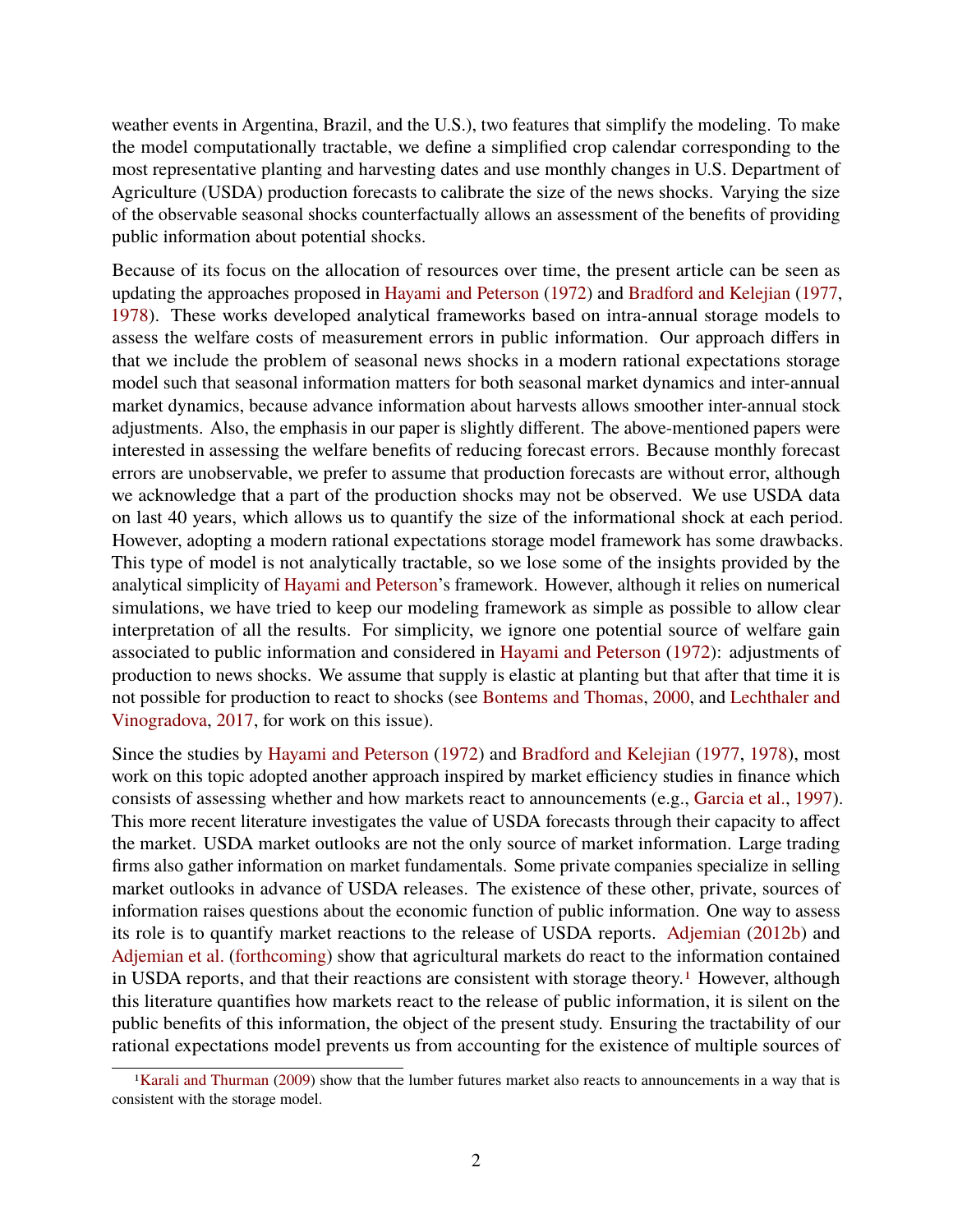weather events in Argentina, Brazil, and the U.S.), two features that simplify the modeling. To make the model computationally tractable, we define a simplified crop calendar corresponding to the most representative planting and harvesting dates and use monthly changes in U.S. Department of Agriculture (USDA) production forecasts to calibrate the size of the news shocks. Varying the size of the observable seasonal shocks counterfactually allows an assessment of the benefits of providing public information about potential shocks.

Because of its focus on the allocation of resources over time, the present article can be seen as updating the approaches proposed in Hayami and Peterson (1972) and Bradford and Kelejian (1977, 1978). These works developed analytical frameworks based on intra-annual storage models to assess the welfare costs of measurement errors in public information. Our approach differs in that we include the problem of seasonal news shocks in a modern rational expectations storage model such that seasonal information matters for both seasonal market dynamics and inter-annual market dynamics, because advance information about harvests allows smoother inter-annual stock adjustments. Also, the emphasis in our paper is slightly different. The above-mentioned papers were interested in assessing the welfare benefits of reducing forecast errors. Because monthly forecast errors are unobservable, we prefer to assume that production forecasts are without error, although we acknowledge that a part of the production shocks may not be observed. We use USDA data on last 40 years, which allows us to quantify the size of the informational shock at each period. However, adopting a modern rational expectations storage model framework has some drawbacks. This type of model is not analytically tractable, so we lose some of the insights provided by the analytical simplicity of Hayami and Peterson's framework. However, although it relies on numerical simulations, we have tried to keep our modeling framework as simple as possible to allow clear interpretation of all the results. For simplicity, we ignore one potential source of welfare gain associated to public information and considered in Hayami and Peterson (1972): adjustments of production to news shocks. We assume that supply is elastic at planting but that after that time it is not possible for production to react to shocks (see Bontems and Thomas, 2000, and Lechthaler and Vinogradova, 2017, for work on this issue).

Since the studies by Hayami and Peterson (1972) and Bradford and Kelejian (1977, 1978), most work on this topic adopted another approach inspired by market efficiency studies in finance which consists of assessing whether and how markets react to announcements (e.g., Garcia et al., 1997). This more recent literature investigates the value of USDA forecasts through their capacity to affect the market. USDA market outlooks are not the only source of market information. Large trading firms also gather information on market fundamentals. Some private companies specialize in selling market outlooks in advance of USDA releases. The existence of these other, private, sources of information raises questions about the economic function of public information. One way to assess its role is to quantify market reactions to the release of USDA reports. Adjemian (2012b) and Adjemian et al. (forthcoming) show that agricultural markets do react to the information contained in USDA reports, and that their reactions are consistent with storage theory.[1] However, although this literature quantifies how markets react to the release of public information, it is silent on the public benefits of this information, the object of the present study. Ensuring the tractability of our rational expectations model prevents us from accounting for the existence of multiple sources of

[1] Karali and Thurman (2009) show that the lumber futures market also reacts to announcements in a way that is consistent with the storage model.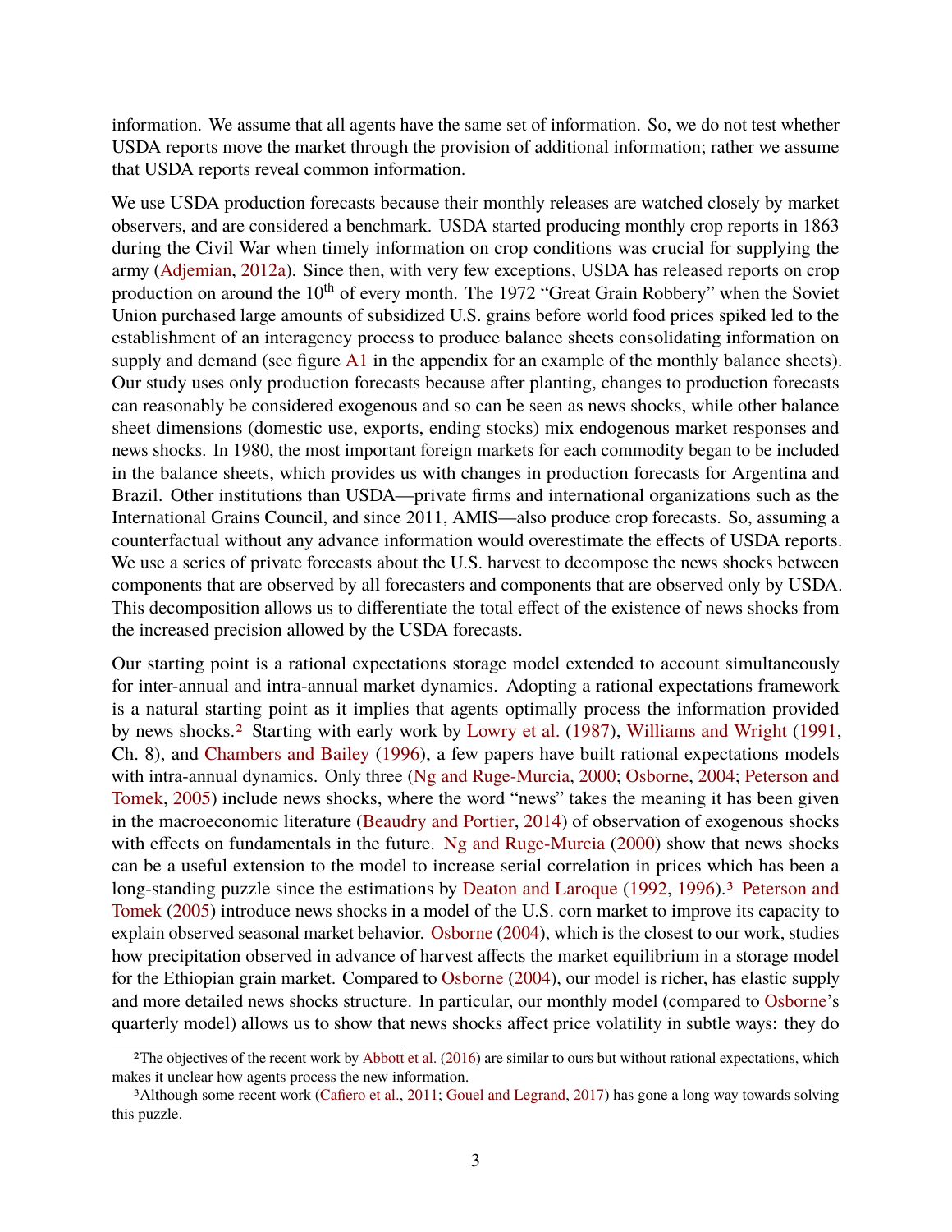information. We assume that all agents have the same set of information. So, we do not test whether USDA reports move the market through the provision of additional information; rather we assume that USDA reports reveal common information.

We use USDA production forecasts because their monthly releases are watched closely by market observers, and are considered a benchmark. USDA started producing monthly crop reports in 1863 during the Civil War when timely information on crop conditions was crucial for supplying the army (Adjemian, 2012a). Since then, with very few exceptions, USDA has released reports on crop production on around the 10th of every month. The 1972 "Great Grain Robbery" when the Soviet Union purchased large amounts of subsidized U.S. grains before world food prices spiked led to the establishment of an interagency process to produce balance sheets consolidating information on supply and demand (see figure A1 in the appendix for an example of the monthly balance sheets). Our study uses only production forecasts because after planting, changes to production forecasts can reasonably be considered exogenous and so can be seen as news shocks, while other balance sheet dimensions (domestic use, exports, ending stocks) mix endogenous market responses and news shocks. In 1980, the most important foreign markets for each commodity began to be included in the balance sheets, which provides us with changes in production forecasts for Argentina and Brazil. Other institutions than USDA—private firms and international organizations such as the International Grains Council, and since 2011, AMIS—also produce crop forecasts. So, assuming a counterfactual without any advance information would overestimate the effects of USDA reports. We use a series of private forecasts about the U.S. harvest to decompose the news shocks between components that are observed by all forecasters and components that are observed only by USDA. This decomposition allows us to differentiate the total effect of the existence of news shocks from the increased precision allowed by the USDA forecasts.

Our starting point is a rational expectations storage model extended to account simultaneously for inter-annual and intra-annual market dynamics. Adopting a rational expectations framework is a natural starting point as it implies that agents optimally process the information provided by news shocks.[2] Starting with early work by Lowry et al. (1987), Williams and Wright (1991, Ch. 8), and Chambers and Bailey (1996), a few papers have built rational expectations models with intra-annual dynamics. Only three (Ng and Ruge-Murcia, 2000; Osborne, 2004; Peterson and Tomek, 2005) include news shocks, where the word "news" takes the meaning it has been given in the macroeconomic literature (Beaudry and Portier, 2014) of observation of exogenous shocks with effects on fundamentals in the future. Ng and Ruge-Murcia (2000) show that news shocks can be a useful extension to the model to increase serial correlation in prices which has been a long-standing puzzle since the estimations by Deaton and Laroque (1992, 1996).[3] Peterson and Tomek (2005) introduce news shocks in a model of the U.S. corn market to improve its capacity to explain observed seasonal market behavior. Osborne (2004), which is the closest to our work, studies how precipitation observed in advance of harvest affects the market equilibrium in a storage model for the Ethiopian grain market. Compared to Osborne (2004), our model is richer, has elastic supply and more detailed news shocks structure. In particular, our monthly model (compared to Osborne's quarterly model) allows us to show that news shocks affect price volatility in subtle ways: they do

[2] The objectives of the recent work by Abbott et al. (2016) are similar to ours but without rational expectations, which makes it unclear how agents process the new information.

[3] Although some recent work (Cafiero et al., 2011; Gouel and Legrand, 2017) has gone a long way towards solving this puzzle.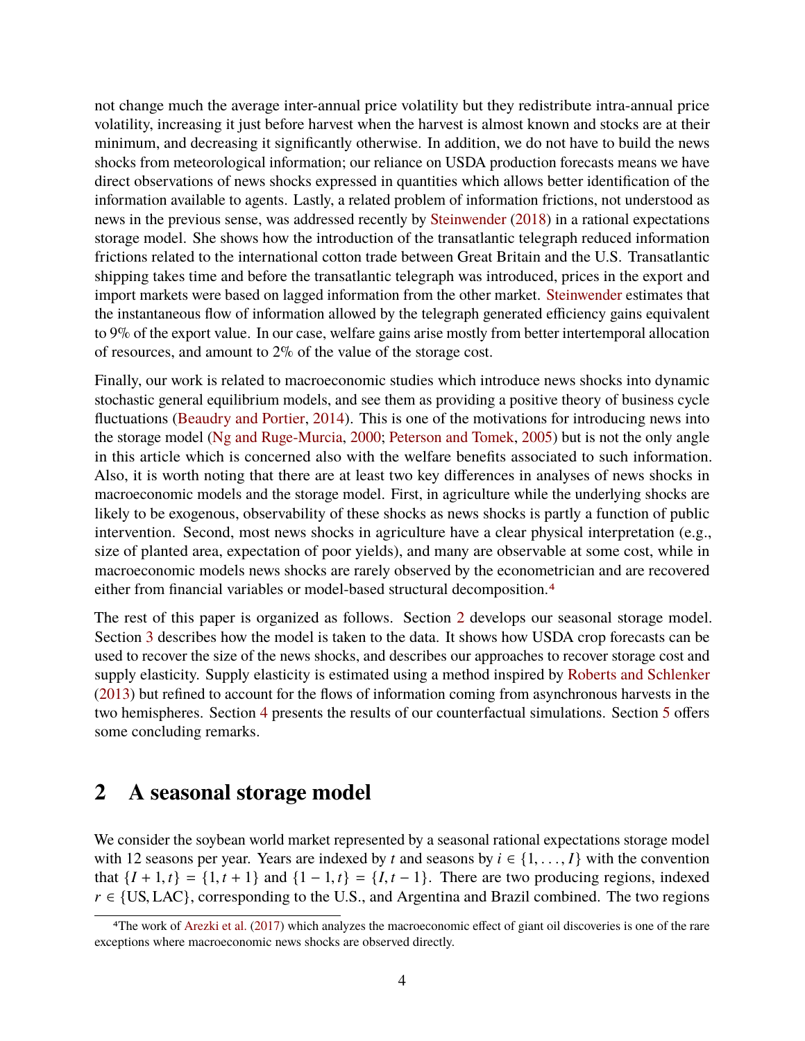not change much the average inter-annual price volatility but they redistribute intra-annual price volatility, increasing it just before harvest when the harvest is almost known and stocks are at their minimum, and decreasing it significantly otherwise. In addition, we do not have to build the news shocks from meteorological information; our reliance on USDA production forecasts means we have direct observations of news shocks expressed in quantities which allows better identification of the information available to agents. Lastly, a related problem of information frictions, not understood as news in the previous sense, was addressed recently by Steinwender (2018) in a rational expectations storage model. She shows how the introduction of the transatlantic telegraph reduced information frictions related to the international cotton trade between Great Britain and the U.S. Transatlantic shipping takes time and before the transatlantic telegraph was introduced, prices in the export and import markets were based on lagged information from the other market. Steinwender estimates that the instantaneous flow of information allowed by the telegraph generated efficiency gains equivalent to 9% of the export value. In our case, welfare gains arise mostly from better intertemporal allocation of resources, and amount to 2% of the value of the storage cost.

Finally, our work is related to macroeconomic studies which introduce news shocks into dynamic stochastic general equilibrium models, and see them as providing a positive theory of business cycle fluctuations (Beaudry and Portier, 2014). This is one of the motivations for introducing news into the storage model (Ng and Ruge-Murcia, 2000; Peterson and Tomek, 2005) but is not the only angle in this article which is concerned also with the welfare benefits associated to such information. Also, it is worth noting that there are at least two key differences in analyses of news shocks in macroeconomic models and the storage model. First, in agriculture while the underlying shocks are likely to be exogenous, observability of these shocks as news shocks is partly a function of public intervention. Second, most news shocks in agriculture have a clear physical interpretation (e.g., size of planted area, expectation of poor yields), and many are observable at some cost, while in macroeconomic models news shocks are rarely observed by the econometrician and are recovered either from financial variables or model-based structural decomposition.[4]

The rest of this paper is organized as follows. Section 2 develops our seasonal storage model. Section 3 describes how the model is taken to the data. It shows how USDA crop forecasts can be used to recover the size of the news shocks, and describes our approaches to recover storage cost and supply elasticity. Supply elasticity is estimated using a method inspired by Roberts and Schlenker (2013) but refined to account for the flows of information coming from asynchronous harvests in the two hemispheres. Section 4 presents the results of our counterfactual simulations. Section 5 offers some concluding remarks.

## 2 A seasonal storage model

We consider the soybean world market represented by a seasonal rational expectations storage model with 12 seasons per year. Years are indexed by $t$ and seasons by $i \in \{1, \ldots, I\}$ with the convention that $\{I+1, t\} = \{1, t+1\}$ and $\{1-1, t\} = \{I, t-1\}$. There are two producing regions, indexed $r \in \{\text{US}, \text{LAC}\}$, corresponding to the U.S., and Argentina and Brazil combined. The two regions

[4] The work of Arezki et al. (2017) which analyzes the macroeconomic effect of giant oil discoveries is one of the rare exceptions where macroeconomic news shocks are observed directly.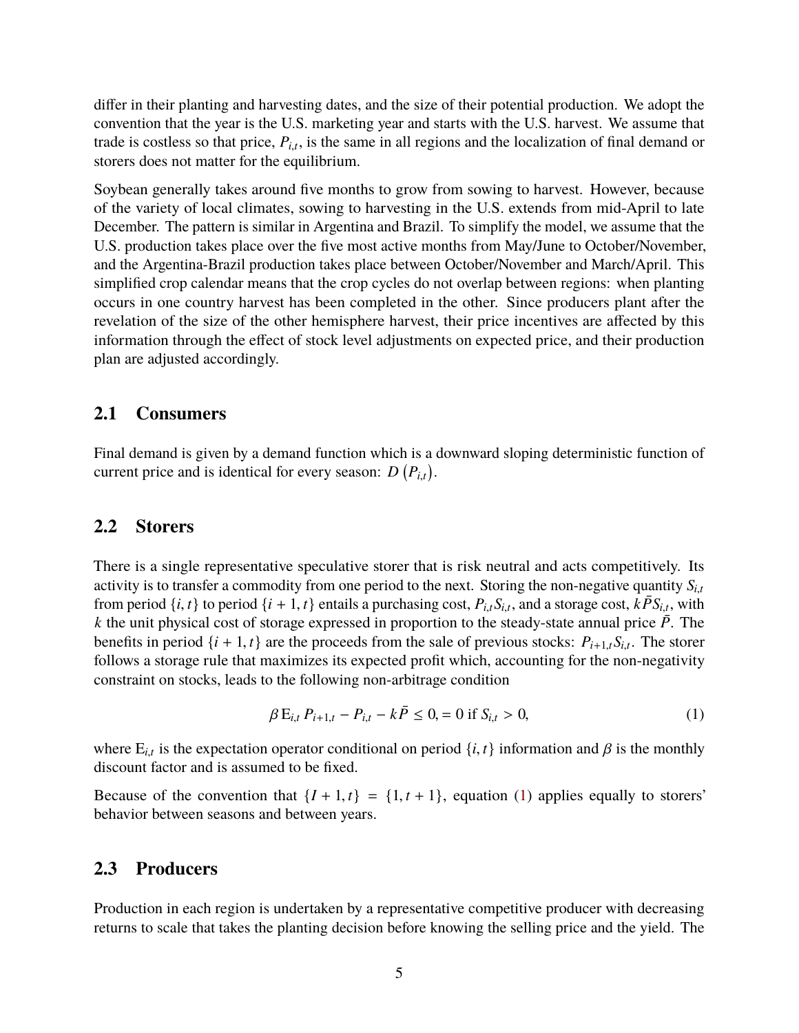differ in their planting and harvesting dates, and the size of their potential production. We adopt the convention that the year is the U.S. marketing year and starts with the U.S. harvest. We assume that trade is costless so that price, $P_{i,t}$, is the same in all regions and the localization of final demand or storers does not matter for the equilibrium.

Soybean generally takes around five months to grow from sowing to harvest. However, because of the variety of local climates, sowing to harvesting in the U.S. extends from mid-April to late December. The pattern is similar in Argentina and Brazil. To simplify the model, we assume that the U.S. production takes place over the five most active months from May/June to October/November, and the Argentina-Brazil production takes place between October/November and March/April. This simplified crop calendar means that the crop cycles do not overlap between regions: when planting occurs in one country harvest has been completed in the other. Since producers plant after the revelation of the size of the other hemisphere harvest, their price incentives are affected by this information through the effect of stock level adjustments on expected price, and their production plan are adjusted accordingly.

## 2.1 Consumers

Final demand is given by a demand function which is a downward sloping deterministic function of current price and is identical for every season: $D\left(P_{i,t}\right)$.

## 2.2 Storers

There is a single representative speculative storer that is risk neutral and acts competitively. Its activity is to transfer a commodity from one period to the next. Storing the non-negative quantity $S_{i,t}$ from period $\{i,t\}$ to period $\{i+1,t\}$ entails a purchasing cost, $P_{i,t}S_{i,t}$, and a storage cost, $k\bar{P}S_{i,t}$, with $k$ the unit physical cost of storage expressed in proportion to the steady-state annual price $\bar{P}$. The benefits in period $\{i+1,t\}$ are the proceeds from the sale of previous stocks: $P_{i+1,t}S_{i,t}$. The storer follows a storage rule that maximizes its expected profit which, accounting for the non-negativity constraint on stocks, leads to the following non-arbitrage condition

$$\beta\,\mathrm{E}_{i,t}\,P_{i+1,t} - P_{i,t} - k\bar{P} \leq 0, = 0 \text{ if } S_{i,t} > 0, \tag{1}$$

where $\mathrm{E}_{i,t}$ is the expectation operator conditional on period $\{i,t\}$ information and $\beta$ is the monthly discount factor and is assumed to be fixed.

Because of the convention that $\{I+1,t\} = \{1,t+1\}$, equation (1) applies equally to storers' behavior between seasons and between years.

## 2.3 Producers

Production in each region is undertaken by a representative competitive producer with decreasing returns to scale that takes the planting decision before knowing the selling price and the yield. The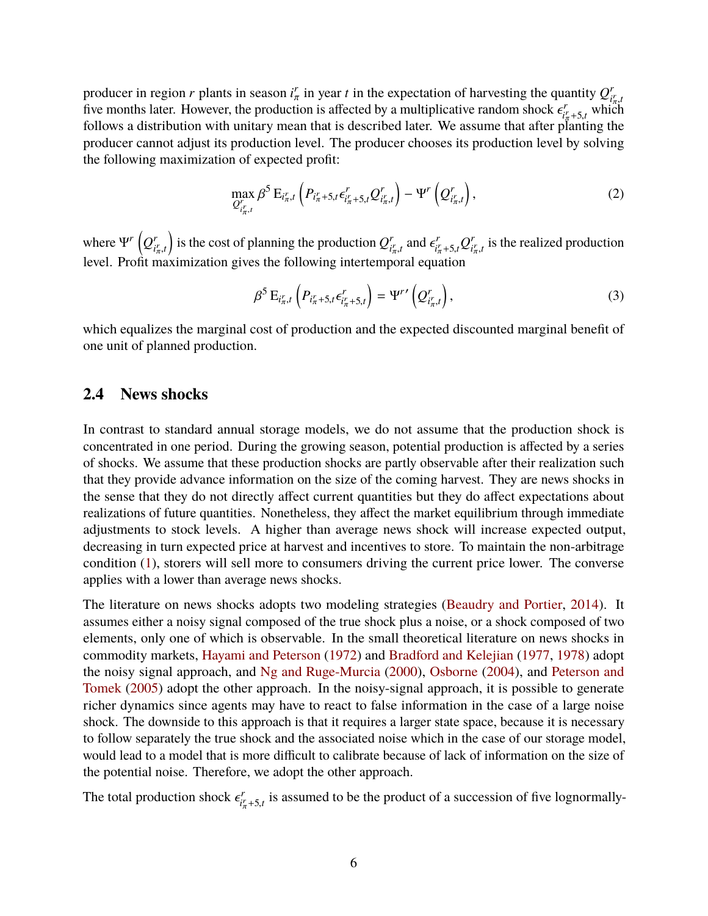producer in region $r$ plants in season $i_\pi^r$ in year $t$ in the expectation of harvesting the quantity $Q_{i_\pi^r,t}^r$ five months later. However, the production is affected by a multiplicative random shock $\epsilon_{i_\pi^r+5,t}^r$ which follows a distribution with unitary mean that is described later. We assume that after planting the producer cannot adjust its production level. The producer chooses its production level by solving the following maximization of expected profit:

$$\max_{Q_{i_\pi^r,t}^r} \beta^5 \operatorname{E}_{i_\pi^r,t}\left(P_{i_\pi^r+5,t}\epsilon_{i_\pi^r+5,t}^r Q_{i_\pi^r,t}^r\right) - \Psi^r\left(Q_{i_\pi^r,t}^r\right), \tag{2}$$

where $\Psi^r\left(Q_{i_\pi^r,t}^r\right)$ is the cost of planning the production $Q_{i_\pi^r,t}^r$ and $\epsilon_{i_\pi^r+5,t}^r Q_{i_\pi^r,t}^r$ is the realized production level. Profit maximization gives the following intertemporal equation

$$\beta^5 \operatorname{E}_{i_\pi^r,t}\left(P_{i_\pi^r+5,t}\epsilon_{i_\pi^r+5,t}^r\right) = \Psi^{r\prime}\left(Q_{i_\pi^r,t}^r\right), \tag{3}$$

which equalizes the marginal cost of production and the expected discounted marginal benefit of one unit of planned production.

## 2.4 News shocks

In contrast to standard annual storage models, we do not assume that the production shock is concentrated in one period. During the growing season, potential production is affected by a series of shocks. We assume that these production shocks are partly observable after their realization such that they provide advance information on the size of the coming harvest. They are news shocks in the sense that they do not directly affect current quantities but they do affect expectations about realizations of future quantities. Nonetheless, they affect the market equilibrium through immediate adjustments to stock levels. A higher than average news shock will increase expected output, decreasing in turn expected price at harvest and incentives to store. To maintain the non-arbitrage condition (1), storers will sell more to consumers driving the current price lower. The converse applies with a lower than average news shocks.

The literature on news shocks adopts two modeling strategies (Beaudry and Portier, 2014). It assumes either a noisy signal composed of the true shock plus a noise, or a shock composed of two elements, only one of which is observable. In the small theoretical literature on news shocks in commodity markets, Hayami and Peterson (1972) and Bradford and Kelejian (1977, 1978) adopt the noisy signal approach, and Ng and Ruge-Murcia (2000), Osborne (2004), and Peterson and Tomek (2005) adopt the other approach. In the noisy-signal approach, it is possible to generate richer dynamics since agents may have to react to false information in the case of a large noise shock. The downside to this approach is that it requires a larger state space, because it is necessary to follow separately the true shock and the associated noise which in the case of our storage model, would lead to a model that is more difficult to calibrate because of lack of information on the size of the potential noise. Therefore, we adopt the other approach.

The total production shock $\epsilon_{i_\pi^r+5,t}^r$ is assumed to be the product of a succession of five lognormally-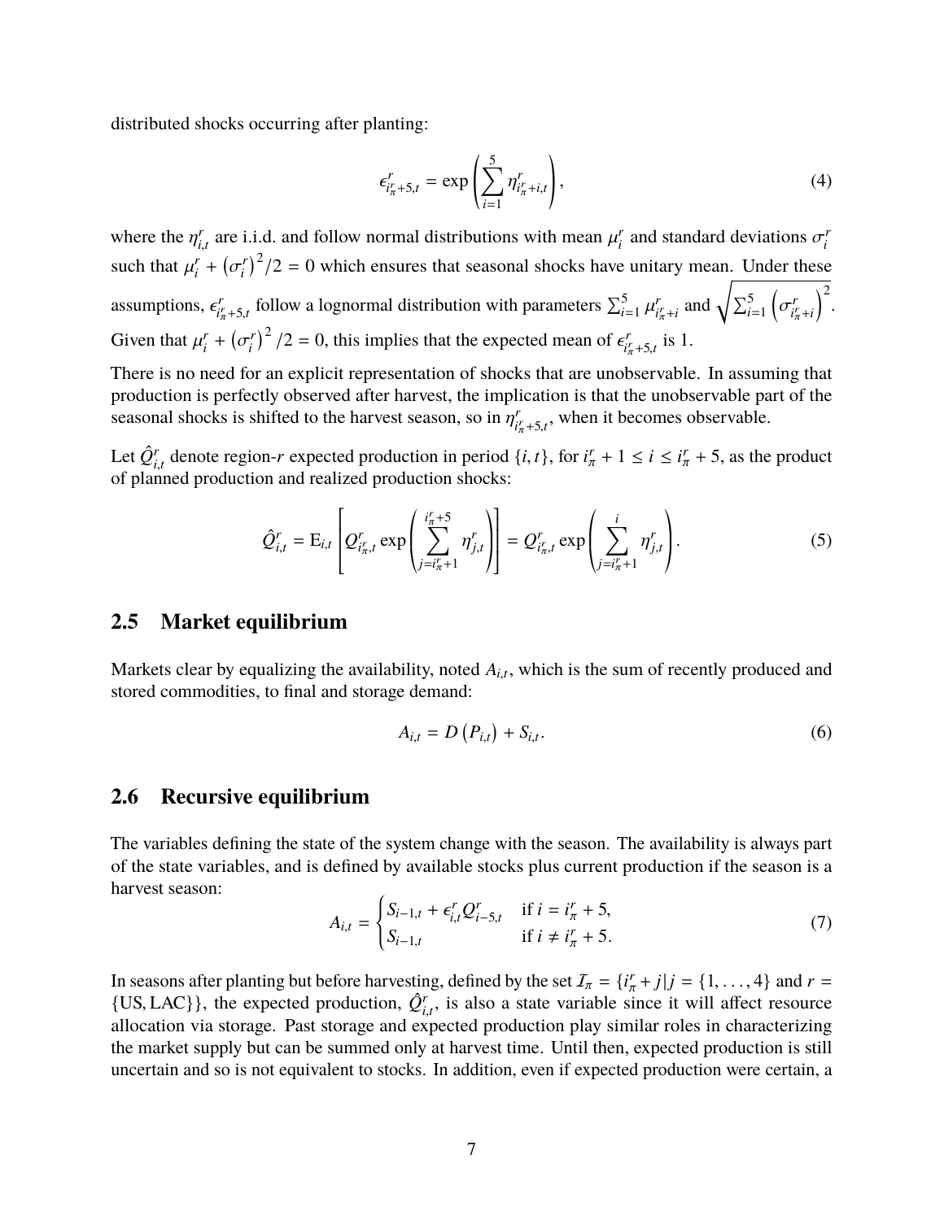distributed shocks occurring after planting:

$$\epsilon^r_{i^r_\pi+5,t} = \exp\left(\sum_{i=1}^{5} \eta^r_{i^r_\pi+i,t}\right), \tag{4}$$

where the $\eta^r_{i,t}$ are i.i.d. and follow normal distributions with mean $\mu^r_i$ and standard deviations $\sigma^r_i$ such that $\mu^r_i + \left(\sigma^r_i\right)^2/2 = 0$ which ensures that seasonal shocks have unitary mean. Under these assumptions, $\epsilon^r_{i^r_\pi+5,t}$ follow a lognormal distribution with parameters $\sum_{i=1}^{5} \mu^r_{i^r_\pi+i}$ and $\sqrt{\sum_{i=1}^{5}\left(\sigma^r_{i^r_\pi+i}\right)^2}$. Given that $\mu^r_i + \left(\sigma^r_i\right)^2/2 = 0$, this implies that the expected mean of $\epsilon^r_{i^r_\pi+5,t}$ is 1.

There is no need for an explicit representation of shocks that are unobservable. In assuming that production is perfectly observed after harvest, the implication is that the unobservable part of the seasonal shocks is shifted to the harvest season, so in $\eta^r_{i^r_\pi+5,t}$, when it becomes observable.

Let $\hat{Q}^r_{i,t}$ denote region-$r$ expected production in period $\{i, t\}$, for $i^r_\pi + 1 \leq i \leq i^r_\pi + 5$, as the product of planned production and realized production shocks:

$$\hat{Q}^r_{i,t} = \mathrm{E}_{i,t}\left[Q^r_{i^r_\pi,t}\exp\left(\sum_{j=i^r_\pi+1}^{i^r_\pi+5} \eta^r_{j,t}\right)\right] = Q^r_{i^r_\pi,t}\exp\left(\sum_{j=i^r_\pi+1}^{i} \eta^r_{j,t}\right). \tag{5}$$

## 2.5 Market equilibrium

Markets clear by equalizing the availability, noted $A_{i,t}$, which is the sum of recently produced and stored commodities, to final and storage demand:

$$A_{i,t} = D\left(P_{i,t}\right) + S_{i,t}. \tag{6}$$

## 2.6 Recursive equilibrium

The variables defining the state of the system change with the season. The availability is always part of the state variables, and is defined by available stocks plus current production if the season is a harvest season:

$$A_{i,t} = \begin{cases} S_{i-1,t} + \epsilon^r_{i,t} Q^r_{i-5,t} & \text{if } i = i^r_\pi + 5, \\ S_{i-1,t} & \text{if } i \neq i^r_\pi + 5. \end{cases} \tag{7}$$

In seasons after planting but before harvesting, defined by the set $\mathcal{I}_\pi = \{i^r_\pi + j | j = \{1, \dots, 4\}$ and $r = \{\text{US}, \text{LAC}\}\}$, the expected production, $\hat{Q}^r_{i,t}$, is also a state variable since it will affect resource allocation via storage. Past storage and expected production play similar roles in characterizing the market supply but can be summed only at harvest time. Until then, expected production is still uncertain and so is not equivalent to stocks. In addition, even if expected production were certain, a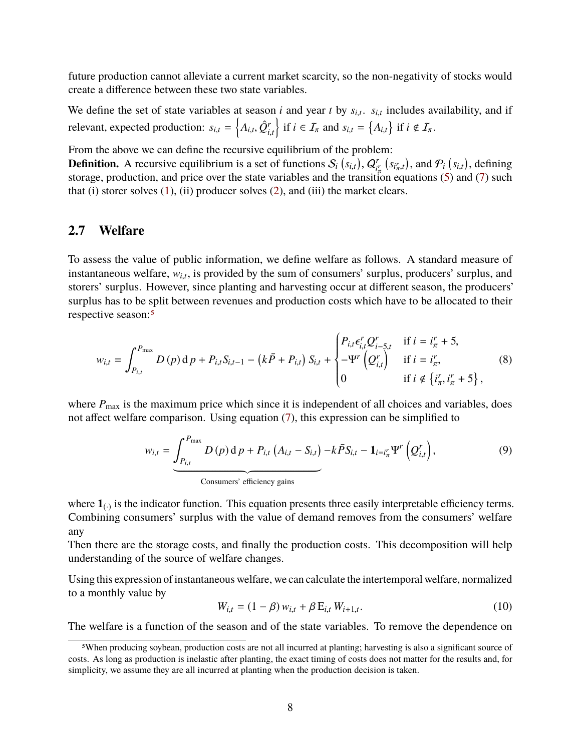future production cannot alleviate a current market scarcity, so the non-negativity of stocks would create a difference between these two state variables.

We define the set of state variables at season $i$ and year $t$ by $s_{i,t}$. $s_{i,t}$ includes availability, and if relevant, expected production: $s_{i,t} = \left\{A_{i,t}, \hat{Q}^r_{i,t}\right\}$ if $i \in \mathcal{I}_\pi$ and $s_{i,t} = \left\{A_{i,t}\right\}$ if $i \notin \mathcal{I}_\pi$.

From the above we can define the recursive equilibrium of the problem:

**Definition.** A recursive equilibrium is a set of functions $\mathcal{S}_i\left(s_{i,t}\right)$, $\mathcal{Q}^r_{i^r_\pi}\left(s_{i^r_\pi,t}\right)$, and $\mathcal{P}_i\left(s_{i,t}\right)$, defining storage, production, and price over the state variables and the transition equations (5) and (7) such that (i) storer solves (1), (ii) producer solves (2), and (iii) the market clears.

## 2.7 Welfare

To assess the value of public information, we define welfare as follows. A standard measure of instantaneous welfare, $w_{i,t}$, is provided by the sum of consumers' surplus, producers' surplus, and storers' surplus. However, since planting and harvesting occur at different season, the producers' surplus has to be split between revenues and production costs which have to be allocated to their respective season:[5]

$$
w_{i,t} = \int_{P_{i,t}}^{P_{\max}} D\left(p\right) \mathrm{d}\, p + P_{i,t} S_{i,t-1} - \left(k\bar{P} + P_{i,t}\right) S_{i,t} + \begin{cases} P_{i,t}\epsilon^r_{i,t} Q^r_{i-5,t} & \text{if } i = i^r_\pi + 5, \\ -\Psi^r\left(Q^r_{i,t}\right) & \text{if } i = i^r_\pi, \\ 0 & \text{if } i \notin \left\{i^r_\pi, i^r_\pi + 5\right\}, \end{cases} \tag{8}
$$

where $P_{\max}$ is the maximum price which since it is independent of all choices and variables, does not affect welfare comparison. Using equation (7), this expression can be simplified to

$$
w_{i,t} = \underbrace{\int_{P_{i,t}}^{P_{\max}} D\left(p\right) \mathrm{d}\, p + P_{i,t}\left(A_{i,t} - S_{i,t}\right)}_{\text{Consumers' efficiency gains}} - k\bar{P}S_{i,t} - \mathbf{1}_{i=i^r_\pi}\Psi^r\left(Q^r_{i,t}\right), \tag{9}
$$

where $\mathbf{1}_{(\cdot)}$ is the indicator function. This equation presents three easily interpretable efficiency terms. Combining consumers' surplus with the value of demand removes from the consumers' welfare any

Then there are the storage costs, and finally the production costs. This decomposition will help understanding of the source of welfare changes.

Using this expression of instantaneous welfare, we can calculate the intertemporal welfare, normalized to a monthly value by

$$
W_{i,t} = \left(1 - \beta\right) w_{i,t} + \beta\, \mathrm{E}_{i,t}\, W_{i+1,t}. \tag{10}
$$

The welfare is a function of the season and of the state variables. To remove the dependence on

[5] When producing soybean, production costs are not all incurred at planting; harvesting is also a significant source of costs. As long as production is inelastic after planting, the exact timing of costs does not matter for the results and, for simplicity, we assume they are all incurred at planting when the production decision is taken.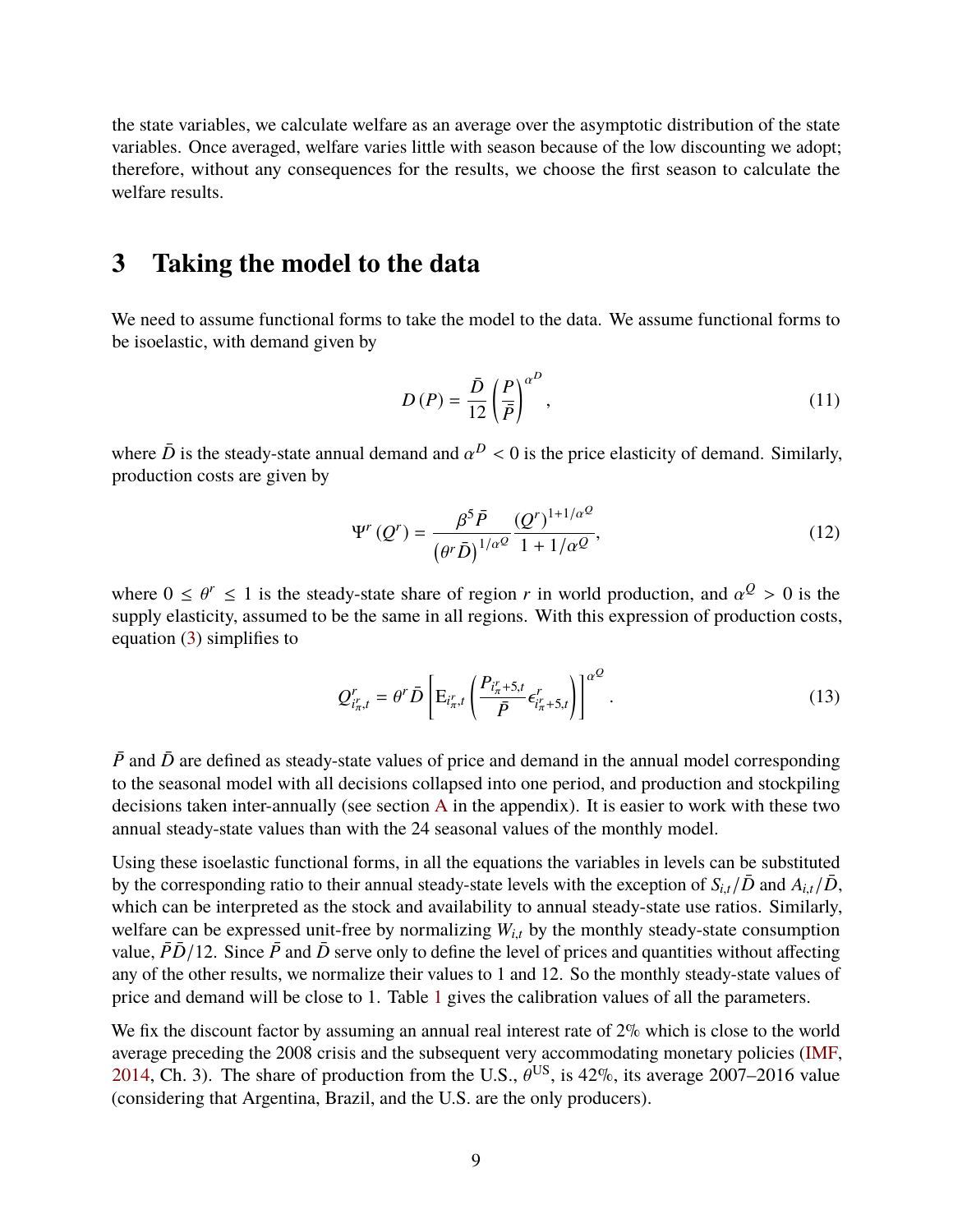the state variables, we calculate welfare as an average over the asymptotic distribution of the state variables. Once averaged, welfare varies little with season because of the low discounting we adopt; therefore, without any consequences for the results, we choose the first season to calculate the welfare results.

# 3 Taking the model to the data

We need to assume functional forms to take the model to the data. We assume functional forms to be isoelastic, with demand given by

$$D(P) = \frac{\bar{D}}{12}\left(\frac{P}{\bar{P}}\right)^{\alpha^D}, \tag{11}$$

where $\bar{D}$ is the steady-state annual demand and $\alpha^D < 0$ is the price elasticity of demand. Similarly, production costs are given by

$$\Psi^r(Q^r) = \frac{\beta^5 \bar{P}}{\left(\theta^r \bar{D}\right)^{1/\alpha^Q}} \frac{(Q^r)^{1+1/\alpha^Q}}{1 + 1/\alpha^Q}, \tag{12}$$

where $0 \leq \theta^r \leq 1$ is the steady-state share of region $r$ in world production, and $\alpha^Q > 0$ is the supply elasticity, assumed to be the same in all regions. With this expression of production costs, equation (3) simplifies to

$$Q^r_{i^r_\pi,t} = \theta^r \bar{D}\left[\mathrm{E}_{i^r_\pi,t}\left(\frac{P_{i^r_\pi+5,t}}{\bar{P}}\epsilon^r_{i^r_\pi+5,t}\right)\right]^{\alpha^Q}. \tag{13}$$

$\bar{P}$ and $\bar{D}$ are defined as steady-state values of price and demand in the annual model corresponding to the seasonal model with all decisions collapsed into one period, and production and stockpiling decisions taken inter-annually (see section A in the appendix). It is easier to work with these two annual steady-state values than with the 24 seasonal values of the monthly model.

Using these isoelastic functional forms, in all the equations the variables in levels can be substituted by the corresponding ratio to their annual steady-state levels with the exception of $S_{i,t}/\bar{D}$ and $A_{i,t}/\bar{D}$, which can be interpreted as the stock and availability to annual steady-state use ratios. Similarly, welfare can be expressed unit-free by normalizing $W_{i,t}$ by the monthly steady-state consumption value, $\bar{P}\bar{D}/12$. Since $\bar{P}$ and $\bar{D}$ serve only to define the level of prices and quantities without affecting any of the other results, we normalize their values to 1 and 12. So the monthly steady-state values of price and demand will be close to 1. Table 1 gives the calibration values of all the parameters.

We fix the discount factor by assuming an annual real interest rate of 2% which is close to the world average preceding the 2008 crisis and the subsequent very accommodating monetary policies (IMF, 2014, Ch. 3). The share of production from the U.S., $\theta^{\mathrm{US}}$, is 42%, its average 2007–2016 value (considering that Argentina, Brazil, and the U.S. are the only producers).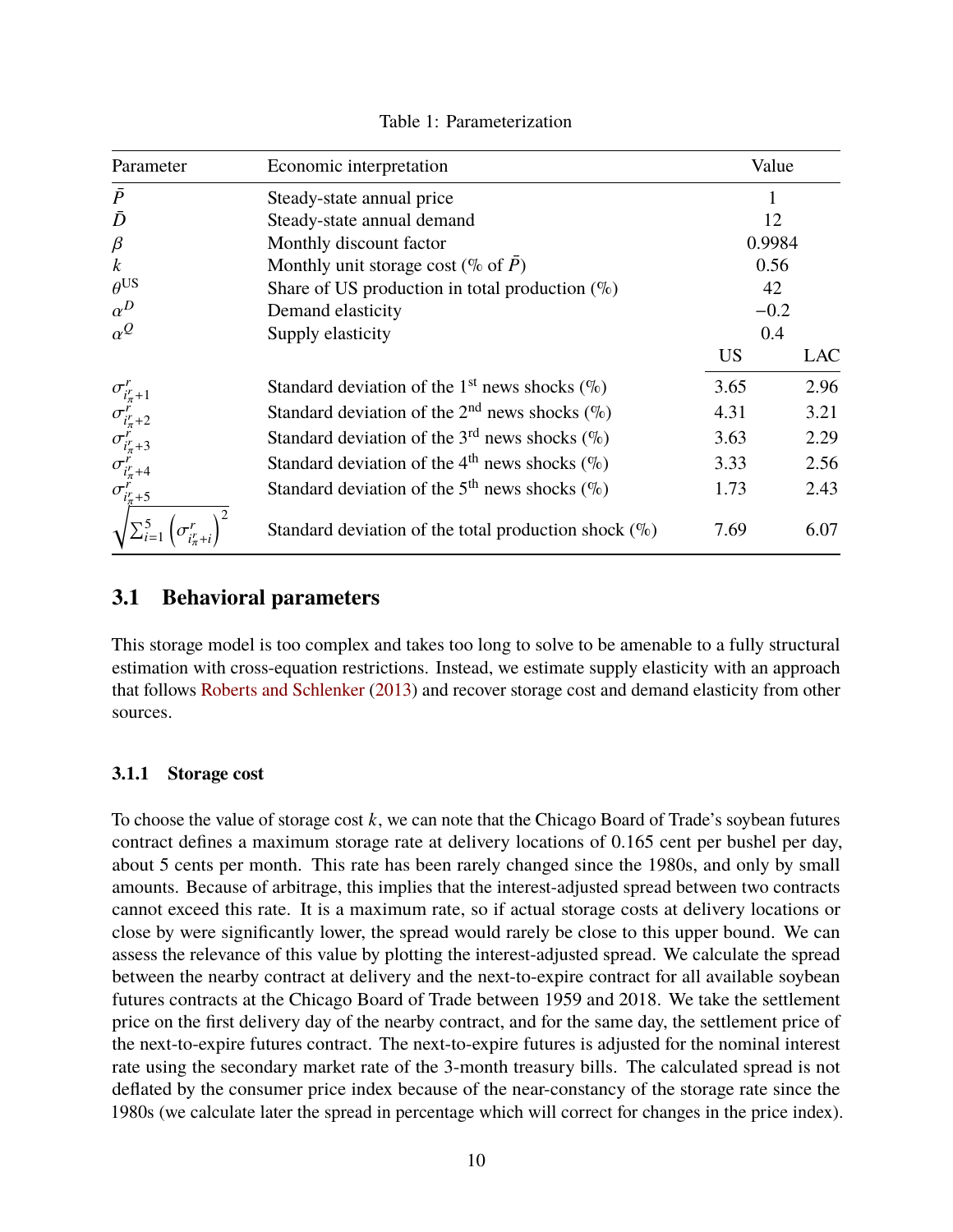Table 1: Parameterization

| Parameter | Economic interpretation | Value | |
|---|---|---|---|
| $\bar{P}$ | Steady-state annual price | 1 | |
| $\bar{D}$ | Steady-state annual demand | 12 | |
| $\beta$ | Monthly discount factor | 0.9984 | |
| $k$ | Monthly unit storage cost (% of $\bar{P}$) | 0.56 | |
| $\theta^{\mathrm{US}}$ | Share of US production in total production (%) | 42 | |
| $\alpha^{D}$ | Demand elasticity | −0.2 | |
| $\alpha^{Q}$ | Supply elasticity | 0.4 | |
| | | US | LAC |
| $\sigma^{r}_{i^r_\pi+1}$ | Standard deviation of the 1st news shocks (%) | 3.65 | 2.96 |
| $\sigma^{r}_{i^r_\pi+2}$ | Standard deviation of the 2nd news shocks (%) | 4.31 | 3.21 |
| $\sigma^{r}_{i^r_\pi+3}$ | Standard deviation of the 3rd news shocks (%) | 3.63 | 2.29 |
| $\sigma^{r}_{i^r_\pi+4}$ | Standard deviation of the 4th news shocks (%) | 3.33 | 2.56 |
| $\sigma^{r}_{i^r_\pi+5}$ | Standard deviation of the 5th news shocks (%) | 1.73 | 2.43 |
| $\sqrt{\sum_{i=1}^{5}\left(\sigma^{r}_{i^r_\pi+i}\right)^2}$ | Standard deviation of the total production shock (%) | 7.69 | 6.07 |

## 3.1 Behavioral parameters

This storage model is too complex and takes too long to solve to be amenable to a fully structural estimation with cross-equation restrictions. Instead, we estimate supply elasticity with an approach that follows Roberts and Schlenker (2013) and recover storage cost and demand elasticity from other sources.

### 3.1.1 Storage cost

To choose the value of storage cost $k$, we can note that the Chicago Board of Trade's soybean futures contract defines a maximum storage rate at delivery locations of 0.165 cent per bushel per day, about 5 cents per month. This rate has been rarely changed since the 1980s, and only by small amounts. Because of arbitrage, this implies that the interest-adjusted spread between two contracts cannot exceed this rate. It is a maximum rate, so if actual storage costs at delivery locations or close by were significantly lower, the spread would rarely be close to this upper bound. We can assess the relevance of this value by plotting the interest-adjusted spread. We calculate the spread between the nearby contract at delivery and the next-to-expire contract for all available soybean futures contracts at the Chicago Board of Trade between 1959 and 2018. We take the settlement price on the first delivery day of the nearby contract, and for the same day, the settlement price of the next-to-expire futures contract. The next-to-expire futures is adjusted for the nominal interest rate using the secondary market rate of the 3-month treasury bills. The calculated spread is not deflated by the consumer price index because of the near-constancy of the storage rate since the 1980s (we calculate later the spread in percentage which will correct for changes in the price index).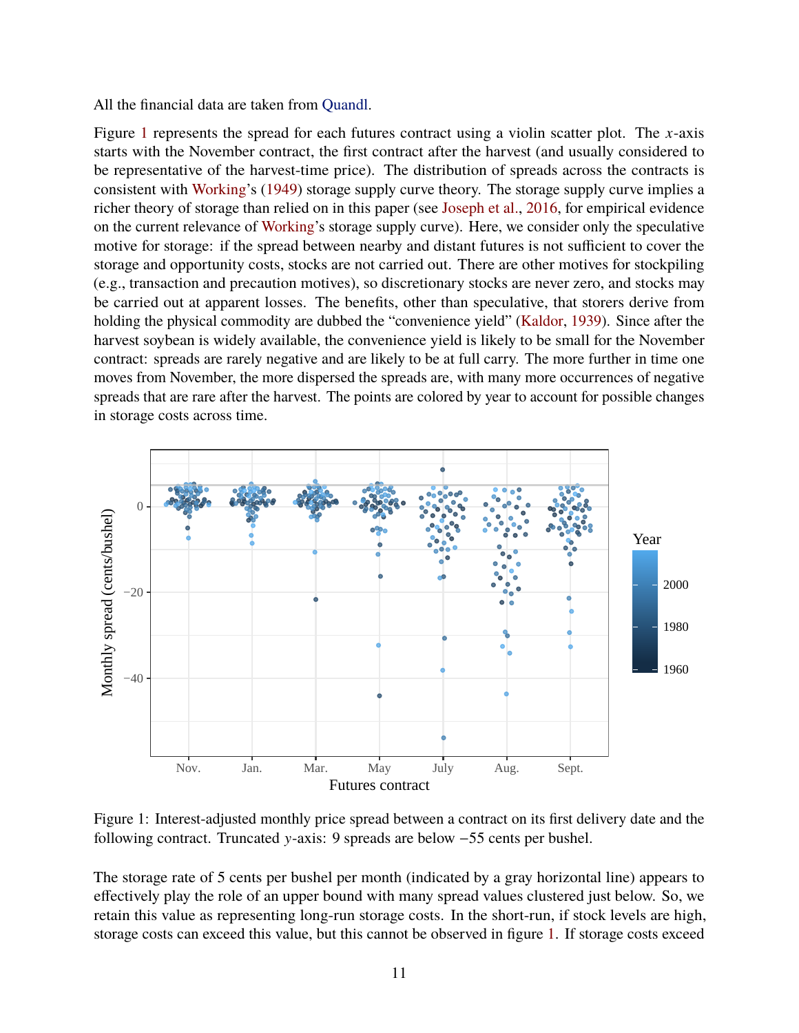All the financial data are taken from Quandl.

Figure 1 represents the spread for each futures contract using a violin scatter plot. The $x$-axis starts with the November contract, the first contract after the harvest (and usually considered to be representative of the harvest-time price). The distribution of spreads across the contracts is consistent with Working's (1949) storage supply curve theory. The storage supply curve implies a richer theory of storage than relied on in this paper (see Joseph et al., 2016, for empirical evidence on the current relevance of Working's storage supply curve). Here, we consider only the speculative motive for storage: if the spread between nearby and distant futures is not sufficient to cover the storage and opportunity costs, stocks are not carried out. There are other motives for stockpiling (e.g., transaction and precaution motives), so discretionary stocks are never zero, and stocks may be carried out at apparent losses. The benefits, other than speculative, that storers derive from holding the physical commodity are dubbed the "convenience yield" (Kaldor, 1939). Since after the harvest soybean is widely available, the convenience yield is likely to be small for the November contract: spreads are rarely negative and are likely to be at full carry. The more further in time one moves from November, the more dispersed the spreads are, with many more occurrences of negative spreads that are rare after the harvest. The points are colored by year to account for possible changes in storage costs across time.

Figure 1: Interest-adjusted monthly price spread between a contract on its first delivery date and the following contract. Truncated $y$-axis: 9 spreads are below $-55$ cents per bushel.

The storage rate of 5 cents per bushel per month (indicated by a gray horizontal line) appears to effectively play the role of an upper bound with many spread values clustered just below. So, we retain this value as representing long-run storage costs. In the short-run, if stock levels are high, storage costs can exceed this value, but this cannot be observed in figure 1. If storage costs exceed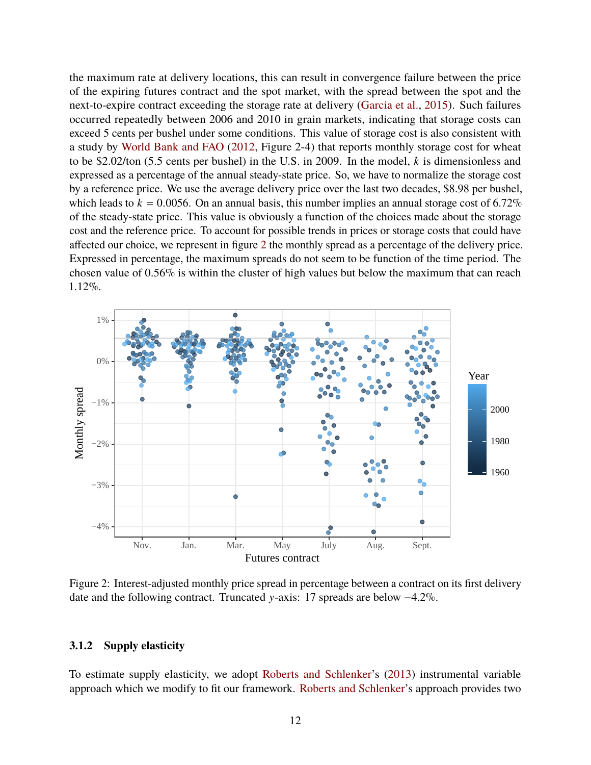the maximum rate at delivery locations, this can result in convergence failure between the price of the expiring futures contract and the spot market, with the spread between the spot and the next-to-expire contract exceeding the storage rate at delivery (Garcia et al., 2015). Such failures occurred repeatedly between 2006 and 2010 in grain markets, indicating that storage costs can exceed 5 cents per bushel under some conditions. This value of storage cost is also consistent with a study by World Bank and FAO (2012, Figure 2-4) that reports monthly storage cost for wheat to be \$2.02/ton (5.5 cents per bushel) in the U.S. in 2009. In the model, $k$ is dimensionless and expressed as a percentage of the annual steady-state price. So, we have to normalize the storage cost by a reference price. We use the average delivery price over the last two decades, \$8.98 per bushel, which leads to $k = 0.0056$. On an annual basis, this number implies an annual storage cost of 6.72% of the steady-state price. This value is obviously a function of the choices made about the storage cost and the reference price. To account for possible trends in prices or storage costs that could have affected our choice, we represent in figure 2 the monthly spread as a percentage of the delivery price. Expressed in percentage, the maximum spreads do not seem to be function of the time period. The chosen value of 0.56% is within the cluster of high values but below the maximum that can reach 1.12%.

Figure 2: Interest-adjusted monthly price spread in percentage between a contract on its first delivery date and the following contract. Truncated $y$-axis: 17 spreads are below −4.2%.

### 3.1.2 Supply elasticity

To estimate supply elasticity, we adopt Roberts and Schlenker's (2013) instrumental variable approach which we modify to fit our framework. Roberts and Schlenker's approach provides two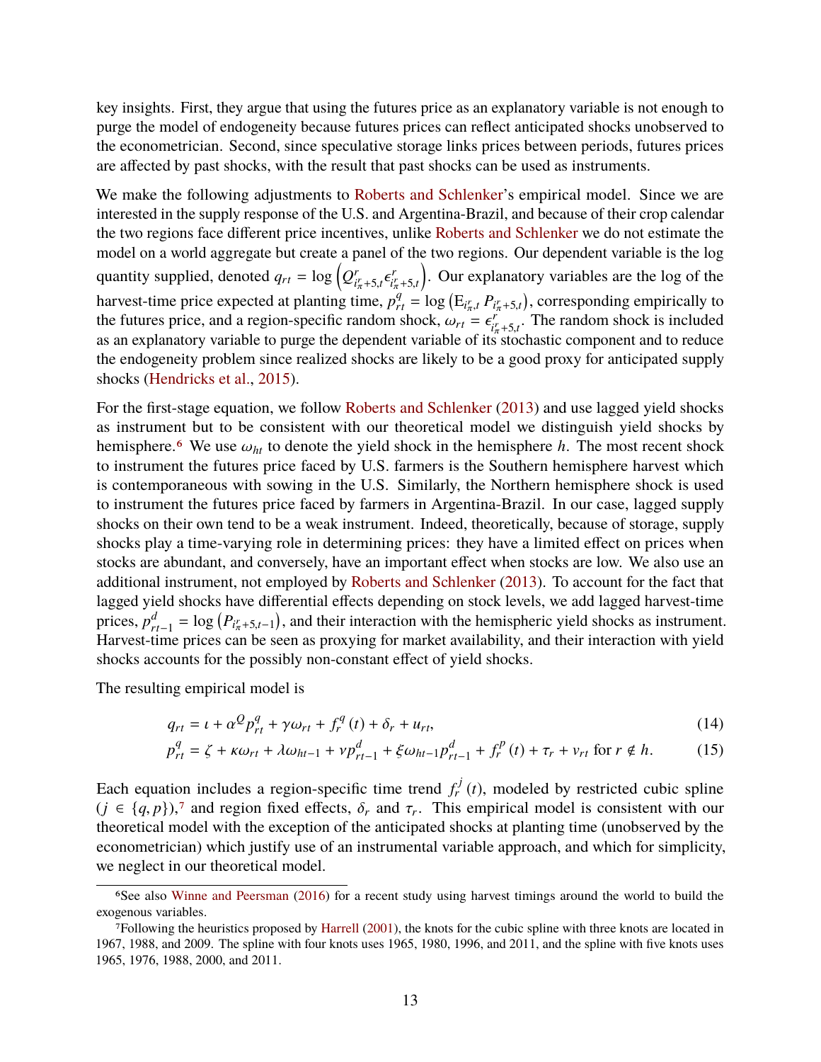key insights. First, they argue that using the futures price as an explanatory variable is not enough to purge the model of endogeneity because futures prices can reflect anticipated shocks unobserved to the econometrician. Second, since speculative storage links prices between periods, futures prices are affected by past shocks, with the result that past shocks can be used as instruments.

We make the following adjustments to Roberts and Schlenker's empirical model. Since we are interested in the supply response of the U.S. and Argentina-Brazil, and because of their crop calendar the two regions face different price incentives, unlike Roberts and Schlenker we do not estimate the model on a world aggregate but create a panel of the two regions. Our dependent variable is the log quantity supplied, denoted $q_{rt} = \log\left(Q^r_{i^r_\pi+5,t}\epsilon^r_{i^r_\pi+5,t}\right)$. Our explanatory variables are the log of the harvest-time price expected at planting time, $p^q_{rt} = \log\left(\mathrm{E}_{i^r_\pi,t}\, P_{i^r_\pi+5,t}\right)$, corresponding empirically to the futures price, and a region-specific random shock, $\omega_{rt} = \epsilon^r_{i^r_\pi+5,t}$. The random shock is included as an explanatory variable to purge the dependent variable of its stochastic component and to reduce the endogeneity problem since realized shocks are likely to be a good proxy for anticipated supply shocks (Hendricks et al., 2015).

For the first-stage equation, we follow Roberts and Schlenker (2013) and use lagged yield shocks as instrument but to be consistent with our theoretical model we distinguish yield shocks by hemisphere.[6] We use $\omega_{ht}$ to denote the yield shock in the hemisphere $h$. The most recent shock to instrument the futures price faced by U.S. farmers is the Southern hemisphere harvest which is contemporaneous with sowing in the U.S. Similarly, the Northern hemisphere shock is used to instrument the futures price faced by farmers in Argentina-Brazil. In our case, lagged supply shocks on their own tend to be a weak instrument. Indeed, theoretically, because of storage, supply shocks play a time-varying role in determining prices: they have a limited effect on prices when stocks are abundant, and conversely, have an important effect when stocks are low. We also use an additional instrument, not employed by Roberts and Schlenker (2013). To account for the fact that lagged yield shocks have differential effects depending on stock levels, we add lagged harvest-time prices, $p^d_{rt-1} = \log\left(P_{i^r_\pi+5,t-1}\right)$, and their interaction with the hemispheric yield shocks as instrument. Harvest-time prices can be seen as proxying for market availability, and their interaction with yield shocks accounts for the possibly non-constant effect of yield shocks.

The resulting empirical model is

$$q_{rt} = \iota + \alpha^Q p^q_{rt} + \gamma\omega_{rt} + f^q_r(t) + \delta_r + u_{rt}, \tag{14}$$

$$p^q_{rt} = \zeta + \kappa\omega_{rt} + \lambda\omega_{ht-1} + \nu p^d_{rt-1} + \xi\omega_{ht-1}p^d_{rt-1} + f^p_r(t) + \tau_r + v_{rt} \text{ for } r \notin h. \tag{15}$$

Each equation includes a region-specific time trend $f^j_r(t)$, modeled by restricted cubic spline ($j \in \{q, p\}$),[7] and region fixed effects, $\delta_r$ and $\tau_r$. This empirical model is consistent with our theoretical model with the exception of the anticipated shocks at planting time (unobserved by the econometrician) which justify use of an instrumental variable approach, and which for simplicity, we neglect in our theoretical model.

[6] See also Winne and Peersman (2016) for a recent study using harvest timings around the world to build the exogenous variables.

[7] Following the heuristics proposed by Harrell (2001), the knots for the cubic spline with three knots are located in 1967, 1988, and 2009. The spline with four knots uses 1965, 1980, 1996, and 2011, and the spline with five knots uses 1965, 1976, 1988, 2000, and 2011.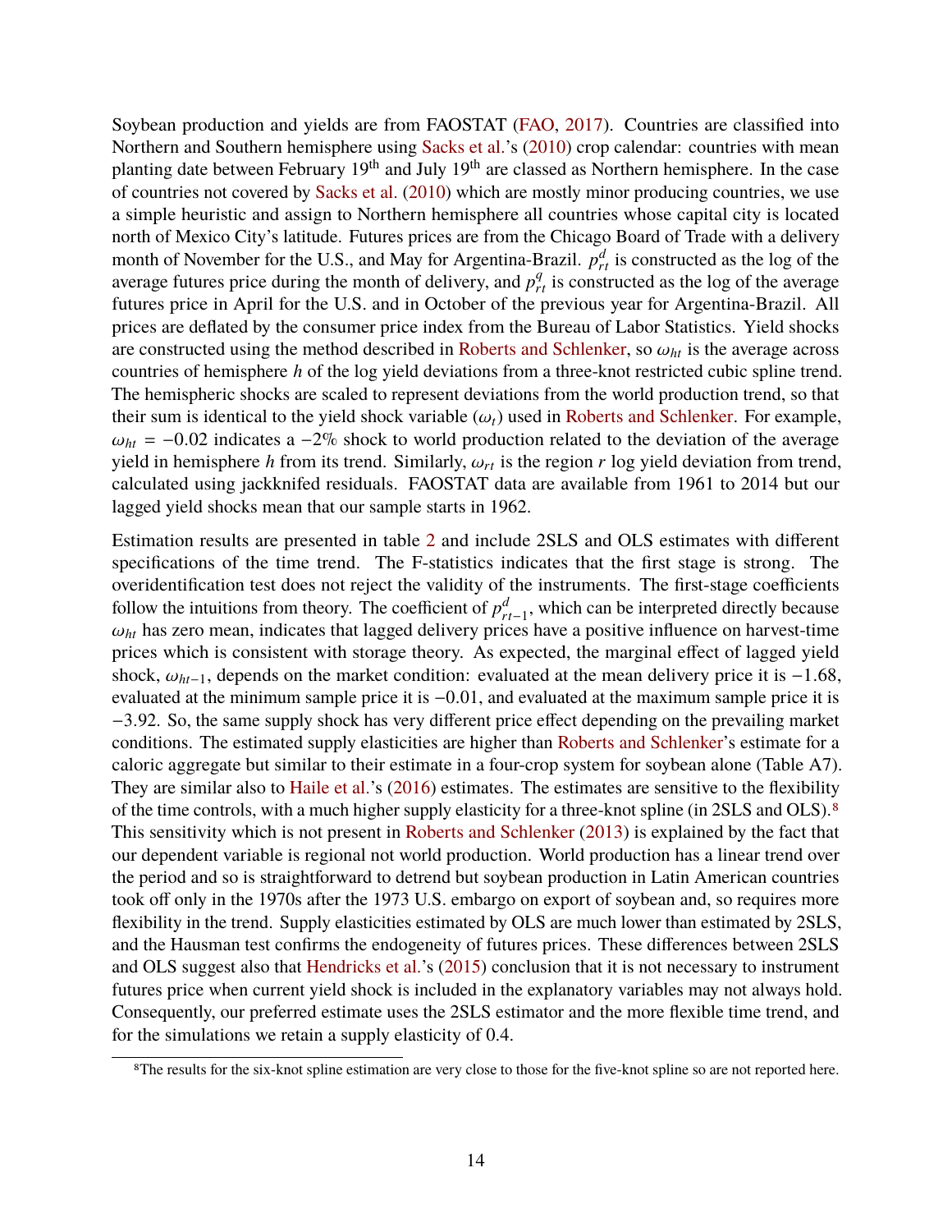Soybean production and yields are from FAOSTAT (FAO, 2017). Countries are classified into Northern and Southern hemisphere using Sacks et al.'s (2010) crop calendar: countries with mean planting date between February 19th and July 19th are classed as Northern hemisphere. In the case of countries not covered by Sacks et al. (2010) which are mostly minor producing countries, we use a simple heuristic and assign to Northern hemisphere all countries whose capital city is located north of Mexico City's latitude. Futures prices are from the Chicago Board of Trade with a delivery month of November for the U.S., and May for Argentina-Brazil. $p^d_{rt}$ is constructed as the log of the average futures price during the month of delivery, and $p^q_{rt}$ is constructed as the log of the average futures price in April for the U.S. and in October of the previous year for Argentina-Brazil. All prices are deflated by the consumer price index from the Bureau of Labor Statistics. Yield shocks are constructed using the method described in Roberts and Schlenker, so $\omega_{ht}$ is the average across countries of hemisphere $h$ of the log yield deviations from a three-knot restricted cubic spline trend. The hemispheric shocks are scaled to represent deviations from the world production trend, so that their sum is identical to the yield shock variable ($\omega_t$) used in Roberts and Schlenker. For example, $\omega_{ht} = -0.02$ indicates a $-2\%$ shock to world production related to the deviation of the average yield in hemisphere $h$ from its trend. Similarly, $\omega_{rt}$ is the region $r$ log yield deviation from trend, calculated using jackknifed residuals. FAOSTAT data are available from 1961 to 2014 but our lagged yield shocks mean that our sample starts in 1962.

Estimation results are presented in table 2 and include 2SLS and OLS estimates with different specifications of the time trend. The F-statistics indicates that the first stage is strong. The overidentification test does not reject the validity of the instruments. The first-stage coefficients follow the intuitions from theory. The coefficient of $p^d_{rt-1}$, which can be interpreted directly because $\omega_{ht}$ has zero mean, indicates that lagged delivery prices have a positive influence on harvest-time prices which is consistent with storage theory. As expected, the marginal effect of lagged yield shock, $\omega_{ht-1}$, depends on the market condition: evaluated at the mean delivery price it is $-1.68$, evaluated at the minimum sample price it is $-0.01$, and evaluated at the maximum sample price it is $-3.92$. So, the same supply shock has very different price effect depending on the prevailing market conditions. The estimated supply elasticities are higher than Roberts and Schlenker's estimate for a caloric aggregate but similar to their estimate in a four-crop system for soybean alone (Table A7). They are similar also to Haile et al.'s (2016) estimates. The estimates are sensitive to the flexibility of the time controls, with a much higher supply elasticity for a three-knot spline (in 2SLS and OLS).[8] This sensitivity which is not present in Roberts and Schlenker (2013) is explained by the fact that our dependent variable is regional not world production. World production has a linear trend over the period and so is straightforward to detrend but soybean production in Latin American countries took off only in the 1970s after the 1973 U.S. embargo on export of soybean and, so requires more flexibility in the trend. Supply elasticities estimated by OLS are much lower than estimated by 2SLS, and the Hausman test confirms the endogeneity of futures prices. These differences between 2SLS and OLS suggest also that Hendricks et al.'s (2015) conclusion that it is not necessary to instrument futures price when current yield shock is included in the explanatory variables may not always hold. Consequently, our preferred estimate uses the 2SLS estimator and the more flexible time trend, and for the simulations we retain a supply elasticity of 0.4.

[8] The results for the six-knot spline estimation are very close to those for the five-knot spline so are not reported here.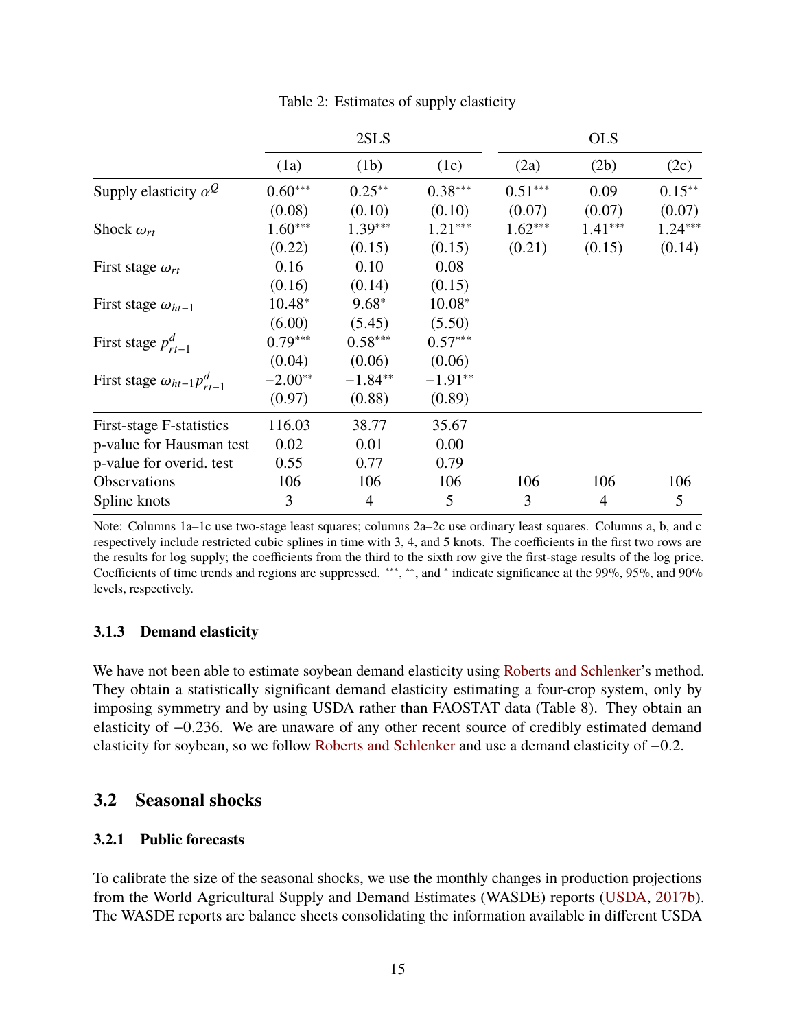Table 2: Estimates of supply elasticity

| | 2SLS | | | OLS | | |
|---|---|---|---|---|---|---|
| | (1a) | (1b) | (1c) | (2a) | (2b) | (2c) |
| Supply elasticity $\alpha^Q$ | $0.60^{***}$ | $0.25^{**}$ | $0.38^{***}$ | $0.51^{***}$ | 0.09 | $0.15^{**}$ |
| | (0.08) | (0.10) | (0.10) | (0.07) | (0.07) | (0.07) |
| Shock $\omega_{rt}$ | $1.60^{***}$ | $1.39^{***}$ | $1.21^{***}$ | $1.62^{***}$ | $1.41^{***}$ | $1.24^{***}$ |
| | (0.22) | (0.15) | (0.15) | (0.21) | (0.15) | (0.14) |
| First stage $\omega_{rt}$ | 0.16 | 0.10 | 0.08 | | | |
| | (0.16) | (0.14) | (0.15) | | | |
| First stage $\omega_{ht-1}$ | $10.48^{*}$ | $9.68^{*}$ | $10.08^{*}$ | | | |
| | (6.00) | (5.45) | (5.50) | | | |
| First stage $p^d_{rt-1}$ | $0.79^{***}$ | $0.58^{***}$ | $0.57^{***}$ | | | |
| | (0.04) | (0.06) | (0.06) | | | |
| First stage $\omega_{ht-1}p^d_{rt-1}$ | $-2.00^{**}$ | $-1.84^{**}$ | $-1.91^{**}$ | | | |
| | (0.97) | (0.88) | (0.89) | | | |
| First-stage F-statistics | 116.03 | 38.77 | 35.67 | | | |
| p-value for Hausman test | 0.02 | 0.01 | 0.00 | | | |
| p-value for overid. test | 0.55 | 0.77 | 0.79 | | | |
| Observations | 106 | 106 | 106 | 106 | 106 | 106 |
| Spline knots | 3 | 4 | 5 | 3 | 4 | 5 |

Note: Columns 1a–1c use two-stage least squares; columns 2a–2c use ordinary least squares. Columns a, b, and c respectively include restricted cubic splines in time with 3, 4, and 5 knots. The coefficients in the first two rows are the results for log supply; the coefficients from the third to the sixth row give the first-stage results of the log price. Coefficients of time trends and regions are suppressed. ***, **, and * indicate significance at the 99%, 95%, and 90% levels, respectively.

### 3.1.3 Demand elasticity

We have not been able to estimate soybean demand elasticity using Roberts and Schlenker's method. They obtain a statistically significant demand elasticity estimating a four-crop system, only by imposing symmetry and by using USDA rather than FAOSTAT data (Table 8). They obtain an elasticity of $-0.236$. We are unaware of any other recent source of credibly estimated demand elasticity for soybean, so we follow Roberts and Schlenker and use a demand elasticity of $-0.2$.

## 3.2 Seasonal shocks

### 3.2.1 Public forecasts

To calibrate the size of the seasonal shocks, we use the monthly changes in production projections from the World Agricultural Supply and Demand Estimates (WASDE) reports (USDA, 2017b). The WASDE reports are balance sheets consolidating the information available in different USDA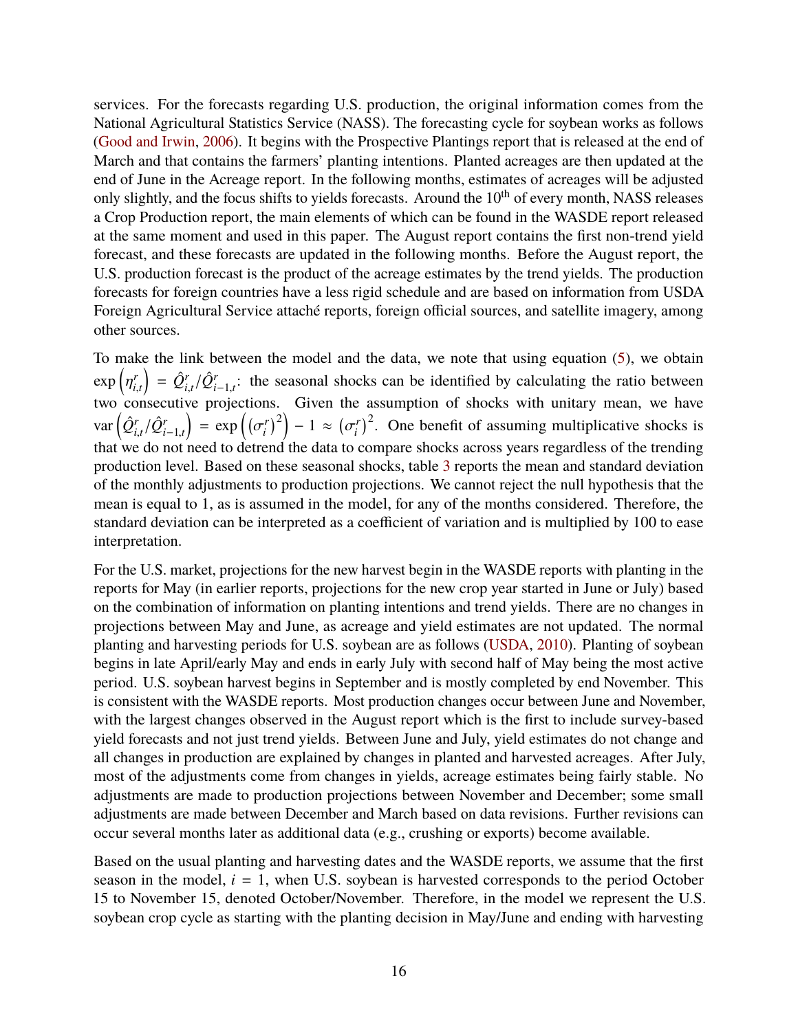services. For the forecasts regarding U.S. production, the original information comes from the National Agricultural Statistics Service (NASS). The forecasting cycle for soybean works as follows (Good and Irwin, 2006). It begins with the Prospective Plantings report that is released at the end of March and that contains the farmers' planting intentions. Planted acreages are then updated at the end of June in the Acreage report. In the following months, estimates of acreages will be adjusted only slightly, and the focus shifts to yields forecasts. Around the 10th of every month, NASS releases a Crop Production report, the main elements of which can be found in the WASDE report released at the same moment and used in this paper. The August report contains the first non-trend yield forecast, and these forecasts are updated in the following months. Before the August report, the U.S. production forecast is the product of the acreage estimates by the trend yields. The production forecasts for foreign countries have a less rigid schedule and are based on information from USDA Foreign Agricultural Service attaché reports, foreign official sources, and satellite imagery, among other sources.

To make the link between the model and the data, we note that using equation (5), we obtain $\exp\left(\eta_{i,t}^r\right) = \hat{Q}_{i,t}^r / \hat{Q}_{i-1,t}^r$: the seasonal shocks can be identified by calculating the ratio between two consecutive projections. Given the assumption of shocks with unitary mean, we have $\text{var}\left(\hat{Q}_{i,t}^r / \hat{Q}_{i-1,t}^r\right) = \exp\left(\left(\sigma_i^r\right)^2\right) - 1 \approx \left(\sigma_i^r\right)^2$. One benefit of assuming multiplicative shocks is that we do not need to detrend the data to compare shocks across years regardless of the trending production level. Based on these seasonal shocks, table 3 reports the mean and standard deviation of the monthly adjustments to production projections. We cannot reject the null hypothesis that the mean is equal to 1, as is assumed in the model, for any of the months considered. Therefore, the standard deviation can be interpreted as a coefficient of variation and is multiplied by 100 to ease interpretation.

For the U.S. market, projections for the new harvest begin in the WASDE reports with planting in the reports for May (in earlier reports, projections for the new crop year started in June or July) based on the combination of information on planting intentions and trend yields. There are no changes in projections between May and June, as acreage and yield estimates are not updated. The normal planting and harvesting periods for U.S. soybean are as follows (USDA, 2010). Planting of soybean begins in late April/early May and ends in early July with second half of May being the most active period. U.S. soybean harvest begins in September and is mostly completed by end November. This is consistent with the WASDE reports. Most production changes occur between June and November, with the largest changes observed in the August report which is the first to include survey-based yield forecasts and not just trend yields. Between June and July, yield estimates do not change and all changes in production are explained by changes in planted and harvested acreages. After July, most of the adjustments come from changes in yields, acreage estimates being fairly stable. No adjustments are made to production projections between November and December; some small adjustments are made between December and March based on data revisions. Further revisions can occur several months later as additional data (e.g., crushing or exports) become available.

Based on the usual planting and harvesting dates and the WASDE reports, we assume that the first season in the model, $i = 1$, when U.S. soybean is harvested corresponds to the period October 15 to November 15, denoted October/November. Therefore, in the model we represent the U.S. soybean crop cycle as starting with the planting decision in May/June and ending with harvesting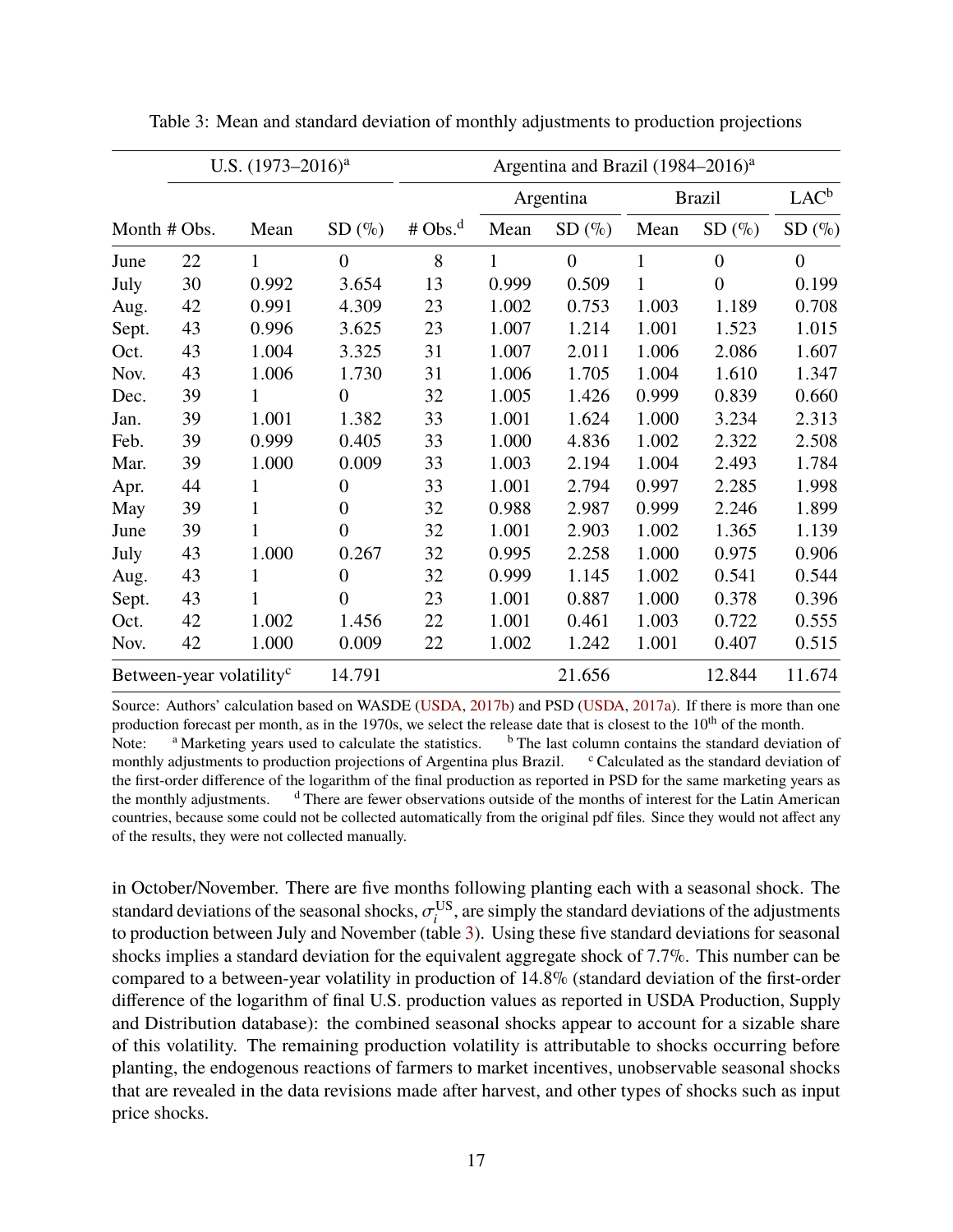Table 3: Mean and standard deviation of monthly adjustments to production projections

| | U.S. (1973–2016)[a] | | | Argentina and Brazil (1984–2016)[a] | | | | | |
|---|---|---|---|---|---|---|---|---|---|
| | | | | | Argentina | | Brazil | | LAC[b] |
| Month | # Obs. | Mean | SD (%) | # Obs.[d] | Mean | SD (%) | Mean | SD (%) | SD (%) |
| June | 22 | 1 | 0 | 8 | 1 | 0 | 1 | 0 | 0 |
| July | 30 | 0.992 | 3.654 | 13 | 0.999 | 0.509 | 1 | 0 | 0.199 |
| Aug. | 42 | 0.991 | 4.309 | 23 | 1.002 | 0.753 | 1.003 | 1.189 | 0.708 |
| Sept. | 43 | 0.996 | 3.625 | 23 | 1.007 | 1.214 | 1.001 | 1.523 | 1.015 |
| Oct. | 43 | 1.004 | 3.325 | 31 | 1.007 | 2.011 | 1.006 | 2.086 | 1.607 |
| Nov. | 43 | 1.006 | 1.730 | 31 | 1.006 | 1.705 | 1.004 | 1.610 | 1.347 |
| Dec. | 39 | 1 | 0 | 32 | 1.005 | 1.426 | 0.999 | 0.839 | 0.660 |
| Jan. | 39 | 1.001 | 1.382 | 33 | 1.001 | 1.624 | 1.000 | 3.234 | 2.313 |
| Feb. | 39 | 0.999 | 0.405 | 33 | 1.000 | 4.836 | 1.002 | 2.322 | 2.508 |
| Mar. | 39 | 1.000 | 0.009 | 33 | 1.003 | 2.194 | 1.004 | 2.493 | 1.784 |
| Apr. | 44 | 1 | 0 | 33 | 1.001 | 2.794 | 0.997 | 2.285 | 1.998 |
| May | 39 | 1 | 0 | 32 | 0.988 | 2.987 | 0.999 | 2.246 | 1.899 |
| June | 39 | 1 | 0 | 32 | 1.001 | 2.903 | 1.002 | 1.365 | 1.139 |
| July | 43 | 1.000 | 0.267 | 32 | 0.995 | 2.258 | 1.000 | 0.975 | 0.906 |
| Aug. | 43 | 1 | 0 | 32 | 0.999 | 1.145 | 1.002 | 0.541 | 0.544 |
| Sept. | 43 | 1 | 0 | 23 | 1.001 | 0.887 | 1.000 | 0.378 | 0.396 |
| Oct. | 42 | 1.002 | 1.456 | 22 | 1.001 | 0.461 | 1.003 | 0.722 | 0.555 |
| Nov. | 42 | 1.000 | 0.009 | 22 | 1.002 | 1.242 | 1.001 | 0.407 | 0.515 |
| Between-year volatility[c] | | | 14.791 | | | 21.656 | | 12.844 | 11.674 |

Source: Authors' calculation based on WASDE (USDA, 2017b) and PSD (USDA, 2017a). If there is more than one production forecast per month, as in the 1970s, we select the release date that is closest to the 10th of the month.
Note: [a] Marketing years used to calculate the statistics. [b] The last column contains the standard deviation of monthly adjustments to production projections of Argentina plus Brazil. [c] Calculated as the standard deviation of the first-order difference of the logarithm of the final production as reported in PSD for the same marketing years as the monthly adjustments. [d] There are fewer observations outside of the months of interest for the Latin American countries, because some could not be collected automatically from the original pdf files. Since they would not affect any of the results, they were not collected manually.

in October/November. There are five months following planting each with a seasonal shock. The standard deviations of the seasonal shocks, $\sigma_i^{\mathrm{US}}$, are simply the standard deviations of the adjustments to production between July and November (table 3). Using these five standard deviations for seasonal shocks implies a standard deviation for the equivalent aggregate shock of 7.7%. This number can be compared to a between-year volatility in production of 14.8% (standard deviation of the first-order difference of the logarithm of final U.S. production values as reported in USDA Production, Supply and Distribution database): the combined seasonal shocks appear to account for a sizable share of this volatility. The remaining production volatility is attributable to shocks occurring before planting, the endogenous reactions of farmers to market incentives, unobservable seasonal shocks that are revealed in the data revisions made after harvest, and other types of shocks such as input price shocks.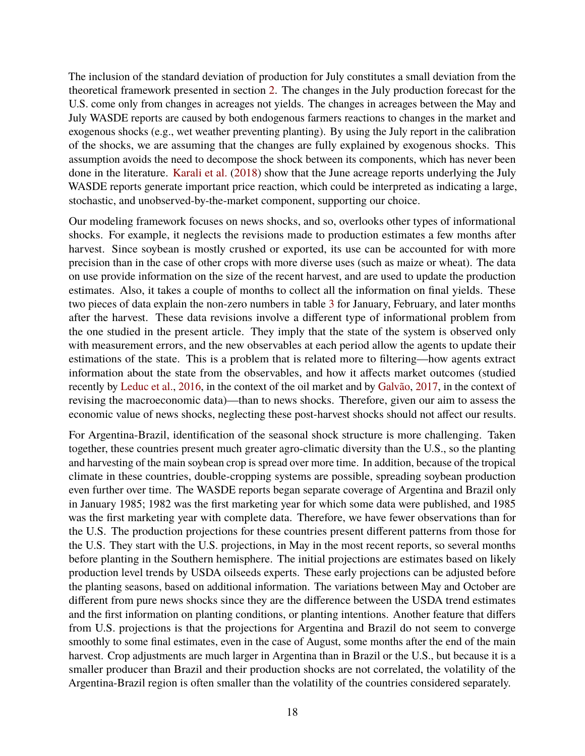The inclusion of the standard deviation of production for July constitutes a small deviation from the theoretical framework presented in section 2. The changes in the July production forecast for the U.S. come only from changes in acreages not yields. The changes in acreages between the May and July WASDE reports are caused by both endogenous farmers reactions to changes in the market and exogenous shocks (e.g., wet weather preventing planting). By using the July report in the calibration of the shocks, we are assuming that the changes are fully explained by exogenous shocks. This assumption avoids the need to decompose the shock between its components, which has never been done in the literature. Karali et al. (2018) show that the June acreage reports underlying the July WASDE reports generate important price reaction, which could be interpreted as indicating a large, stochastic, and unobserved-by-the-market component, supporting our choice.

Our modeling framework focuses on news shocks, and so, overlooks other types of informational shocks. For example, it neglects the revisions made to production estimates a few months after harvest. Since soybean is mostly crushed or exported, its use can be accounted for with more precision than in the case of other crops with more diverse uses (such as maize or wheat). The data on use provide information on the size of the recent harvest, and are used to update the production estimates. Also, it takes a couple of months to collect all the information on final yields. These two pieces of data explain the non-zero numbers in table 3 for January, February, and later months after the harvest. These data revisions involve a different type of informational problem from the one studied in the present article. They imply that the state of the system is observed only with measurement errors, and the new observables at each period allow the agents to update their estimations of the state. This is a problem that is related more to filtering—how agents extract information about the state from the observables, and how it affects market outcomes (studied recently by Leduc et al., 2016, in the context of the oil market and by Galvão, 2017, in the context of revising the macroeconomic data)—than to news shocks. Therefore, given our aim to assess the economic value of news shocks, neglecting these post-harvest shocks should not affect our results.

For Argentina-Brazil, identification of the seasonal shock structure is more challenging. Taken together, these countries present much greater agro-climatic diversity than the U.S., so the planting and harvesting of the main soybean crop is spread over more time. In addition, because of the tropical climate in these countries, double-cropping systems are possible, spreading soybean production even further over time. The WASDE reports began separate coverage of Argentina and Brazil only in January 1985; 1982 was the first marketing year for which some data were published, and 1985 was the first marketing year with complete data. Therefore, we have fewer observations than for the U.S. The production projections for these countries present different patterns from those for the U.S. They start with the U.S. projections, in May in the most recent reports, so several months before planting in the Southern hemisphere. The initial projections are estimates based on likely production level trends by USDA oilseeds experts. These early projections can be adjusted before the planting seasons, based on additional information. The variations between May and October are different from pure news shocks since they are the difference between the USDA trend estimates and the first information on planting conditions, or planting intentions. Another feature that differs from U.S. projections is that the projections for Argentina and Brazil do not seem to converge smoothly to some final estimates, even in the case of August, some months after the end of the main harvest. Crop adjustments are much larger in Argentina than in Brazil or the U.S., but because it is a smaller producer than Brazil and their production shocks are not correlated, the volatility of the Argentina-Brazil region is often smaller than the volatility of the countries considered separately.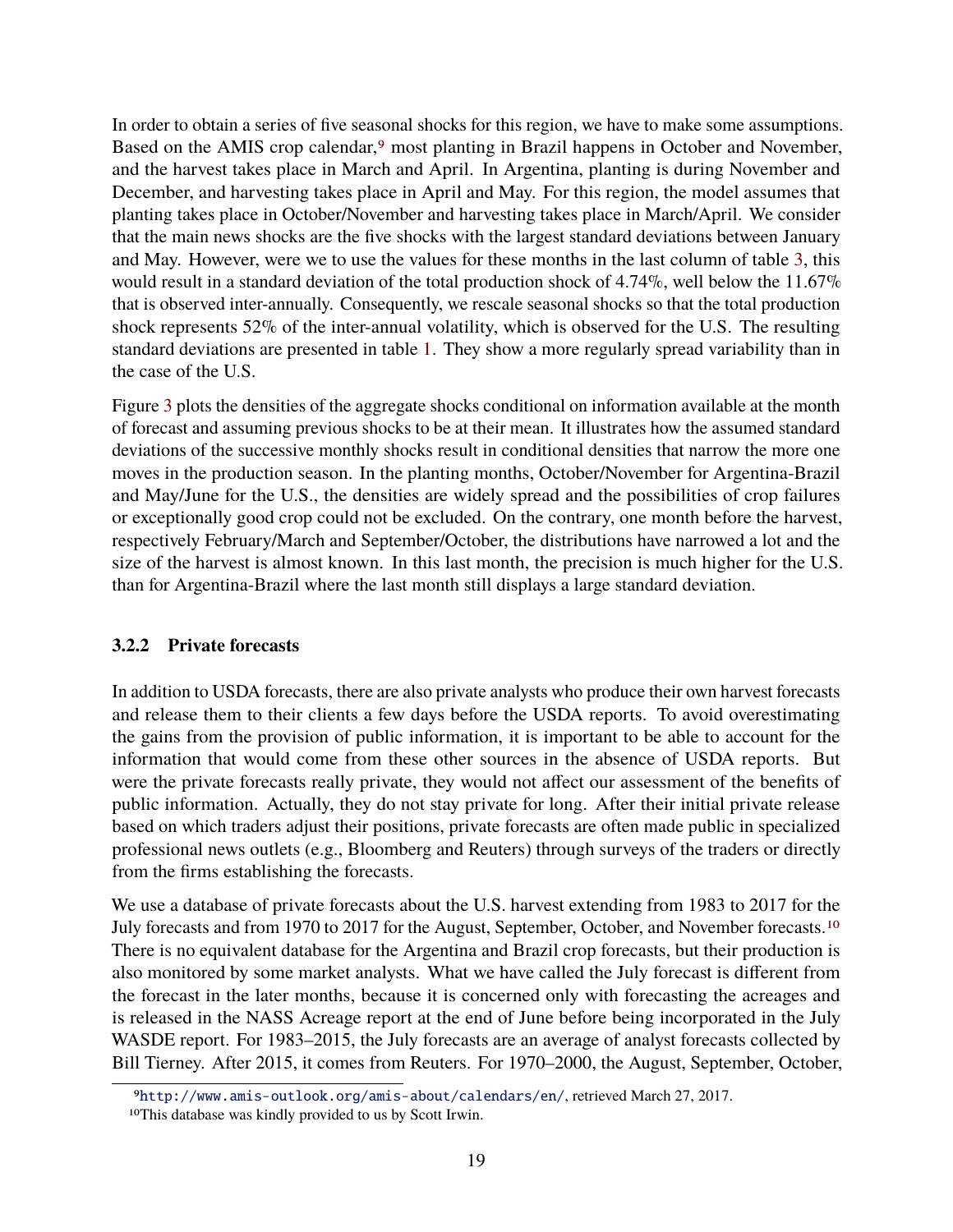In order to obtain a series of five seasonal shocks for this region, we have to make some assumptions. Based on the AMIS crop calendar,[9] most planting in Brazil happens in October and November, and the harvest takes place in March and April. In Argentina, planting is during November and December, and harvesting takes place in April and May. For this region, the model assumes that planting takes place in October/November and harvesting takes place in March/April. We consider that the main news shocks are the five shocks with the largest standard deviations between January and May. However, were we to use the values for these months in the last column of table 3, this would result in a standard deviation of the total production shock of 4.74%, well below the 11.67% that is observed inter-annually. Consequently, we rescale seasonal shocks so that the total production shock represents 52% of the inter-annual volatility, which is observed for the U.S. The resulting standard deviations are presented in table 1. They show a more regularly spread variability than in the case of the U.S.

Figure 3 plots the densities of the aggregate shocks conditional on information available at the month of forecast and assuming previous shocks to be at their mean. It illustrates how the assumed standard deviations of the successive monthly shocks result in conditional densities that narrow the more one moves in the production season. In the planting months, October/November for Argentina-Brazil and May/June for the U.S., the densities are widely spread and the possibilities of crop failures or exceptionally good crop could not be excluded. On the contrary, one month before the harvest, respectively February/March and September/October, the distributions have narrowed a lot and the size of the harvest is almost known. In this last month, the precision is much higher for the U.S. than for Argentina-Brazil where the last month still displays a large standard deviation.

### 3.2.2 Private forecasts

In addition to USDA forecasts, there are also private analysts who produce their own harvest forecasts and release them to their clients a few days before the USDA reports. To avoid overestimating the gains from the provision of public information, it is important to be able to account for the information that would come from these other sources in the absence of USDA reports. But were the private forecasts really private, they would not affect our assessment of the benefits of public information. Actually, they do not stay private for long. After their initial private release based on which traders adjust their positions, private forecasts are often made public in specialized professional news outlets (e.g., Bloomberg and Reuters) through surveys of the traders or directly from the firms establishing the forecasts.

We use a database of private forecasts about the U.S. harvest extending from 1983 to 2017 for the July forecasts and from 1970 to 2017 for the August, September, October, and November forecasts.[10] There is no equivalent database for the Argentina and Brazil crop forecasts, but their production is also monitored by some market analysts. What we have called the July forecast is different from the forecast in the later months, because it is concerned only with forecasting the acreages and is released in the NASS Acreage report at the end of June before being incorporated in the July WASDE report. For 1983–2015, the July forecasts are an average of analyst forecasts collected by Bill Tierney. After 2015, it comes from Reuters. For 1970–2000, the August, September, October,

[9] http://www.amis-outlook.org/amis-about/calendars/en/, retrieved March 27, 2017.

[10] This database was kindly provided to us by Scott Irwin.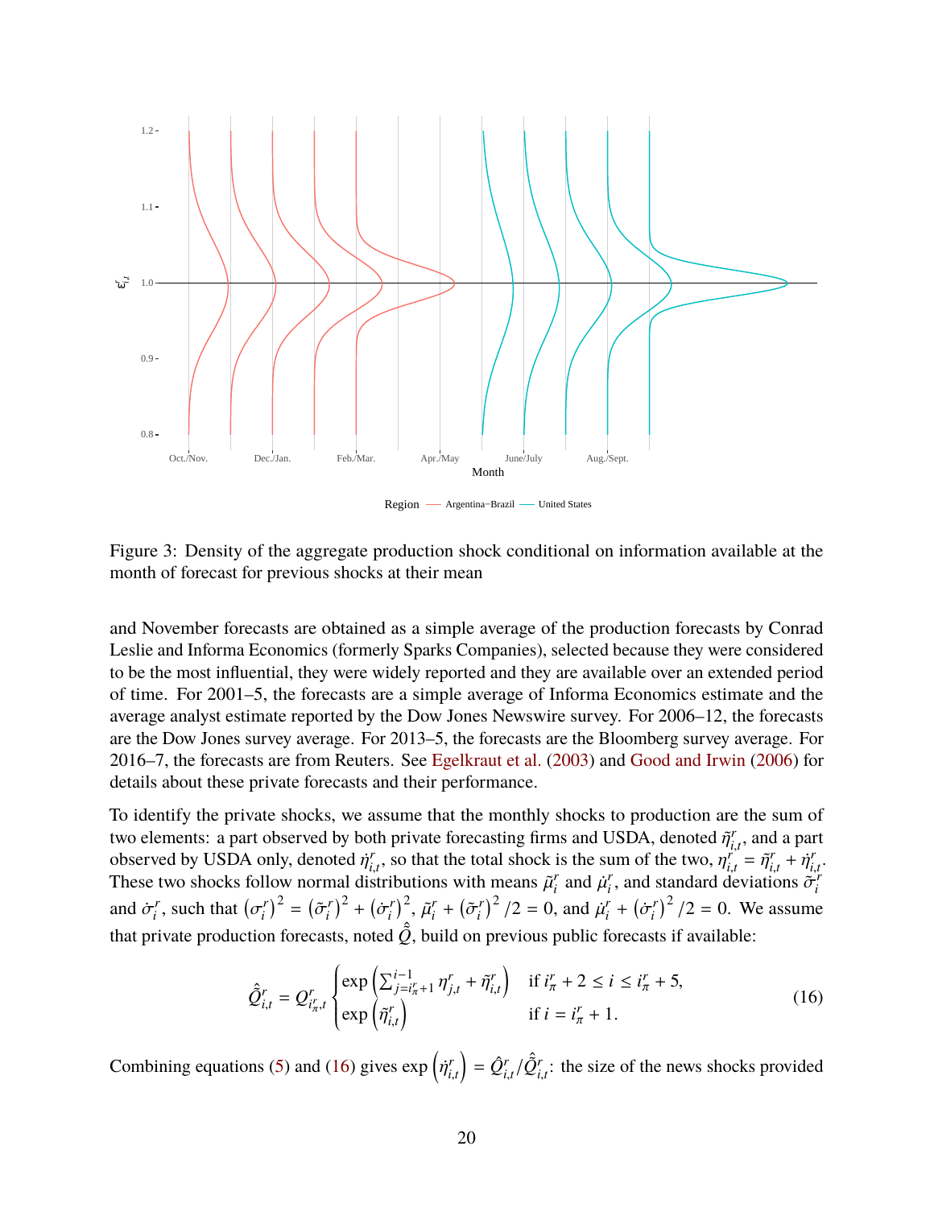Figure 3: Density of the aggregate production shock conditional on information available at the month of forecast for previous shocks at their mean

and November forecasts are obtained as a simple average of the production forecasts by Conrad Leslie and Informa Economics (formerly Sparks Companies), selected because they were considered to be the most influential, they were widely reported and they are available over an extended period of time. For 2001–5, the forecasts are a simple average of Informa Economics estimate and the average analyst estimate reported by the Dow Jones Newswire survey. For 2006–12, the forecasts are the Dow Jones survey average. For 2013–5, the forecasts are the Bloomberg survey average. For 2016–7, the forecasts are from Reuters. See Egelkraut et al. (2003) and Good and Irwin (2006) for details about these private forecasts and their performance.

To identify the private shocks, we assume that the monthly shocks to production are the sum of two elements: a part observed by both private forecasting firms and USDA, denoted $\tilde{\eta}^r_{i,t}$, and a part observed by USDA only, denoted $\dot{\eta}^r_{i,t}$, so that the total shock is the sum of the two, $\eta^r_{i,t} = \tilde{\eta}^r_{i,t} + \dot{\eta}^r_{i,t}$. These two shocks follow normal distributions with means $\tilde{\mu}^r_i$ and $\dot{\mu}^r_i$, and standard deviations $\tilde{\sigma}^r_i$ and $\dot{\sigma}^r_i$, such that $\left(\sigma^r_i\right)^2 = \left(\tilde{\sigma}^r_i\right)^2 + \left(\dot{\sigma}^r_i\right)^2$, $\tilde{\mu}^r_i + \left(\tilde{\sigma}^r_i\right)^2/2 = 0$, and $\dot{\mu}^r_i + \left(\dot{\sigma}^r_i\right)^2/2 = 0$. We assume that private production forecasts, noted $\hat{\tilde{Q}}$, build on previous public forecasts if available:

$$
\hat{\tilde{Q}}^r_{i,t} = Q^r_{i^r_\pi,t} \begin{cases} \exp\left(\sum_{j=i^r_\pi+1}^{i-1} \eta^r_{j,t} + \tilde{\eta}^r_{i,t}\right) & \text{if } i^r_\pi + 2 \leq i \leq i^r_\pi + 5, \\ \exp\left(\tilde{\eta}^r_{i,t}\right) & \text{if } i = i^r_\pi + 1. \end{cases} \tag{16}
$$

Combining equations (5) and (16) gives $\exp\left(\dot{\eta}^r_{i,t}\right) = \hat{Q}^r_{i,t}/\hat{\tilde{Q}}^r_{i,t}$: the size of the news shocks provided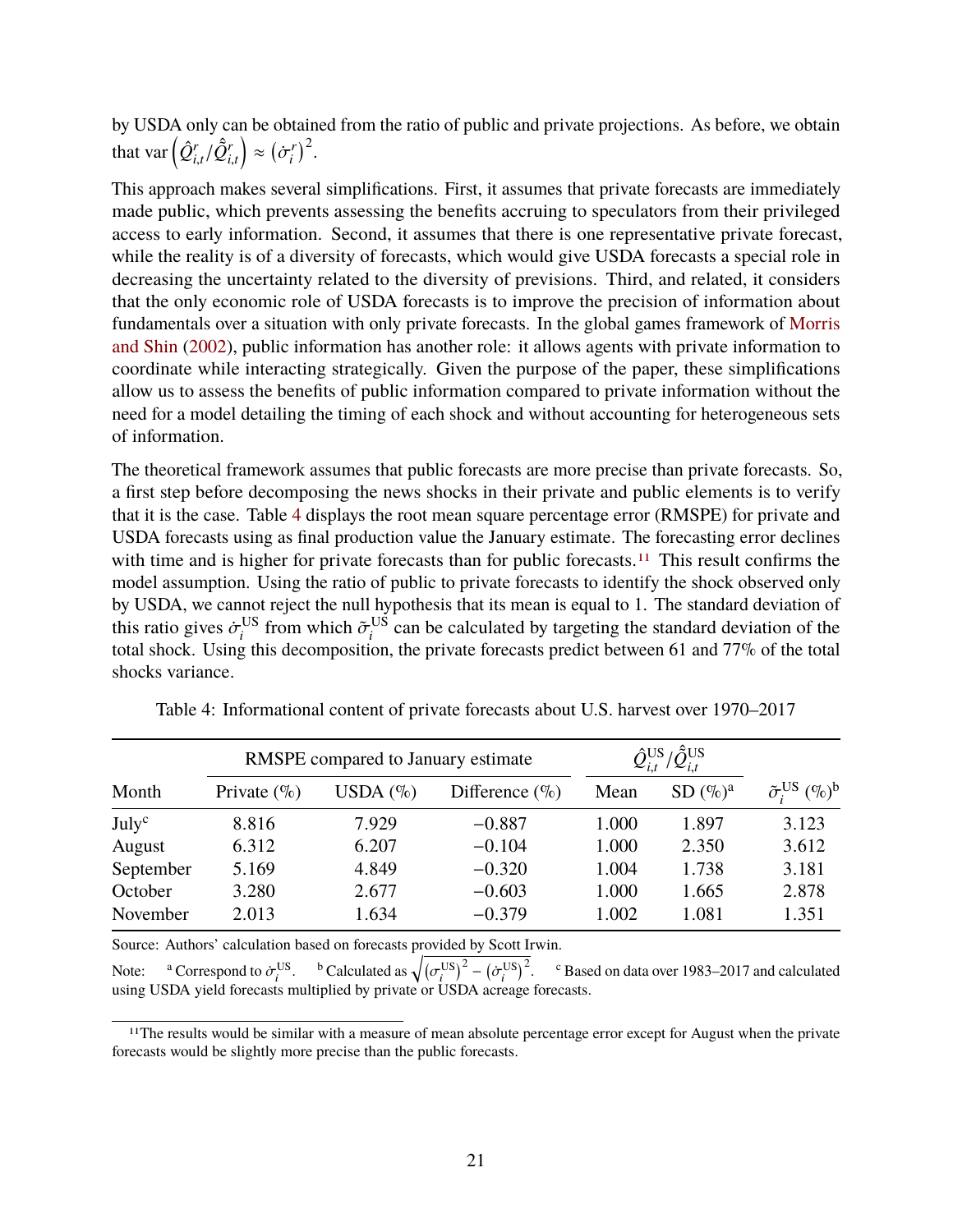by USDA only can be obtained from the ratio of public and private projections. As before, we obtain that $\operatorname{var}\left(\hat{Q}^{r}_{i,t}/\hat{\hat{Q}}^{r}_{i,t}\right) \approx \left(\dot{\sigma}^{r}_{i}\right)^{2}$.

This approach makes several simplifications. First, it assumes that private forecasts are immediately made public, which prevents assessing the benefits accruing to speculators from their privileged access to early information. Second, it assumes that there is one representative private forecast, while the reality is of a diversity of forecasts, which would give USDA forecasts a special role in decreasing the uncertainty related to the diversity of previsions. Third, and related, it considers that the only economic role of USDA forecasts is to improve the precision of information about fundamentals over a situation with only private forecasts. In the global games framework of Morris and Shin (2002), public information has another role: it allows agents with private information to coordinate while interacting strategically. Given the purpose of the paper, these simplifications allow us to assess the benefits of public information compared to private information without the need for a model detailing the timing of each shock and without accounting for heterogeneous sets of information.

The theoretical framework assumes that public forecasts are more precise than private forecasts. So, a first step before decomposing the news shocks in their private and public elements is to verify that it is the case. Table 4 displays the root mean square percentage error (RMSPE) for private and USDA forecasts using as final production value the January estimate. The forecasting error declines with time and is higher for private forecasts than for public forecasts.[11] This result confirms the model assumption. Using the ratio of public to private forecasts to identify the shock observed only by USDA, we cannot reject the null hypothesis that its mean is equal to 1. The standard deviation of this ratio gives $\dot{\sigma}^{\mathrm{US}}_{i}$ from which $\tilde{\sigma}^{\mathrm{US}}_{i}$ can be calculated by targeting the standard deviation of the total shock. Using this decomposition, the private forecasts predict between 61 and 77% of the total shocks variance.

Table 4: Informational content of private forecasts about U.S. harvest over 1970–2017

| Month | RMSPE compared to January estimate | | | $\hat{Q}^{\mathrm{US}}_{i,t}/\hat{\hat{Q}}^{\mathrm{US}}_{i,t}$ | | $\tilde{\sigma}^{\mathrm{US}}_{i}$ (%)[b] |
|---|---|---|---|---|---|---|
| | Private (%) | USDA (%) | Difference (%) | Mean | SD (%)[a] | |
| July[c] | 8.816 | 7.929 | −0.887 | 1.000 | 1.897 | 3.123 |
| August | 6.312 | 6.207 | −0.104 | 1.000 | 2.350 | 3.612 |
| September | 5.169 | 4.849 | −0.320 | 1.004 | 1.738 | 3.181 |
| October | 3.280 | 2.677 | −0.603 | 1.000 | 1.665 | 2.878 |
| November | 2.013 | 1.634 | −0.379 | 1.002 | 1.081 | 1.351 |

Source: Authors' calculation based on forecasts provided by Scott Irwin.

Note: [a] Correspond to $\dot{\sigma}^{\mathrm{US}}_{i}$. [b] Calculated as $\sqrt{\left(\sigma^{\mathrm{US}}_{i}\right)^{2} - \left(\dot{\sigma}^{\mathrm{US}}_{i}\right)^{2}}$. [c] Based on data over 1983–2017 and calculated using USDA yield forecasts multiplied by private or USDA acreage forecasts.

[11] The results would be similar with a measure of mean absolute percentage error except for August when the private forecasts would be slightly more precise than the public forecasts.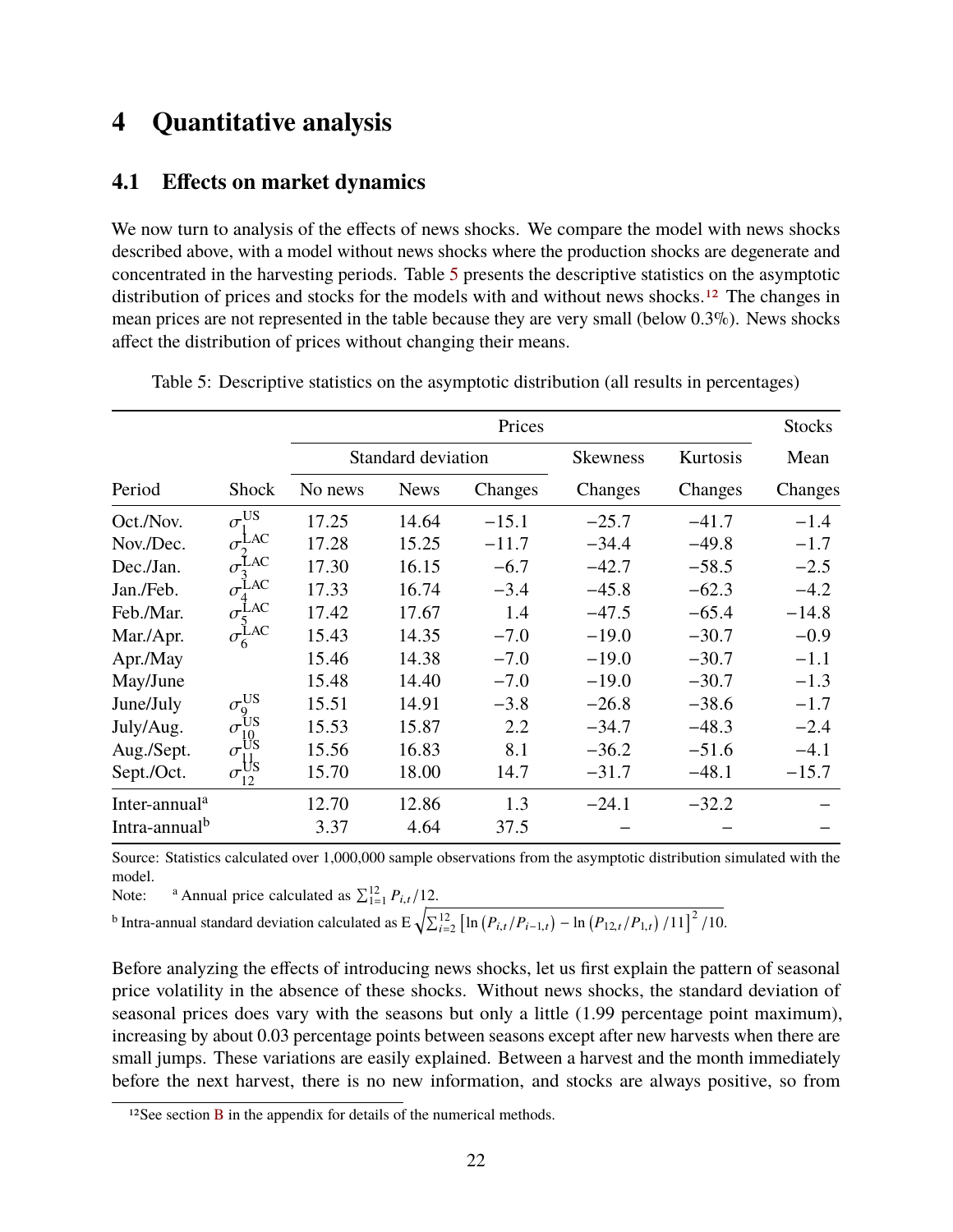# 4 Quantitative analysis

## 4.1 Effects on market dynamics

We now turn to analysis of the effects of news shocks. We compare the model with news shocks described above, with a model without news shocks where the production shocks are degenerate and concentrated in the harvesting periods. Table 5 presents the descriptive statistics on the asymptotic distribution of prices and stocks for the models with and without news shocks.[12] The changes in mean prices are not represented in the table because they are very small (below 0.3%). News shocks affect the distribution of prices without changing their means.

Table 5: Descriptive statistics on the asymptotic distribution (all results in percentages)

| | | Prices | | | | | Stocks |
|---|---|---|---|---|---|---|---|
| | | Standard deviation | | | Skewness | Kurtosis | Mean |
| Period | Shock | No news | News | Changes | Changes | Changes | Changes |
| Oct./Nov. | $\sigma_1^{US}$ | 17.25 | 14.64 | −15.1 | −25.7 | −41.7 | −1.4 |
| Nov./Dec. | $\sigma_2^{LAC}$ | 17.28 | 15.25 | −11.7 | −34.4 | −49.8 | −1.7 |
| Dec./Jan. | $\sigma_3^{LAC}$ | 17.30 | 16.15 | −6.7 | −42.7 | −58.5 | −2.5 |
| Jan./Feb. | $\sigma_4^{LAC}$ | 17.33 | 16.74 | −3.4 | −45.8 | −62.3 | −4.2 |
| Feb./Mar. | $\sigma_5^{LAC}$ | 17.42 | 17.67 | 1.4 | −47.5 | −65.4 | −14.8 |
| Mar./Apr. | $\sigma_6^{LAC}$ | 15.43 | 14.35 | −7.0 | −19.0 | −30.7 | −0.9 |
| Apr./May | | 15.46 | 14.38 | −7.0 | −19.0 | −30.7 | −1.1 |
| May/June | | 15.48 | 14.40 | −7.0 | −19.0 | −30.7 | −1.3 |
| June/July | $\sigma_9^{US}$ | 15.51 | 14.91 | −3.8 | −26.8 | −38.6 | −1.7 |
| July/Aug. | $\sigma_{10}^{US}$ | 15.53 | 15.87 | 2.2 | −34.7 | −48.3 | −2.4 |
| Aug./Sept. | $\sigma_{11}^{US}$ | 15.56 | 16.83 | 8.1 | −36.2 | −51.6 | −4.1 |
| Sept./Oct. | $\sigma_{12}^{US}$ | 15.70 | 18.00 | 14.7 | −31.7 | −48.1 | −15.7 |
| Inter-annual[a] | | 12.70 | 12.86 | 1.3 | −24.1 | −32.2 | – |
| Intra-annual[b] | | 3.37 | 4.64 | 37.5 | – | – | – |

Source: Statistics calculated over 1,000,000 sample observations from the asymptotic distribution simulated with the model.

Note: [a] Annual price calculated as $\sum_{1=1}^{12} P_{i,t}/12$.

[b] Intra-annual standard deviation calculated as $\mathrm{E}\sqrt{\sum_{i=2}^{12}\left[\ln\left(P_{i,t}/P_{i-1,t}\right)-\ln\left(P_{12,t}/P_{1,t}\right)/11\right]^2/10}$.

Before analyzing the effects of introducing news shocks, let us first explain the pattern of seasonal price volatility in the absence of these shocks. Without news shocks, the standard deviation of seasonal prices does vary with the seasons but only a little (1.99 percentage point maximum), increasing by about 0.03 percentage points between seasons except after new harvests when there are small jumps. These variations are easily explained. Between a harvest and the month immediately before the next harvest, there is no new information, and stocks are always positive, so from

[12] See section B in the appendix for details of the numerical methods.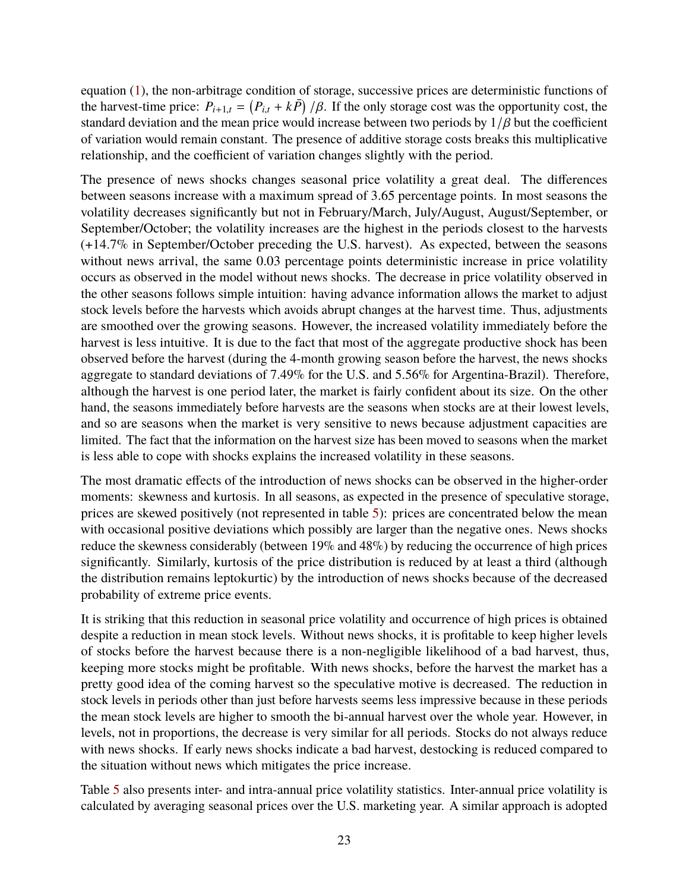equation (1), the non-arbitrage condition of storage, successive prices are deterministic functions of the harvest-time price: $P_{i+1,t} = \left(P_{i,t} + k\bar{P}\right)/\beta$. If the only storage cost was the opportunity cost, the standard deviation and the mean price would increase between two periods by $1/\beta$ but the coefficient of variation would remain constant. The presence of additive storage costs breaks this multiplicative relationship, and the coefficient of variation changes slightly with the period.

The presence of news shocks changes seasonal price volatility a great deal. The differences between seasons increase with a maximum spread of 3.65 percentage points. In most seasons the volatility decreases significantly but not in February/March, July/August, August/September, or September/October; the volatility increases are the highest in the periods closest to the harvests (+14.7% in September/October preceding the U.S. harvest). As expected, between the seasons without news arrival, the same 0.03 percentage points deterministic increase in price volatility occurs as observed in the model without news shocks. The decrease in price volatility observed in the other seasons follows simple intuition: having advance information allows the market to adjust stock levels before the harvests which avoids abrupt changes at the harvest time. Thus, adjustments are smoothed over the growing seasons. However, the increased volatility immediately before the harvest is less intuitive. It is due to the fact that most of the aggregate productive shock has been observed before the harvest (during the 4-month growing season before the harvest, the news shocks aggregate to standard deviations of 7.49% for the U.S. and 5.56% for Argentina-Brazil). Therefore, although the harvest is one period later, the market is fairly confident about its size. On the other hand, the seasons immediately before harvests are the seasons when stocks are at their lowest levels, and so are seasons when the market is very sensitive to news because adjustment capacities are limited. The fact that the information on the harvest size has been moved to seasons when the market is less able to cope with shocks explains the increased volatility in these seasons.

The most dramatic effects of the introduction of news shocks can be observed in the higher-order moments: skewness and kurtosis. In all seasons, as expected in the presence of speculative storage, prices are skewed positively (not represented in table 5): prices are concentrated below the mean with occasional positive deviations which possibly are larger than the negative ones. News shocks reduce the skewness considerably (between 19% and 48%) by reducing the occurrence of high prices significantly. Similarly, kurtosis of the price distribution is reduced by at least a third (although the distribution remains leptokurtic) by the introduction of news shocks because of the decreased probability of extreme price events.

It is striking that this reduction in seasonal price volatility and occurrence of high prices is obtained despite a reduction in mean stock levels. Without news shocks, it is profitable to keep higher levels of stocks before the harvest because there is a non-negligible likelihood of a bad harvest, thus, keeping more stocks might be profitable. With news shocks, before the harvest the market has a pretty good idea of the coming harvest so the speculative motive is decreased. The reduction in stock levels in periods other than just before harvests seems less impressive because in these periods the mean stock levels are higher to smooth the bi-annual harvest over the whole year. However, in levels, not in proportions, the decrease is very similar for all periods. Stocks do not always reduce with news shocks. If early news shocks indicate a bad harvest, destocking is reduced compared to the situation without news which mitigates the price increase.

Table 5 also presents inter- and intra-annual price volatility statistics. Inter-annual price volatility is calculated by averaging seasonal prices over the U.S. marketing year. A similar approach is adopted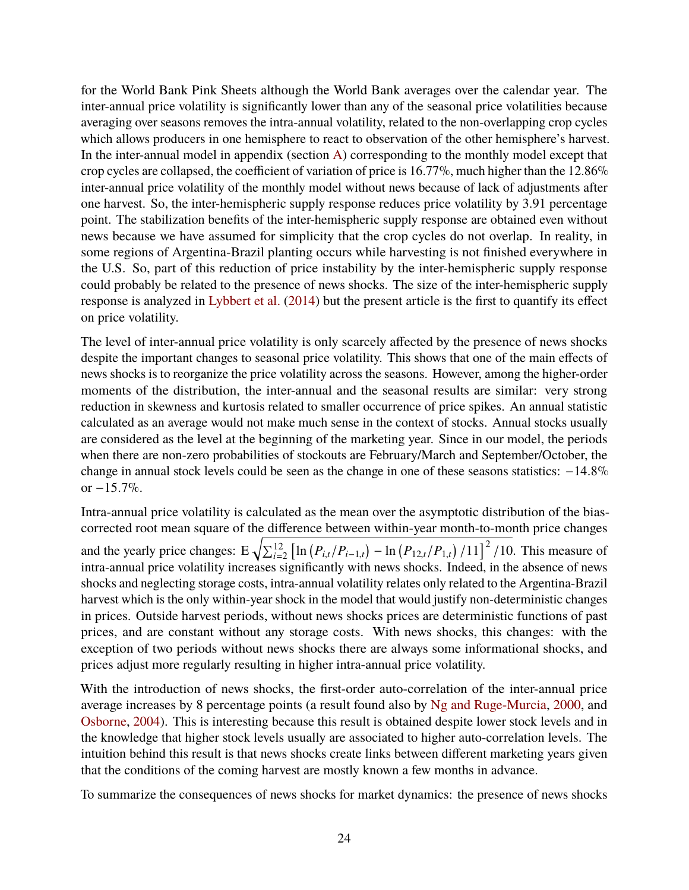for the World Bank Pink Sheets although the World Bank averages over the calendar year. The inter-annual price volatility is significantly lower than any of the seasonal price volatilities because averaging over seasons removes the intra-annual volatility, related to the non-overlapping crop cycles which allows producers in one hemisphere to react to observation of the other hemisphere's harvest. In the inter-annual model in appendix (section A) corresponding to the monthly model except that crop cycles are collapsed, the coefficient of variation of price is 16.77%, much higher than the 12.86% inter-annual price volatility of the monthly model without news because of lack of adjustments after one harvest. So, the inter-hemispheric supply response reduces price volatility by 3.91 percentage point. The stabilization benefits of the inter-hemispheric supply response are obtained even without news because we have assumed for simplicity that the crop cycles do not overlap. In reality, in some regions of Argentina-Brazil planting occurs while harvesting is not finished everywhere in the U.S. So, part of this reduction of price instability by the inter-hemispheric supply response could probably be related to the presence of news shocks. The size of the inter-hemispheric supply response is analyzed in Lybbert et al. (2014) but the present article is the first to quantify its effect on price volatility.

The level of inter-annual price volatility is only scarcely affected by the presence of news shocks despite the important changes to seasonal price volatility. This shows that one of the main effects of news shocks is to reorganize the price volatility across the seasons. However, among the higher-order moments of the distribution, the inter-annual and the seasonal results are similar: very strong reduction in skewness and kurtosis related to smaller occurrence of price spikes. An annual statistic calculated as an average would not make much sense in the context of stocks. Annual stocks usually are considered as the level at the beginning of the marketing year. Since in our model, the periods when there are non-zero probabilities of stockouts are February/March and September/October, the change in annual stock levels could be seen as the change in one of these seasons statistics: −14.8% or −15.7%.

Intra-annual price volatility is calculated as the mean over the asymptotic distribution of the bias-corrected root mean square of the difference between within-year month-to-month price changes and the yearly price changes: $\mathrm{E}\sqrt{\sum_{i=2}^{12}\left[\ln\left(P_{i,t}/P_{i-1,t}\right)-\ln\left(P_{12,t}/P_{1,t}\right)/11\right]^2/10}$. This measure of intra-annual price volatility increases significantly with news shocks. Indeed, in the absence of news shocks and neglecting storage costs, intra-annual volatility relates only related to the Argentina-Brazil harvest which is the only within-year shock in the model that would justify non-deterministic changes in prices. Outside harvest periods, without news shocks prices are deterministic functions of past prices, and are constant without any storage costs. With news shocks, this changes: with the exception of two periods without news shocks there are always some informational shocks, and prices adjust more regularly resulting in higher intra-annual price volatility.

With the introduction of news shocks, the first-order auto-correlation of the inter-annual price average increases by 8 percentage points (a result found also by Ng and Ruge-Murcia, 2000, and Osborne, 2004). This is interesting because this result is obtained despite lower stock levels and in the knowledge that higher stock levels usually are associated to higher auto-correlation levels. The intuition behind this result is that news shocks create links between different marketing years given that the conditions of the coming harvest are mostly known a few months in advance.

To summarize the consequences of news shocks for market dynamics: the presence of news shocks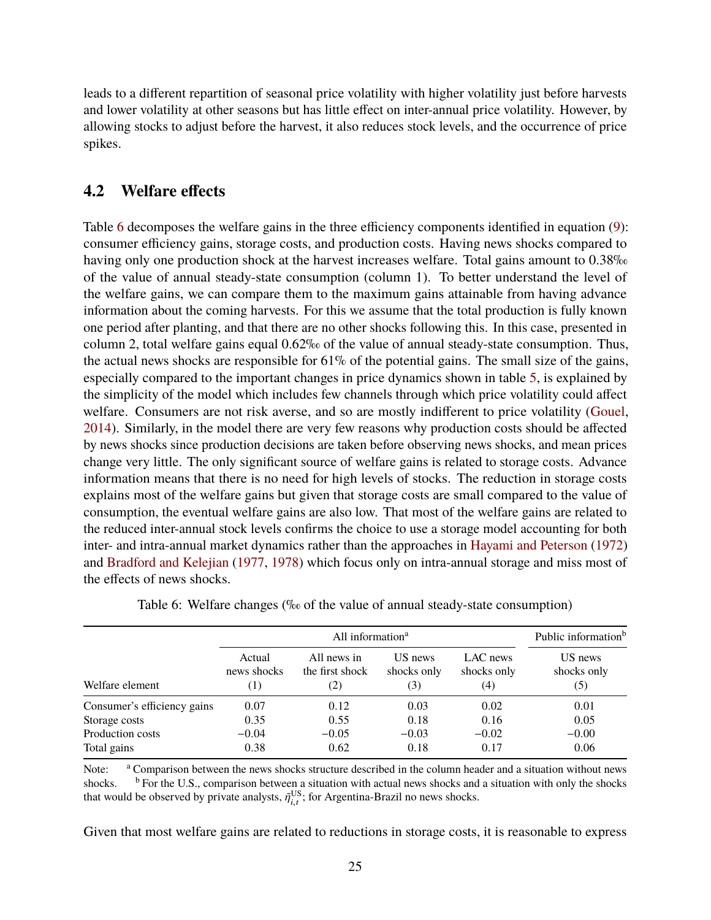leads to a different repartition of seasonal price volatility with higher volatility just before harvests and lower volatility at other seasons but has little effect on inter-annual price volatility. However, by allowing stocks to adjust before the harvest, it also reduces stock levels, and the occurrence of price spikes.

## 4.2 Welfare effects

Table 6 decomposes the welfare gains in the three efficiency components identified in equation (9): consumer efficiency gains, storage costs, and production costs. Having news shocks compared to having only one production shock at the harvest increases welfare. Total gains amount to 0.38‰ of the value of annual steady-state consumption (column 1). To better understand the level of the welfare gains, we can compare them to the maximum gains attainable from having advance information about the coming harvests. For this we assume that the total production is fully known one period after planting, and that there are no other shocks following this. In this case, presented in column 2, total welfare gains equal 0.62‰ of the value of annual steady-state consumption. Thus, the actual news shocks are responsible for 61% of the potential gains. The small size of the gains, especially compared to the important changes in price dynamics shown in table 5, is explained by the simplicity of the model which includes few channels through which price volatility could affect welfare. Consumers are not risk averse, and so are mostly indifferent to price volatility (Gouel, 2014). Similarly, in the model there are very few reasons why production costs should be affected by news shocks since production decisions are taken before observing news shocks, and mean prices change very little. The only significant source of welfare gains is related to storage costs. Advance information means that there is no need for high levels of stocks. The reduction in storage costs explains most of the welfare gains but given that storage costs are small compared to the value of consumption, the eventual welfare gains are also low. That most of the welfare gains are related to the reduced inter-annual stock levels confirms the choice to use a storage model accounting for both inter- and intra-annual market dynamics rather than the approaches in Hayami and Peterson (1972) and Bradford and Kelejian (1977, 1978) which focus only on intra-annual storage and miss most of the effects of news shocks.

Table 6: Welfare changes (‰ of the value of annual steady-state consumption)

| | All information[a] | | | | Public information[b] |
|---|---|---|---|---|---|
| Welfare element | Actual news shocks (1) | All news in the first shock (2) | US news shocks only (3) | LAC news shocks only (4) | US news shocks only (5) |
| Consumer's efficiency gains | 0.07 | 0.12 | 0.03 | 0.02 | 0.01 |
| Storage costs | 0.35 | 0.55 | 0.18 | 0.16 | 0.05 |
| Production costs | −0.04 | −0.05 | −0.03 | −0.02 | −0.00 |
| Total gains | 0.38 | 0.62 | 0.18 | 0.17 | 0.06 |

Note: [a] Comparison between the news shocks structure described in the column header and a situation without news shocks. [b] For the U.S., comparison between a situation with actual news shocks and a situation with only the shocks that would be observed by private analysts, $\tilde{\eta}_{i,t}^{\text{US}}$; for Argentina-Brazil no news shocks.

Given that most welfare gains are related to reductions in storage costs, it is reasonable to express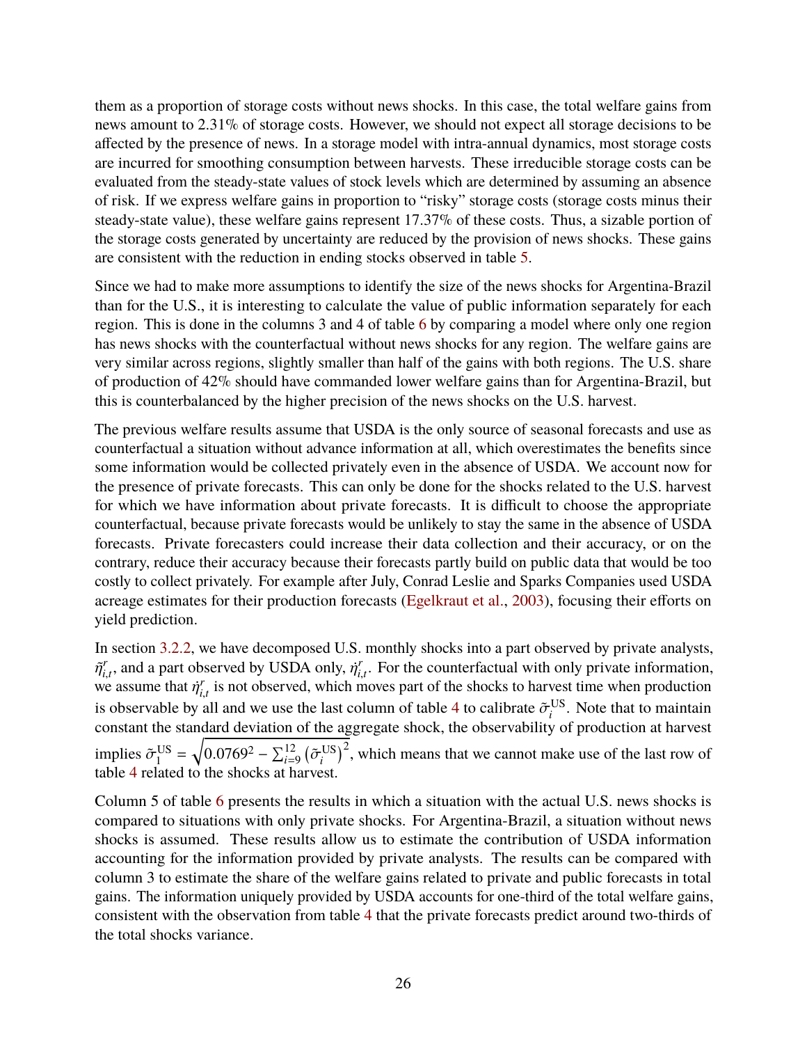them as a proportion of storage costs without news shocks. In this case, the total welfare gains from news amount to 2.31% of storage costs. However, we should not expect all storage decisions to be affected by the presence of news. In a storage model with intra-annual dynamics, most storage costs are incurred for smoothing consumption between harvests. These irreducible storage costs can be evaluated from the steady-state values of stock levels which are determined by assuming an absence of risk. If we express welfare gains in proportion to "risky" storage costs (storage costs minus their steady-state value), these welfare gains represent 17.37% of these costs. Thus, a sizable portion of the storage costs generated by uncertainty are reduced by the provision of news shocks. These gains are consistent with the reduction in ending stocks observed in table 5.

Since we had to make more assumptions to identify the size of the news shocks for Argentina-Brazil than for the U.S., it is interesting to calculate the value of public information separately for each region. This is done in the columns 3 and 4 of table 6 by comparing a model where only one region has news shocks with the counterfactual without news shocks for any region. The welfare gains are very similar across regions, slightly smaller than half of the gains with both regions. The U.S. share of production of 42% should have commanded lower welfare gains than for Argentina-Brazil, but this is counterbalanced by the higher precision of the news shocks on the U.S. harvest.

The previous welfare results assume that USDA is the only source of seasonal forecasts and use as counterfactual a situation without advance information at all, which overestimates the benefits since some information would be collected privately even in the absence of USDA. We account now for the presence of private forecasts. This can only be done for the shocks related to the U.S. harvest for which we have information about private forecasts. It is difficult to choose the appropriate counterfactual, because private forecasts would be unlikely to stay the same in the absence of USDA forecasts. Private forecasters could increase their data collection and their accuracy, or on the contrary, reduce their accuracy because their forecasts partly build on public data that would be too costly to collect privately. For example after July, Conrad Leslie and Sparks Companies used USDA acreage estimates for their production forecasts (Egelkraut et al., 2003), focusing their efforts on yield prediction.

In section 3.2.2, we have decomposed U.S. monthly shocks into a part observed by private analysts, $\tilde{\eta}^{r}_{i,t}$, and a part observed by USDA only, $\dot{\eta}^{r}_{i,t}$. For the counterfactual with only private information, we assume that $\dot{\eta}^{r}_{i,t}$ is not observed, which moves part of the shocks to harvest time when production is observable by all and we use the last column of table 4 to calibrate $\tilde{\sigma}^{\mathrm{US}}_{i}$. Note that to maintain constant the standard deviation of the aggregate shock, the observability of production at harvest implies $\tilde{\sigma}^{\mathrm{US}}_{1} = \sqrt{0.0769^2 - \sum_{i=9}^{12} \left(\tilde{\sigma}^{\mathrm{US}}_{i}\right)^2}$, which means that we cannot make use of the last row of table 4 related to the shocks at harvest.

Column 5 of table 6 presents the results in which a situation with the actual U.S. news shocks is compared to situations with only private shocks. For Argentina-Brazil, a situation without news shocks is assumed. These results allow us to estimate the contribution of USDA information accounting for the information provided by private analysts. The results can be compared with column 3 to estimate the share of the welfare gains related to private and public forecasts in total gains. The information uniquely provided by USDA accounts for one-third of the total welfare gains, consistent with the observation from table 4 that the private forecasts predict around two-thirds of the total shocks variance.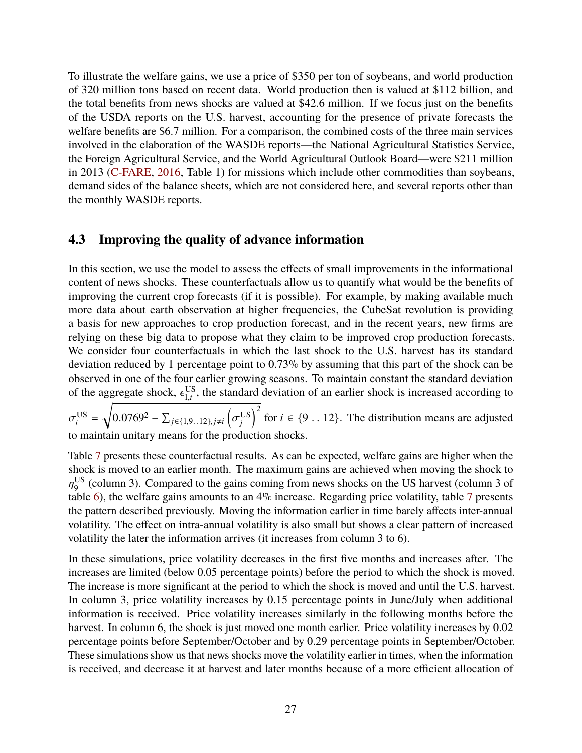To illustrate the welfare gains, we use a price of \$350 per ton of soybeans, and world production of 320 million tons based on recent data. World production then is valued at \$112 billion, and the total benefits from news shocks are valued at \$42.6 million. If we focus just on the benefits of the USDA reports on the U.S. harvest, accounting for the presence of private forecasts the welfare benefits are \$6.7 million. For a comparison, the combined costs of the three main services involved in the elaboration of the WASDE reports—the National Agricultural Statistics Service, the Foreign Agricultural Service, and the World Agricultural Outlook Board—were \$211 million in 2013 (C-FARE, 2016, Table 1) for missions which include other commodities than soybeans, demand sides of the balance sheets, which are not considered here, and several reports other than the monthly WASDE reports.

## 4.3 Improving the quality of advance information

In this section, we use the model to assess the effects of small improvements in the informational content of news shocks. These counterfactuals allow us to quantify what would be the benefits of improving the current crop forecasts (if it is possible). For example, by making available much more data about earth observation at higher frequencies, the CubeSat revolution is providing a basis for new approaches to crop production forecast, and in the recent years, new firms are relying on these big data to propose what they claim to be improved crop production forecasts. We consider four counterfactuals in which the last shock to the U.S. harvest has its standard deviation reduced by 1 percentage point to 0.73% by assuming that this part of the shock can be observed in one of the four earlier growing seasons. To maintain constant the standard deviation of the aggregate shock, $\epsilon_{1,t}^{\text{US}}$, the standard deviation of an earlier shock is increased according to $\sigma_i^{\text{US}} = \sqrt{0.0769^2 - \sum_{j\in\{1,9..12\},j\neq i}\left(\sigma_j^{\text{US}}\right)^2}$ for $i \in \{9\,..\,12\}$. The distribution means are adjusted to maintain unitary means for the production shocks.

Table 7 presents these counterfactual results. As can be expected, welfare gains are higher when the shock is moved to an earlier month. The maximum gains are achieved when moving the shock to $\eta_9^{\text{US}}$ (column 3). Compared to the gains coming from news shocks on the US harvest (column 3 of table 6), the welfare gains amounts to an 4% increase. Regarding price volatility, table 7 presents the pattern described previously. Moving the information earlier in time barely affects inter-annual volatility. The effect on intra-annual volatility is also small but shows a clear pattern of increased volatility the later the information arrives (it increases from column 3 to 6).

In these simulations, price volatility decreases in the first five months and increases after. The increases are limited (below 0.05 percentage points) before the period to which the shock is moved. The increase is more significant at the period to which the shock is moved and until the U.S. harvest. In column 3, price volatility increases by 0.15 percentage points in June/July when additional information is received. Price volatility increases similarly in the following months before the harvest. In column 6, the shock is just moved one month earlier. Price volatility increases by 0.02 percentage points before September/October and by 0.29 percentage points in September/October. These simulations show us that news shocks move the volatility earlier in times, when the information is received, and decrease it at harvest and later months because of a more efficient allocation of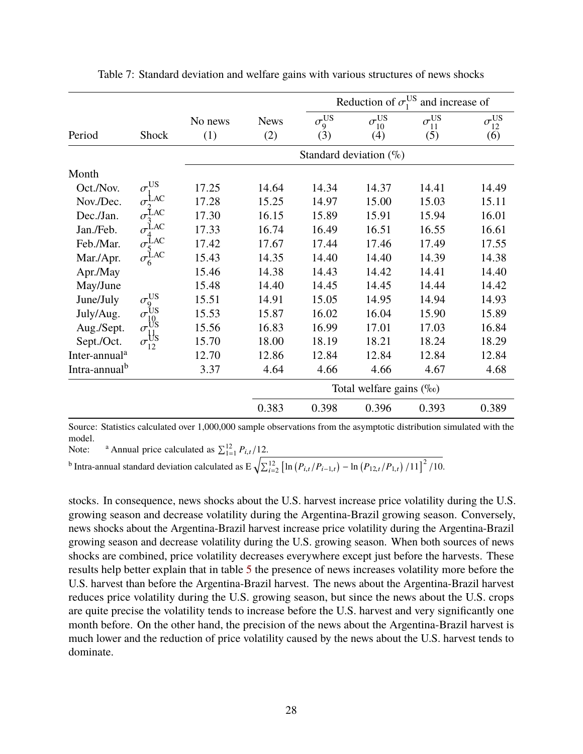Table 7: Standard deviation and welfare gains with various structures of news shocks

| Period | Shock | No news (1) | News (2) | Reduction of $\sigma_1^{\text{US}}$ and increase of $\sigma_9^{\text{US}}$ (3) | $\sigma_{10}^{\text{US}}$ (4) | $\sigma_{11}^{\text{US}}$ (5) | $\sigma_{12}^{\text{US}}$ (6) |
|---|---|---|---|---|---|---|---|
| | | Standard deviation (%) | | | | | |
| Month | | | | | | | |
| Oct./Nov. | $\sigma_1^{\text{US}}$ | 17.25 | 14.64 | 14.34 | 14.37 | 14.41 | 14.49 |
| Nov./Dec. | $\sigma_2^{\text{LAC}}$ | 17.28 | 15.25 | 14.97 | 15.00 | 15.03 | 15.11 |
| Dec./Jan. | $\sigma_3^{\text{LAC}}$ | 17.30 | 16.15 | 15.89 | 15.91 | 15.94 | 16.01 |
| Jan./Feb. | $\sigma_4^{\text{LAC}}$ | 17.33 | 16.74 | 16.49 | 16.51 | 16.55 | 16.61 |
| Feb./Mar. | $\sigma_5^{\text{LAC}}$ | 17.42 | 17.67 | 17.44 | 17.46 | 17.49 | 17.55 |
| Mar./Apr. | $\sigma_6^{\text{LAC}}$ | 15.43 | 14.35 | 14.40 | 14.40 | 14.39 | 14.38 |
| Apr./May | | 15.46 | 14.38 | 14.43 | 14.42 | 14.41 | 14.40 |
| May/June | | 15.48 | 14.40 | 14.45 | 14.45 | 14.44 | 14.42 |
| June/July | $\sigma_9^{\text{US}}$ | 15.51 | 14.91 | 15.05 | 14.95 | 14.94 | 14.93 |
| July/Aug. | $\sigma_{10}^{\text{US}}$ | 15.53 | 15.87 | 16.02 | 16.04 | 15.90 | 15.89 |
| Aug./Sept. | $\sigma_{11}^{\text{US}}$ | 15.56 | 16.83 | 16.99 | 17.01 | 17.03 | 16.84 |
| Sept./Oct. | $\sigma_{12}^{\text{US}}$ | 15.70 | 18.00 | 18.19 | 18.21 | 18.24 | 18.29 |
| Inter-annual[a] | | 12.70 | 12.86 | 12.84 | 12.84 | 12.84 | 12.84 |
| Intra-annual[b] | | 3.37 | 4.64 | 4.66 | 4.66 | 4.67 | 4.68 |
| | | | Total welfare gains (‰) | | | | |
| | | | 0.383 | 0.398 | 0.396 | 0.393 | 0.389 |

Source: Statistics calculated over 1,000,000 sample observations from the asymptotic distribution simulated with the model.

Note: [a] Annual price calculated as $\sum_{1=1}^{12} P_{i,t}/12$.

[b] Intra-annual standard deviation calculated as $\mathrm{E}\sqrt{\sum_{i=2}^{12}\left[\ln\left(P_{i,t}/P_{i-1,t}\right)-\ln\left(P_{12,t}/P_{1,t}\right)/11\right]^2/10}$.

stocks. In consequence, news shocks about the U.S. harvest increase price volatility during the U.S. growing season and decrease volatility during the Argentina-Brazil growing season. Conversely, news shocks about the Argentina-Brazil harvest increase price volatility during the Argentina-Brazil growing season and decrease volatility during the U.S. growing season. When both sources of news shocks are combined, price volatility decreases everywhere except just before the harvests. These results help better explain that in table 5 the presence of news increases volatility more before the U.S. harvest than before the Argentina-Brazil harvest. The news about the Argentina-Brazil harvest reduces price volatility during the U.S. growing season, but since the news about the U.S. crops are quite precise the volatility tends to increase before the U.S. harvest and very significantly one month before. On the other hand, the precision of the news about the Argentina-Brazil harvest is much lower and the reduction of price volatility caused by the news about the U.S. harvest tends to dominate.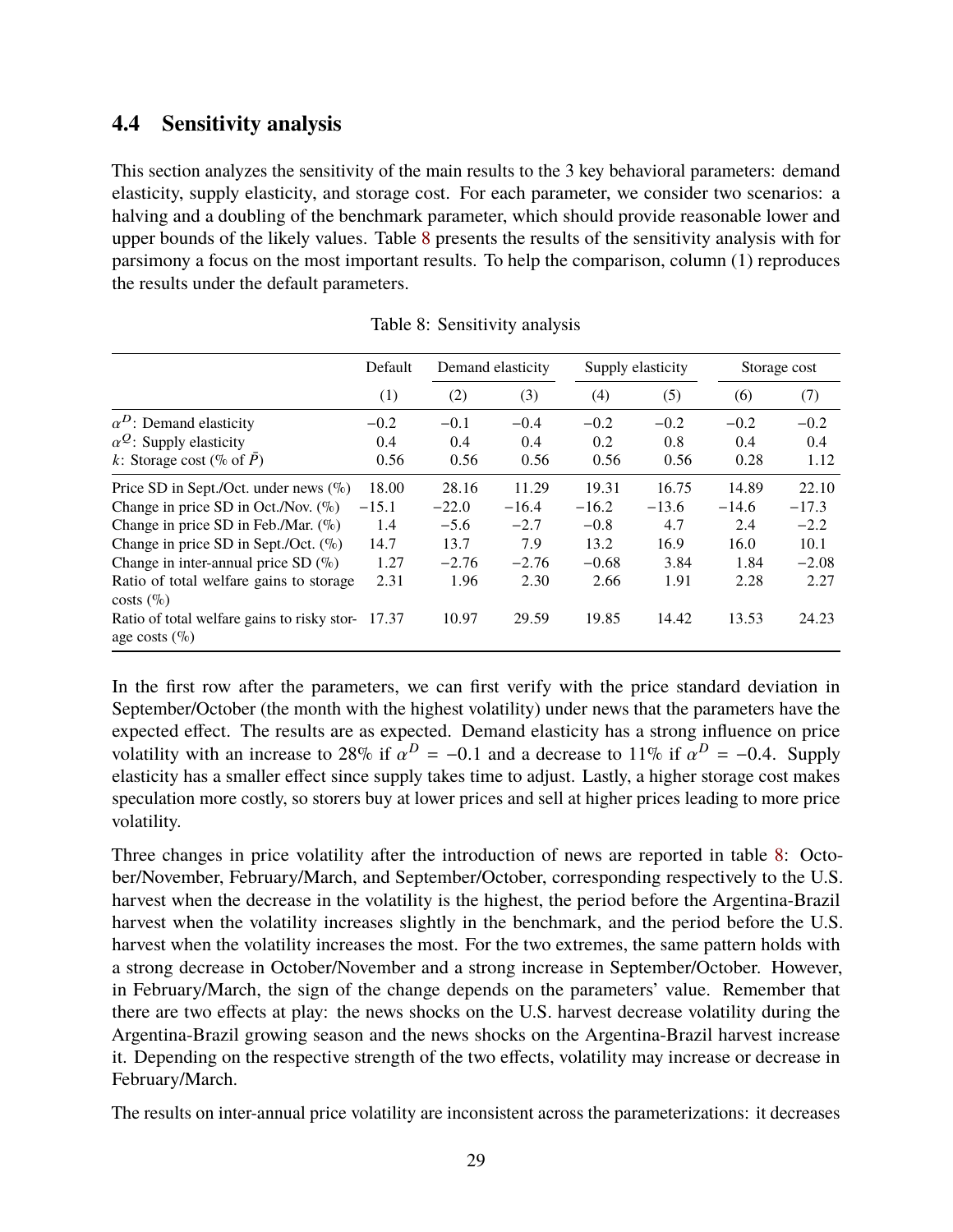### 4.4 Sensitivity analysis

This section analyzes the sensitivity of the main results to the 3 key behavioral parameters: demand elasticity, supply elasticity, and storage cost. For each parameter, we consider two scenarios: a halving and a doubling of the benchmark parameter, which should provide reasonable lower and upper bounds of the likely values. Table 8 presents the results of the sensitivity analysis with for parsimony a focus on the most important results. To help the comparison, column (1) reproduces the results under the default parameters.

Table 8: Sensitivity analysis

| | Default | Demand elasticity | | Supply elasticity | | Storage cost | |
|---|---|---|---|---|---|---|---|
| | (1) | (2) | (3) | (4) | (5) | (6) | (7) |
| $\alpha^D$: Demand elasticity | −0.2 | −0.1 | −0.4 | −0.2 | −0.2 | −0.2 | −0.2 |
| $\alpha^Q$: Supply elasticity | 0.4 | 0.4 | 0.4 | 0.2 | 0.8 | 0.4 | 0.4 |
| $k$: Storage cost (% of $\bar{P}$) | 0.56 | 0.56 | 0.56 | 0.56 | 0.56 | 0.28 | 1.12 |
| Price SD in Sept./Oct. under news (%) | 18.00 | 28.16 | 11.29 | 19.31 | 16.75 | 14.89 | 22.10 |
| Change in price SD in Oct./Nov. (%) | −15.1 | −22.0 | −16.4 | −16.2 | −13.6 | −14.6 | −17.3 |
| Change in price SD in Feb./Mar. (%) | 1.4 | −5.6 | −2.7 | −0.8 | 4.7 | 2.4 | −2.2 |
| Change in price SD in Sept./Oct. (%) | 14.7 | 13.7 | 7.9 | 13.2 | 16.9 | 16.0 | 10.1 |
| Change in inter-annual price SD (%) | 1.27 | −2.76 | −2.76 | −0.68 | 3.84 | 1.84 | −2.08 |
| Ratio of total welfare gains to storage costs (%) | 2.31 | 1.96 | 2.30 | 2.66 | 1.91 | 2.28 | 2.27 |
| Ratio of total welfare gains to risky storage costs (%) | 17.37 | 10.97 | 29.59 | 19.85 | 14.42 | 13.53 | 24.23 |

In the first row after the parameters, we can first verify with the price standard deviation in September/October (the month with the highest volatility) under news that the parameters have the expected effect. The results are as expected. Demand elasticity has a strong influence on price volatility with an increase to 28% if $\alpha^D = -0.1$ and a decrease to 11% if $\alpha^D = -0.4$. Supply elasticity has a smaller effect since supply takes time to adjust. Lastly, a higher storage cost makes speculation more costly, so storers buy at lower prices and sell at higher prices leading to more price volatility.

Three changes in price volatility after the introduction of news are reported in table 8: October/November, February/March, and September/October, corresponding respectively to the U.S. harvest when the decrease in the volatility is the highest, the period before the Argentina-Brazil harvest when the volatility increases slightly in the benchmark, and the period before the U.S. harvest when the volatility increases the most. For the two extremes, the same pattern holds with a strong decrease in October/November and a strong increase in September/October. However, in February/March, the sign of the change depends on the parameters' value. Remember that there are two effects at play: the news shocks on the U.S. harvest decrease volatility during the Argentina-Brazil growing season and the news shocks on the Argentina-Brazil harvest increase it. Depending on the respective strength of the two effects, volatility may increase or decrease in February/March.

The results on inter-annual price volatility are inconsistent across the parameterizations: it decreases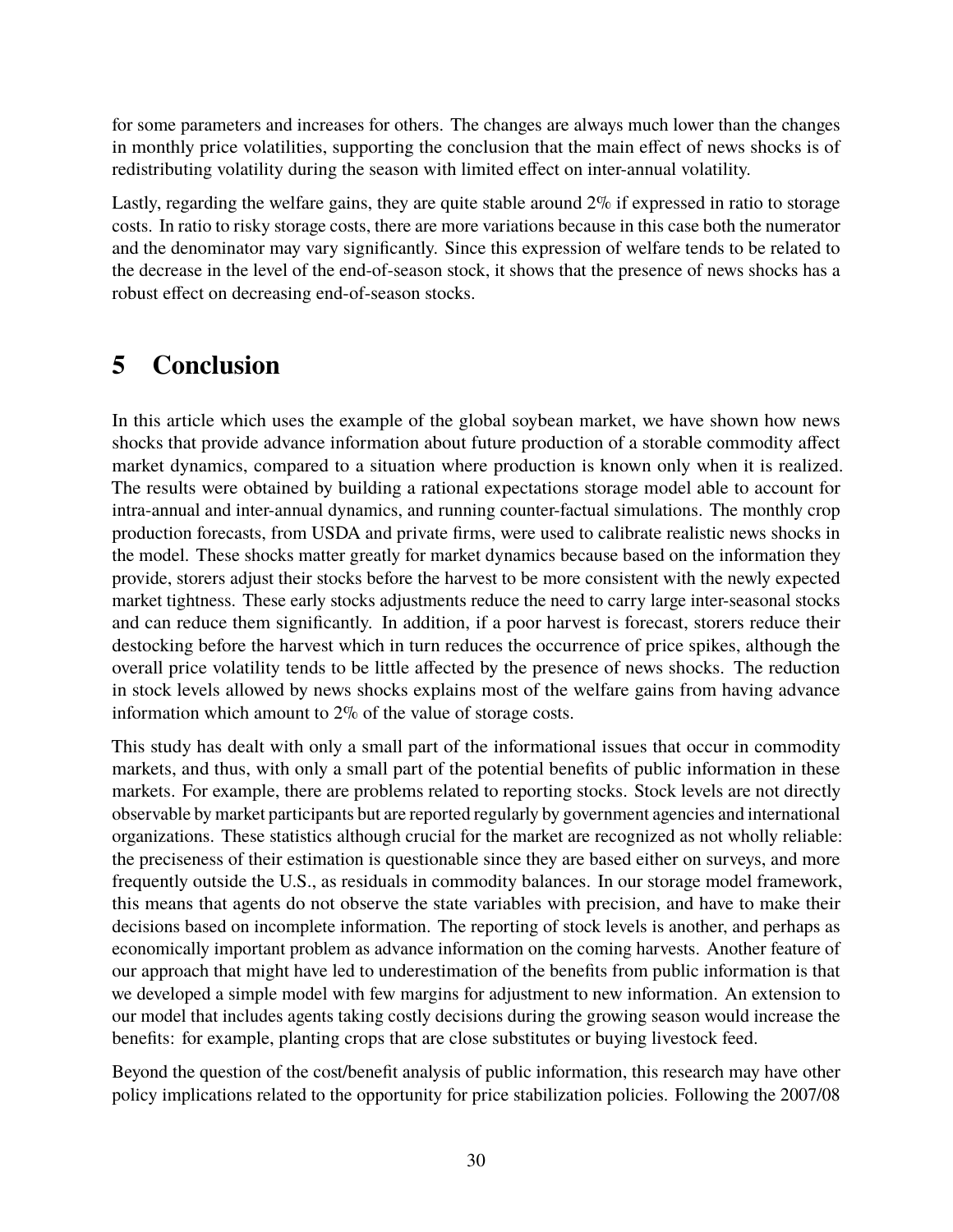for some parameters and increases for others. The changes are always much lower than the changes in monthly price volatilities, supporting the conclusion that the main effect of news shocks is of redistributing volatility during the season with limited effect on inter-annual volatility.

Lastly, regarding the welfare gains, they are quite stable around 2% if expressed in ratio to storage costs. In ratio to risky storage costs, there are more variations because in this case both the numerator and the denominator may vary significantly. Since this expression of welfare tends to be related to the decrease in the level of the end-of-season stock, it shows that the presence of news shocks has a robust effect on decreasing end-of-season stocks.

# 5 Conclusion

In this article which uses the example of the global soybean market, we have shown how news shocks that provide advance information about future production of a storable commodity affect market dynamics, compared to a situation where production is known only when it is realized. The results were obtained by building a rational expectations storage model able to account for intra-annual and inter-annual dynamics, and running counter-factual simulations. The monthly crop production forecasts, from USDA and private firms, were used to calibrate realistic news shocks in the model. These shocks matter greatly for market dynamics because based on the information they provide, storers adjust their stocks before the harvest to be more consistent with the newly expected market tightness. These early stocks adjustments reduce the need to carry large inter-seasonal stocks and can reduce them significantly. In addition, if a poor harvest is forecast, storers reduce their destocking before the harvest which in turn reduces the occurrence of price spikes, although the overall price volatility tends to be little affected by the presence of news shocks. The reduction in stock levels allowed by news shocks explains most of the welfare gains from having advance information which amount to 2% of the value of storage costs.

This study has dealt with only a small part of the informational issues that occur in commodity markets, and thus, with only a small part of the potential benefits of public information in these markets. For example, there are problems related to reporting stocks. Stock levels are not directly observable by market participants but are reported regularly by government agencies and international organizations. These statistics although crucial for the market are recognized as not wholly reliable: the preciseness of their estimation is questionable since they are based either on surveys, and more frequently outside the U.S., as residuals in commodity balances. In our storage model framework, this means that agents do not observe the state variables with precision, and have to make their decisions based on incomplete information. The reporting of stock levels is another, and perhaps as economically important problem as advance information on the coming harvests. Another feature of our approach that might have led to underestimation of the benefits from public information is that we developed a simple model with few margins for adjustment to new information. An extension to our model that includes agents taking costly decisions during the growing season would increase the benefits: for example, planting crops that are close substitutes or buying livestock feed.

Beyond the question of the cost/benefit analysis of public information, this research may have other policy implications related to the opportunity for price stabilization policies. Following the 2007/08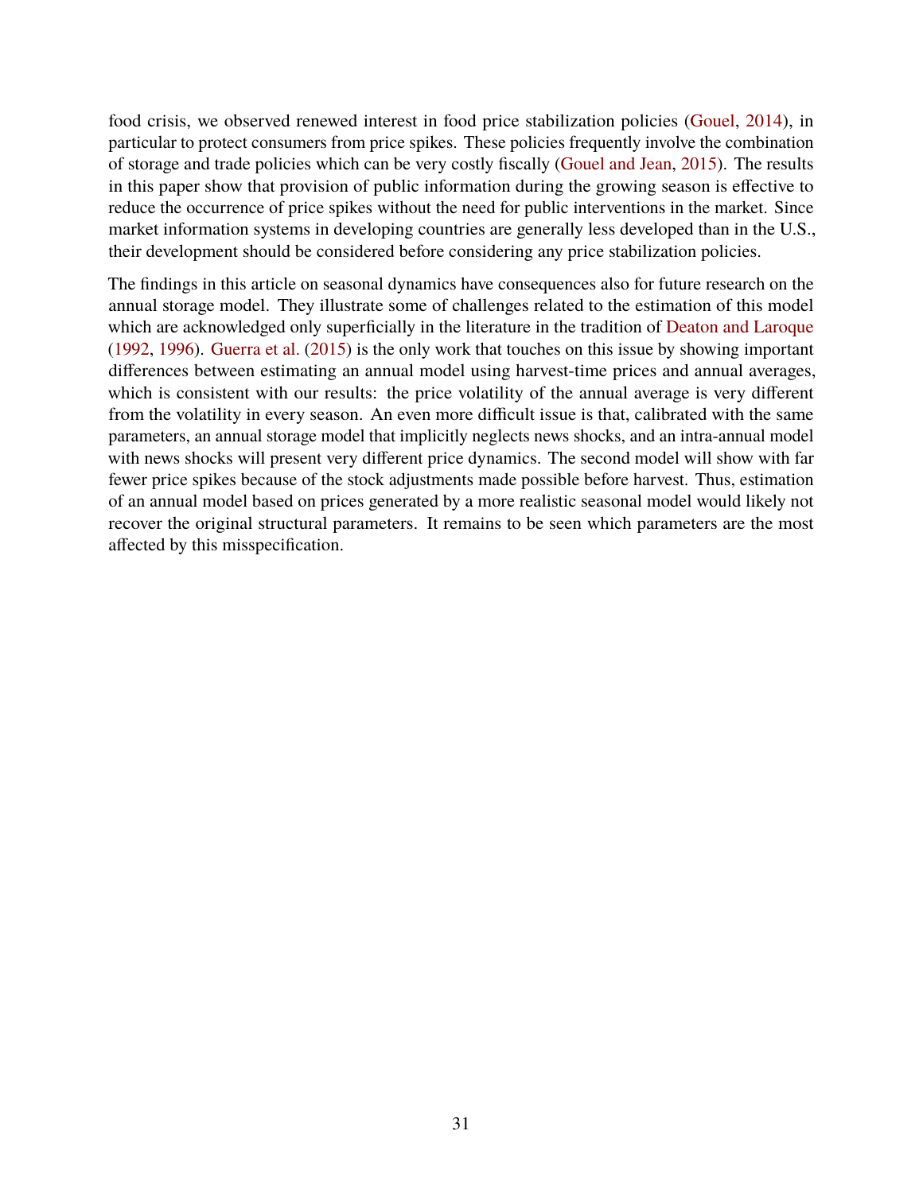food crisis, we observed renewed interest in food price stabilization policies (Gouel, 2014), in particular to protect consumers from price spikes. These policies frequently involve the combination of storage and trade policies which can be very costly fiscally (Gouel and Jean, 2015). The results in this paper show that provision of public information during the growing season is effective to reduce the occurrence of price spikes without the need for public interventions in the market. Since market information systems in developing countries are generally less developed than in the U.S., their development should be considered before considering any price stabilization policies.

The findings in this article on seasonal dynamics have consequences also for future research on the annual storage model. They illustrate some of challenges related to the estimation of this model which are acknowledged only superficially in the literature in the tradition of Deaton and Laroque (1992, 1996). Guerra et al. (2015) is the only work that touches on this issue by showing important differences between estimating an annual model using harvest-time prices and annual averages, which is consistent with our results: the price volatility of the annual average is very different from the volatility in every season. An even more difficult issue is that, calibrated with the same parameters, an annual storage model that implicitly neglects news shocks, and an intra-annual model with news shocks will present very different price dynamics. The second model will show with far fewer price spikes because of the stock adjustments made possible before harvest. Thus, estimation of an annual model based on prices generated by a more realistic seasonal model would likely not recover the original structural parameters. It remains to be seen which parameters are the most affected by this misspecification.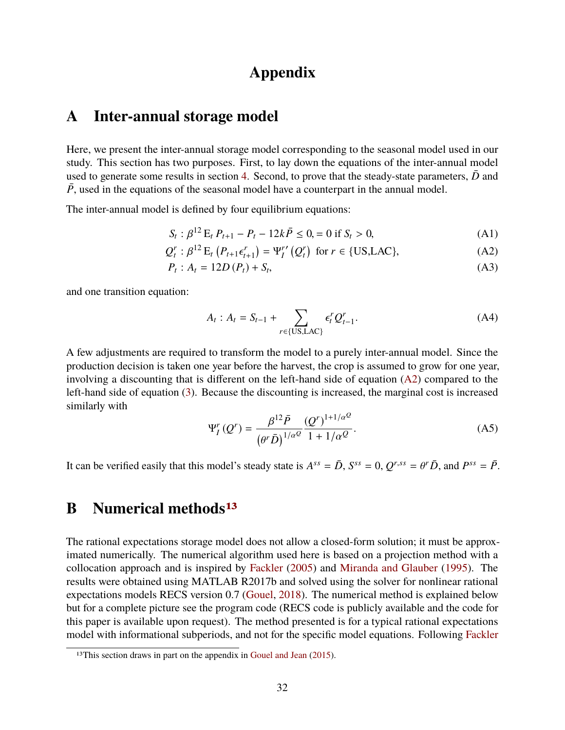# Appendix

## A Inter-annual storage model

Here, we present the inter-annual storage model corresponding to the seasonal model used in our study. This section has two purposes. First, to lay down the equations of the inter-annual model used to generate some results in section 4. Second, to prove that the steady-state parameters, $\bar{D}$ and $\bar{P}$, used in the equations of the seasonal model have a counterpart in the annual model.

The inter-annual model is defined by four equilibrium equations:

$$S_t : \beta^{12} \mathrm{E}_t \, P_{t+1} - P_t - 12k\bar{P} \leq 0, = 0 \text{ if } S_t > 0, \tag{A1}$$

$$Q_t^r : \beta^{12} \mathrm{E}_t \left( P_{t+1} \epsilon_{t+1}^r \right) = \Psi_I^{r\prime} \left( Q_t^r \right) \text{ for } r \in \{\text{US,LAC}\}, \tag{A2}$$

$$P_t : A_t = 12D\left(P_t\right) + S_t, \tag{A3}$$

and one transition equation:

$$A_t : A_t = S_{t-1} + \sum_{r \in \{\text{US,LAC}\}} \epsilon_t^r Q_{t-1}^r. \tag{A4}$$

A few adjustments are required to transform the model to a purely inter-annual model. Since the production decision is taken one year before the harvest, the crop is assumed to grow for one year, involving a discounting that is different on the left-hand side of equation (A2) compared to the left-hand side of equation (3). Because the discounting is increased, the marginal cost is increased similarly with

$$\Psi_I^r \left( Q^r \right) = \frac{\beta^{12} \bar{P}}{\left( \theta^r \bar{D} \right)^{1/\alpha^Q}} \frac{\left( Q^r \right)^{1+1/\alpha^Q}}{1 + 1/\alpha^Q}. \tag{A5}$$

It can be verified easily that this model's steady state is $A^{ss} = \bar{D}$, $S^{ss} = 0$, $Q^{r,ss} = \theta^r \bar{D}$, and $P^{ss} = \bar{P}$.

## B Numerical methods[13]

The rational expectations storage model does not allow a closed-form solution; it must be approximated numerically. The numerical algorithm used here is based on a projection method with a collocation approach and is inspired by Fackler (2005) and Miranda and Glauber (1995). The results were obtained using MATLAB R2017b and solved using the solver for nonlinear rational expectations models RECS version 0.7 (Gouel, 2018). The numerical method is explained below but for a complete picture see the program code (RECS code is publicly available and the code for this paper is available upon request). The method presented is for a typical rational expectations model with informational subperiods, and not for the specific model equations. Following Fackler

[13] This section draws in part on the appendix in Gouel and Jean (2015).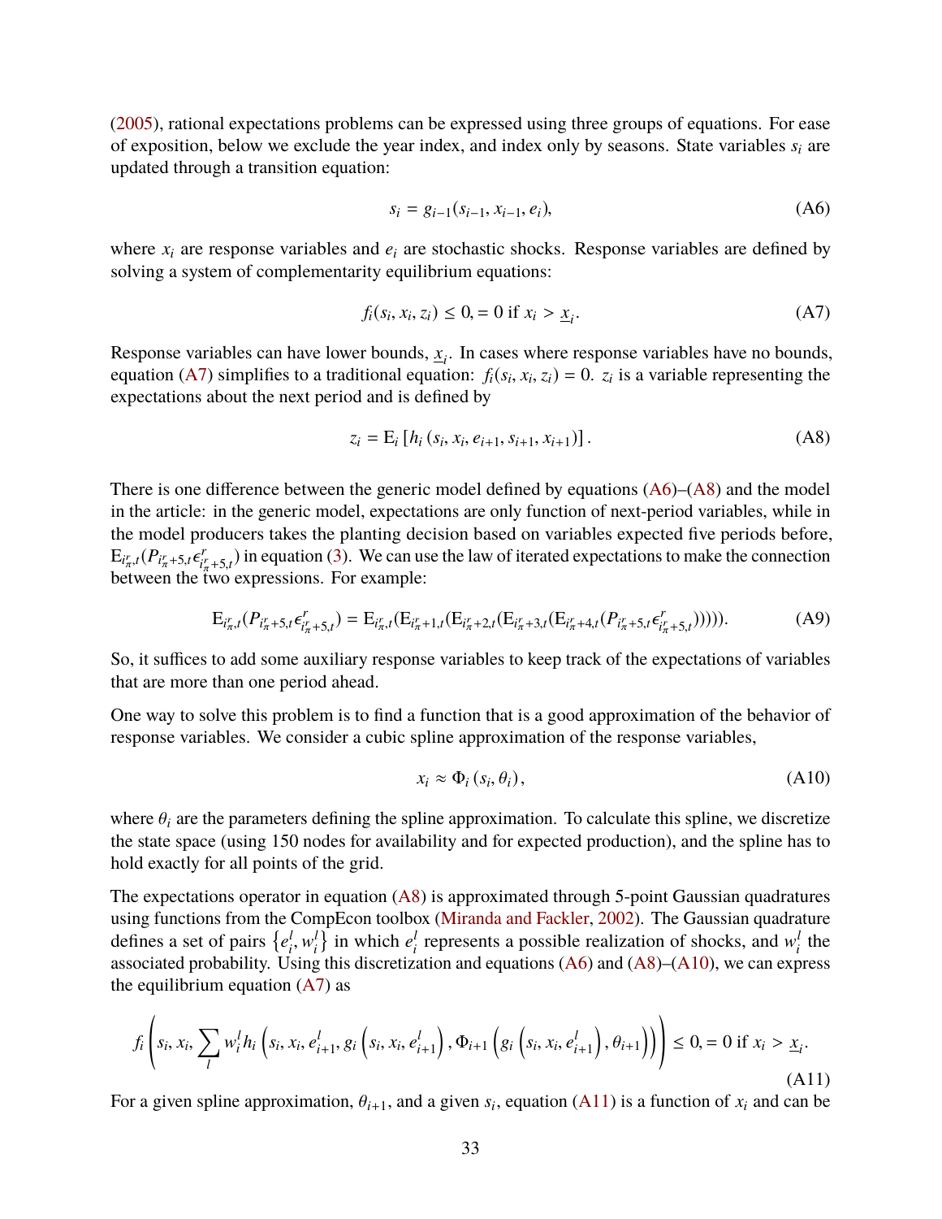(2005), rational expectations problems can be expressed using three groups of equations. For ease of exposition, below we exclude the year index, and index only by seasons. State variables $s_i$ are updated through a transition equation:

$$s_i = g_{i-1}(s_{i-1}, x_{i-1}, e_i), \tag{A6}$$

where $x_i$ are response variables and $e_i$ are stochastic shocks. Response variables are defined by solving a system of complementarity equilibrium equations:

$$f_i(s_i, x_i, z_i) \leq 0, = 0 \text{ if } x_i > \underline{x}_i. \tag{A7}$$

Response variables can have lower bounds, $\underline{x}_i$. In cases where response variables have no bounds, equation (A7) simplifies to a traditional equation: $f_i(s_i, x_i, z_i) = 0$. $z_i$ is a variable representing the expectations about the next period and is defined by

$$z_i = \mathrm{E}_i \left[ h_i \left( s_i, x_i, e_{i+1}, s_{i+1}, x_{i+1} \right) \right]. \tag{A8}$$

There is one difference between the generic model defined by equations (A6)–(A8) and the model in the article: in the generic model, expectations are only function of next-period variables, while in the model producers takes the planting decision based on variables expected five periods before, $\mathrm{E}_{i_\pi^r,t}(P_{i_\pi^r+5,t}\epsilon^r_{i_\pi^r+5,t})$ in equation (3). We can use the law of iterated expectations to make the connection between the two expressions. For example:

$$\mathrm{E}_{i_\pi^r,t}(P_{i_\pi^r+5,t}\epsilon^r_{i_\pi^r+5,t}) = \mathrm{E}_{i_\pi^r,t}(\mathrm{E}_{i_\pi^r+1,t}(\mathrm{E}_{i_\pi^r+2,t}(\mathrm{E}_{i_\pi^r+3,t}(\mathrm{E}_{i_\pi^r+4,t}(P_{i_\pi^r+5,t}\epsilon^r_{i_\pi^r+5,t}))))). \tag{A9}$$

So, it suffices to add some auxiliary response variables to keep track of the expectations of variables that are more than one period ahead.

One way to solve this problem is to find a function that is a good approximation of the behavior of response variables. We consider a cubic spline approximation of the response variables,

$$x_i \approx \Phi_i \left( s_i, \theta_i \right), \tag{A10}$$

where $\theta_i$ are the parameters defining the spline approximation. To calculate this spline, we discretize the state space (using 150 nodes for availability and for expected production), and the spline has to hold exactly for all points of the grid.

The expectations operator in equation (A8) is approximated through 5-point Gaussian quadratures using functions from the CompEcon toolbox (Miranda and Fackler, 2002). The Gaussian quadrature defines a set of pairs $\left\{ e_i^l, w_i^l \right\}$ in which $e_i^l$ represents a possible realization of shocks, and $w_i^l$ the associated probability. Using this discretization and equations (A6) and (A8)–(A10), we can express the equilibrium equation (A7) as

$$f_i \left( s_i, x_i, \sum_l w_i^l h_i \left( s_i, x_i, e_{i+1}^l, g_i \left( s_i, x_i, e_{i+1}^l \right), \Phi_{i+1} \left( g_i \left( s_i, x_i, e_{i+1}^l \right), \theta_{i+1} \right) \right) \right) \leq 0, = 0 \text{ if } x_i > \underline{x}_i. \tag{A11}$$

For a given spline approximation, $\theta_{i+1}$, and a given $s_i$, equation (A11) is a function of $x_i$ and can be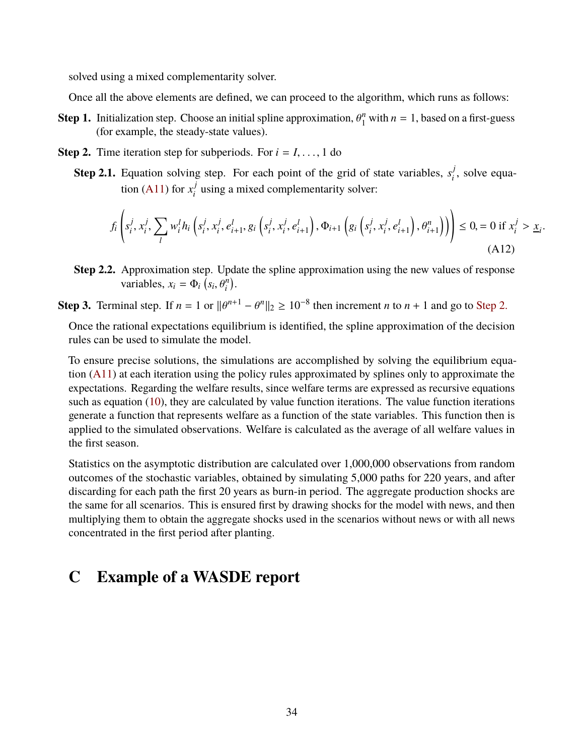solved using a mixed complementarity solver.

Once all the above elements are defined, we can proceed to the algorithm, which runs as follows:

**Step 1.** Initialization step. Choose an initial spline approximation, $\theta_1^n$ with $n = 1$, based on a first-guess (for example, the steady-state values).

**Step 2.** Time iteration step for subperiods. For $i = I, \ldots, 1$ do

**Step 2.1.** Equation solving step. For each point of the grid of state variables, $s_i^j$, solve equation (A11) for $x_i^j$ using a mixed complementarity solver:

$$f_i\left(s_i^j, x_i^j, \sum_l w_i^l h_i\left(s_i^j, x_i^j, e_{i+1}^l, g_i\left(s_i^j, x_i^j, e_{i+1}^l\right), \Phi_{i+1}\left(g_i\left(s_i^j, x_i^j, e_{i+1}^l\right), \theta_{i+1}^n\right)\right)\right) \leq 0, = 0 \text{ if } x_i^j > \underline{x}_i. \tag{A12}$$

**Step 2.2.** Approximation step. Update the spline approximation using the new values of response variables, $x_i = \Phi_i\left(s_i, \theta_i^n\right)$.

**Step 3.** Terminal step. If $n = 1$ or $\|\theta^{n+1} - \theta^n\|_2 \geq 10^{-8}$ then increment $n$ to $n + 1$ and go to Step 2.

Once the rational expectations equilibrium is identified, the spline approximation of the decision rules can be used to simulate the model.

To ensure precise solutions, the simulations are accomplished by solving the equilibrium equation (A11) at each iteration using the policy rules approximated by splines only to approximate the expectations. Regarding the welfare results, since welfare terms are expressed as recursive equations such as equation (10), they are calculated by value function iterations. The value function iterations generate a function that represents welfare as a function of the state variables. This function then is applied to the simulated observations. Welfare is calculated as the average of all welfare values in the first season.

Statistics on the asymptotic distribution are calculated over 1,000,000 observations from random outcomes of the stochastic variables, obtained by simulating 5,000 paths for 220 years, and after discarding for each path the first 20 years as burn-in period. The aggregate production shocks are the same for all scenarios. This is ensured first by drawing shocks for the model with news, and then multiplying them to obtain the aggregate shocks used in the scenarios without news or with all news concentrated in the first period after planting.

# C Example of a WASDE report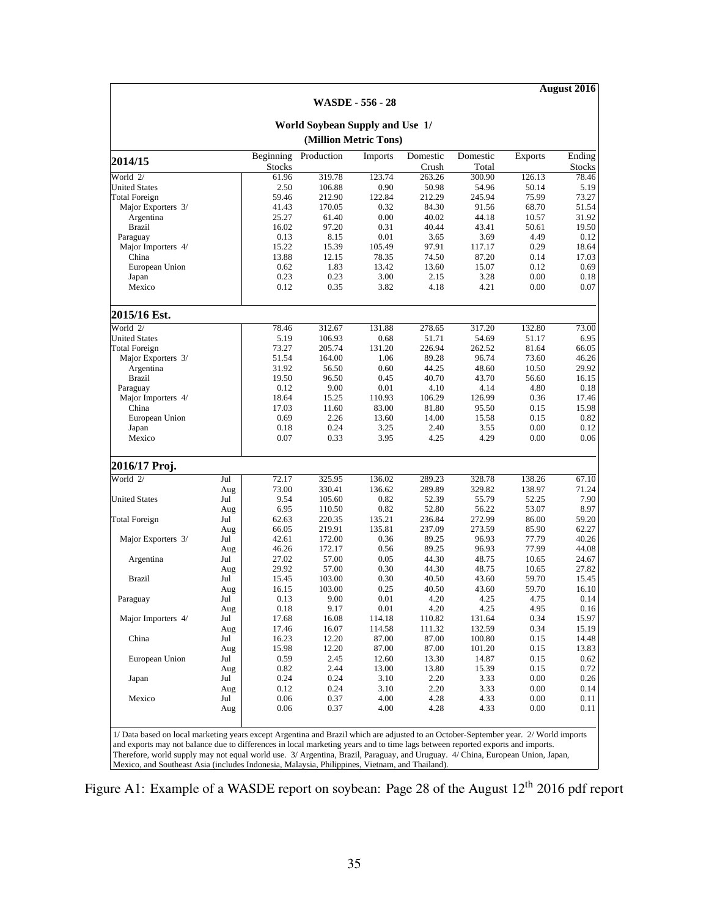August 2016

**WASDE - 556 - 28**

**World Soybean Supply and Use 1/**

**(Million Metric Tons)**

| 2014/15 | | Beginning Stocks | Production | Imports | Domestic Crush | Domestic Total | Exports | Ending Stocks |
|---|---|---|---|---|---|---|---|---|
| World 2/ | | 61.96 | 319.78 | 123.74 | 263.26 | 300.90 | 126.13 | 78.46 |
| United States | | 2.50 | 106.88 | 0.90 | 50.98 | 54.96 | 50.14 | 5.19 |
| Total Foreign | | 59.46 | 212.90 | 122.84 | 212.29 | 245.94 | 75.99 | 73.27 |
| Major Exporters 3/ | | 41.43 | 170.05 | 0.32 | 84.30 | 91.56 | 68.70 | 51.54 |
| Argentina | | 25.27 | 61.40 | 0.00 | 40.02 | 44.18 | 10.57 | 31.92 |
| Brazil | | 16.02 | 97.20 | 0.31 | 40.44 | 43.41 | 50.61 | 19.50 |
| Paraguay | | 0.13 | 8.15 | 0.01 | 3.65 | 3.69 | 4.49 | 0.12 |
| Major Importers 4/ | | 15.22 | 15.39 | 105.49 | 97.91 | 117.17 | 0.29 | 18.64 |
| China | | 13.88 | 12.15 | 78.35 | 74.50 | 87.20 | 0.14 | 17.03 |
| European Union | | 0.62 | 1.83 | 13.42 | 13.60 | 15.07 | 0.12 | 0.69 |
| Japan | | 0.23 | 0.23 | 3.00 | 2.15 | 3.28 | 0.00 | 0.18 |
| Mexico | | 0.12 | 0.35 | 3.82 | 4.18 | 4.21 | 0.00 | 0.07 |
| **2015/16 Est.** | | | | | | | | |
| World 2/ | | 78.46 | 312.67 | 131.88 | 278.65 | 317.20 | 132.80 | 73.00 |
| United States | | 5.19 | 106.93 | 0.68 | 51.71 | 54.69 | 51.17 | 6.95 |
| Total Foreign | | 73.27 | 205.74 | 131.20 | 226.94 | 262.52 | 81.64 | 66.05 |
| Major Exporters 3/ | | 51.54 | 164.00 | 1.06 | 89.28 | 96.74 | 73.60 | 46.26 |
| Argentina | | 31.92 | 56.50 | 0.60 | 44.25 | 48.60 | 10.50 | 29.92 |
| Brazil | | 19.50 | 96.50 | 0.45 | 40.70 | 43.70 | 56.60 | 16.15 |
| Paraguay | | 0.12 | 9.00 | 0.01 | 4.10 | 4.14 | 4.80 | 0.18 |
| Major Importers 4/ | | 18.64 | 15.25 | 110.93 | 106.29 | 126.99 | 0.36 | 17.46 |
| China | | 17.03 | 11.60 | 83.00 | 81.80 | 95.50 | 0.15 | 15.98 |
| European Union | | 0.69 | 2.26 | 13.60 | 14.00 | 15.58 | 0.15 | 0.82 |
| Japan | | 0.18 | 0.24 | 3.25 | 2.40 | 3.55 | 0.00 | 0.12 |
| Mexico | | 0.07 | 0.33 | 3.95 | 4.25 | 4.29 | 0.00 | 0.06 |
| **2016/17 Proj.** | | | | | | | | |
| World 2/ | Jul | 72.17 | 325.95 | 136.02 | 289.23 | 328.78 | 138.26 | 67.10 |
| | Aug | 73.00 | 330.41 | 136.62 | 289.89 | 329.82 | 138.97 | 71.24 |
| United States | Jul | 9.54 | 105.60 | 0.82 | 52.39 | 55.79 | 52.25 | 7.90 |
| | Aug | 6.95 | 110.50 | 0.82 | 52.80 | 56.22 | 53.07 | 8.97 |
| Total Foreign | Jul | 62.63 | 220.35 | 135.21 | 236.84 | 272.99 | 86.00 | 59.20 |
| | Aug | 66.05 | 219.91 | 135.81 | 237.09 | 273.59 | 85.90 | 62.27 |
| Major Exporters 3/ | Jul | 42.61 | 172.00 | 0.36 | 89.25 | 96.93 | 77.79 | 40.26 |
| | Aug | 46.26 | 172.17 | 0.56 | 89.25 | 96.93 | 77.99 | 44.08 |
| Argentina | Jul | 27.02 | 57.00 | 0.05 | 44.30 | 48.75 | 10.65 | 24.67 |
| | Aug | 29.92 | 57.00 | 0.30 | 44.30 | 48.75 | 10.65 | 27.82 |
| Brazil | Jul | 15.45 | 103.00 | 0.30 | 40.50 | 43.60 | 59.70 | 15.45 |
| | Aug | 16.15 | 103.00 | 0.25 | 40.50 | 43.60 | 59.70 | 16.10 |
| Paraguay | Jul | 0.13 | 9.00 | 0.01 | 4.20 | 4.25 | 4.75 | 0.14 |
| | Aug | 0.18 | 9.17 | 0.01 | 4.20 | 4.25 | 4.95 | 0.16 |
| Major Importers 4/ | Jul | 17.68 | 16.08 | 114.18 | 110.82 | 131.64 | 0.34 | 15.97 |
| | Aug | 17.46 | 16.07 | 114.58 | 111.32 | 132.59 | 0.34 | 15.19 |
| China | Jul | 16.23 | 12.20 | 87.00 | 87.00 | 100.80 | 0.15 | 14.48 |
| | Aug | 15.98 | 12.20 | 87.00 | 87.00 | 101.20 | 0.15 | 13.83 |
| European Union | Jul | 0.59 | 2.45 | 12.60 | 13.30 | 14.87 | 0.15 | 0.62 |
| | Aug | 0.82 | 2.44 | 13.00 | 13.80 | 15.39 | 0.15 | 0.72 |
| Japan | Jul | 0.24 | 0.24 | 3.10 | 2.20 | 3.33 | 0.00 | 0.26 |
| | Aug | 0.12 | 0.24 | 3.10 | 2.20 | 3.33 | 0.00 | 0.14 |
| Mexico | Jul | 0.06 | 0.37 | 4.00 | 4.28 | 4.33 | 0.00 | 0.11 |
| | Aug | 0.06 | 0.37 | 4.00 | 4.28 | 4.33 | 0.00 | 0.11 |

1/ Data based on local marketing years except Argentina and Brazil which are adjusted to an October-September year. 2/ World imports and exports may not balance due to differences in local marketing years and to time lags between reported exports and imports. Therefore, world supply may not equal world use. 3/ Argentina, Brazil, Paraguay, and Uruguay. 4/ China, European Union, Japan, Mexico, and Southeast Asia (includes Indonesia, Malaysia, Philippines, Vietnam, and Thailand).

Figure A1: Example of a WASDE report on soybean: Page 28 of the August 12th 2016 pdf report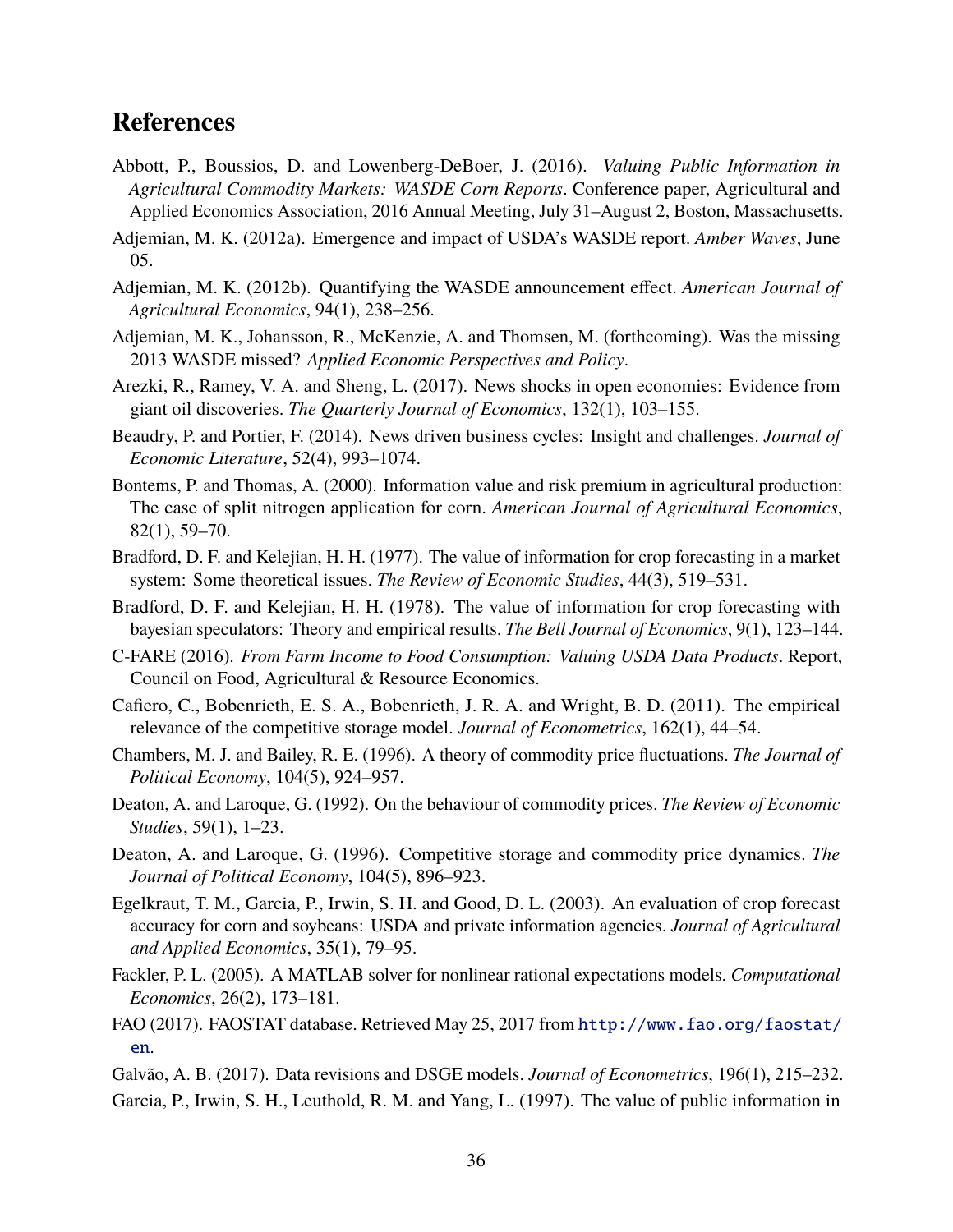## References

Abbott, P., Boussios, D. and Lowenberg-DeBoer, J. (2016). *Valuing Public Information in Agricultural Commodity Markets: WASDE Corn Reports*. Conference paper, Agricultural and Applied Economics Association, 2016 Annual Meeting, July 31–August 2, Boston, Massachusetts.

Adjemian, M. K. (2012a). Emergence and impact of USDA's WASDE report. *Amber Waves*, June 05.

Adjemian, M. K. (2012b). Quantifying the WASDE announcement effect. *American Journal of Agricultural Economics*, 94(1), 238–256.

Adjemian, M. K., Johansson, R., McKenzie, A. and Thomsen, M. (forthcoming). Was the missing 2013 WASDE missed? *Applied Economic Perspectives and Policy*.

Arezki, R., Ramey, V. A. and Sheng, L. (2017). News shocks in open economies: Evidence from giant oil discoveries. *The Quarterly Journal of Economics*, 132(1), 103–155.

Beaudry, P. and Portier, F. (2014). News driven business cycles: Insight and challenges. *Journal of Economic Literature*, 52(4), 993–1074.

Bontems, P. and Thomas, A. (2000). Information value and risk premium in agricultural production: The case of split nitrogen application for corn. *American Journal of Agricultural Economics*, 82(1), 59–70.

Bradford, D. F. and Kelejian, H. H. (1977). The value of information for crop forecasting in a market system: Some theoretical issues. *The Review of Economic Studies*, 44(3), 519–531.

Bradford, D. F. and Kelejian, H. H. (1978). The value of information for crop forecasting with bayesian speculators: Theory and empirical results. *The Bell Journal of Economics*, 9(1), 123–144.

C-FARE (2016). *From Farm Income to Food Consumption: Valuing USDA Data Products*. Report, Council on Food, Agricultural & Resource Economics.

Cafiero, C., Bobenrieth, E. S. A., Bobenrieth, J. R. A. and Wright, B. D. (2011). The empirical relevance of the competitive storage model. *Journal of Econometrics*, 162(1), 44–54.

Chambers, M. J. and Bailey, R. E. (1996). A theory of commodity price fluctuations. *The Journal of Political Economy*, 104(5), 924–957.

Deaton, A. and Laroque, G. (1992). On the behaviour of commodity prices. *The Review of Economic Studies*, 59(1), 1–23.

Deaton, A. and Laroque, G. (1996). Competitive storage and commodity price dynamics. *The Journal of Political Economy*, 104(5), 896–923.

Egelkraut, T. M., Garcia, P., Irwin, S. H. and Good, D. L. (2003). An evaluation of crop forecast accuracy for corn and soybeans: USDA and private information agencies. *Journal of Agricultural and Applied Economics*, 35(1), 79–95.

Fackler, P. L. (2005). A MATLAB solver for nonlinear rational expectations models. *Computational Economics*, 26(2), 173–181.

FAO (2017). FAOSTAT database. Retrieved May 25, 2017 from http://www.fao.org/faostat/en.

Galvão, A. B. (2017). Data revisions and DSGE models. *Journal of Econometrics*, 196(1), 215–232.

Garcia, P., Irwin, S. H., Leuthold, R. M. and Yang, L. (1997). The value of public information in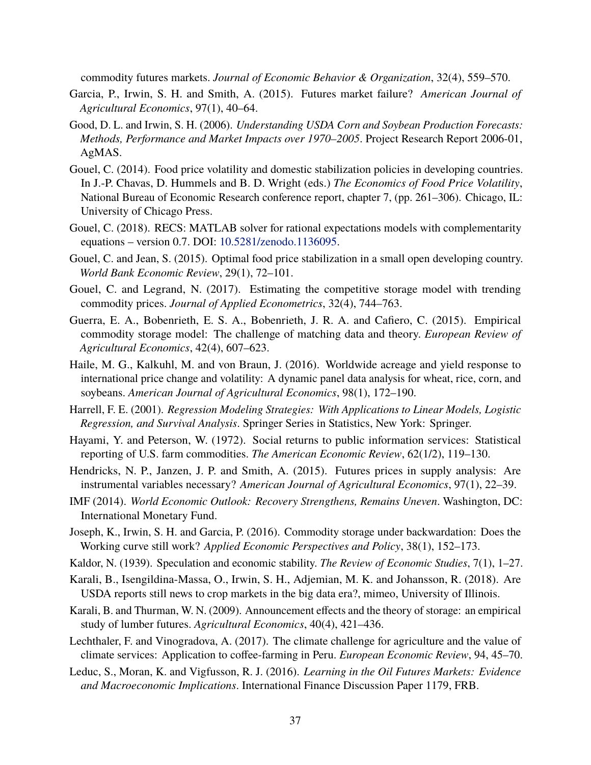commodity futures markets. *Journal of Economic Behavior & Organization*, 32(4), 559–570.

Garcia, P., Irwin, S. H. and Smith, A. (2015). Futures market failure? *American Journal of Agricultural Economics*, 97(1), 40–64.

Good, D. L. and Irwin, S. H. (2006). *Understanding USDA Corn and Soybean Production Forecasts: Methods, Performance and Market Impacts over 1970–2005*. Project Research Report 2006-01, AgMAS.

Gouel, C. (2014). Food price volatility and domestic stabilization policies in developing countries. In J.-P. Chavas, D. Hummels and B. D. Wright (eds.) *The Economics of Food Price Volatility*, National Bureau of Economic Research conference report, chapter 7, (pp. 261–306). Chicago, IL: University of Chicago Press.

Gouel, C. (2018). RECS: MATLAB solver for rational expectations models with complementarity equations – version 0.7. DOI: 10.5281/zenodo.1136095.

Gouel, C. and Jean, S. (2015). Optimal food price stabilization in a small open developing country. *World Bank Economic Review*, 29(1), 72–101.

Gouel, C. and Legrand, N. (2017). Estimating the competitive storage model with trending commodity prices. *Journal of Applied Econometrics*, 32(4), 744–763.

Guerra, E. A., Bobenrieth, E. S. A., Bobenrieth, J. R. A. and Cafiero, C. (2015). Empirical commodity storage model: The challenge of matching data and theory. *European Review of Agricultural Economics*, 42(4), 607–623.

Haile, M. G., Kalkuhl, M. and von Braun, J. (2016). Worldwide acreage and yield response to international price change and volatility: A dynamic panel data analysis for wheat, rice, corn, and soybeans. *American Journal of Agricultural Economics*, 98(1), 172–190.

Harrell, F. E. (2001). *Regression Modeling Strategies: With Applications to Linear Models, Logistic Regression, and Survival Analysis*. Springer Series in Statistics, New York: Springer.

Hayami, Y. and Peterson, W. (1972). Social returns to public information services: Statistical reporting of U.S. farm commodities. *The American Economic Review*, 62(1/2), 119–130.

Hendricks, N. P., Janzen, J. P. and Smith, A. (2015). Futures prices in supply analysis: Are instrumental variables necessary? *American Journal of Agricultural Economics*, 97(1), 22–39.

IMF (2014). *World Economic Outlook: Recovery Strengthens, Remains Uneven*. Washington, DC: International Monetary Fund.

Joseph, K., Irwin, S. H. and Garcia, P. (2016). Commodity storage under backwardation: Does the Working curve still work? *Applied Economic Perspectives and Policy*, 38(1), 152–173.

Kaldor, N. (1939). Speculation and economic stability. *The Review of Economic Studies*, 7(1), 1–27.

Karali, B., Isengildina-Massa, O., Irwin, S. H., Adjemian, M. K. and Johansson, R. (2018). Are USDA reports still news to crop markets in the big data era?, mimeo, University of Illinois.

Karali, B. and Thurman, W. N. (2009). Announcement effects and the theory of storage: an empirical study of lumber futures. *Agricultural Economics*, 40(4), 421–436.

Lechthaler, F. and Vinogradova, A. (2017). The climate challenge for agriculture and the value of climate services: Application to coffee-farming in Peru. *European Economic Review*, 94, 45–70.

Leduc, S., Moran, K. and Vigfusson, R. J. (2016). *Learning in the Oil Futures Markets: Evidence and Macroeconomic Implications*. International Finance Discussion Paper 1179, FRB.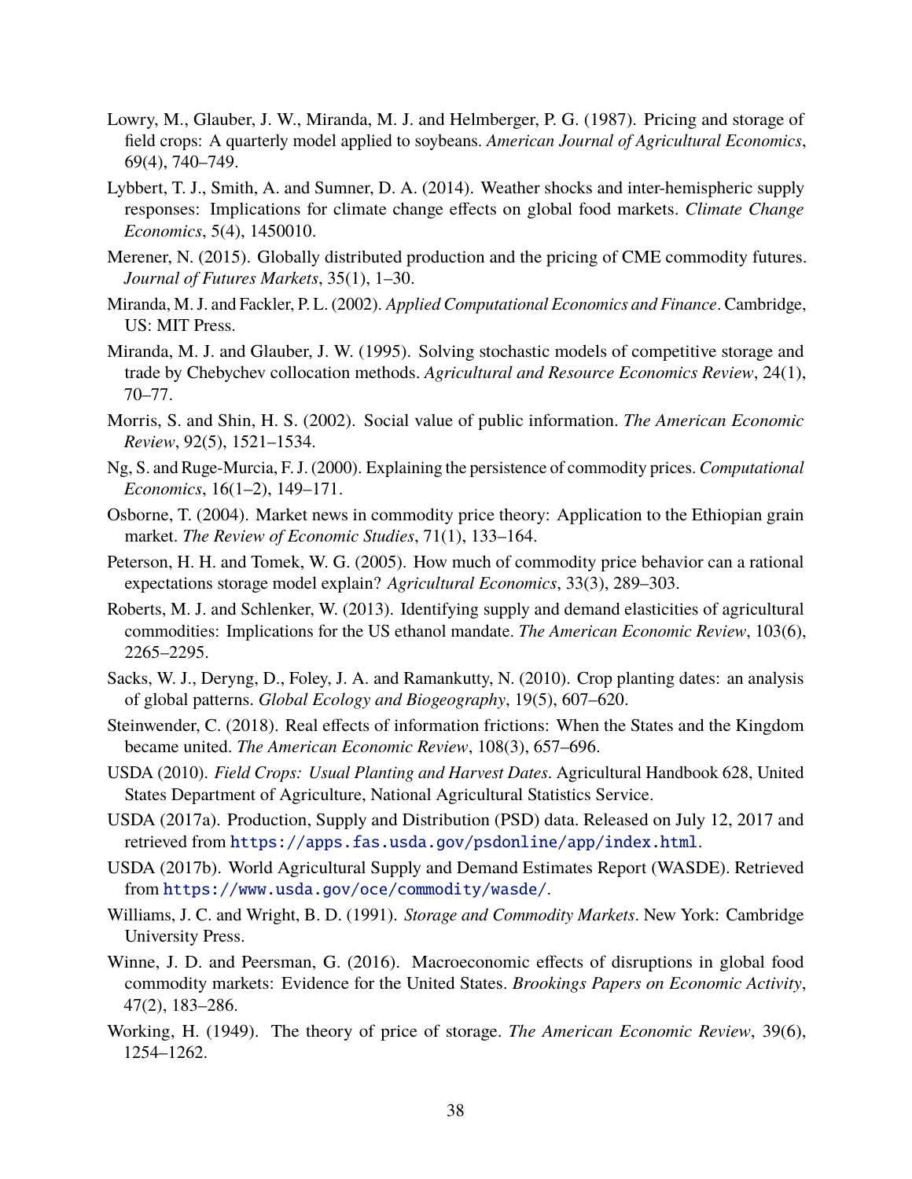Lowry, M., Glauber, J. W., Miranda, M. J. and Helmberger, P. G. (1987). Pricing and storage of field crops: A quarterly model applied to soybeans. *American Journal of Agricultural Economics*, 69(4), 740–749.

Lybbert, T. J., Smith, A. and Sumner, D. A. (2014). Weather shocks and inter-hemispheric supply responses: Implications for climate change effects on global food markets. *Climate Change Economics*, 5(4), 1450010.

Merener, N. (2015). Globally distributed production and the pricing of CME commodity futures. *Journal of Futures Markets*, 35(1), 1–30.

Miranda, M. J. and Fackler, P. L. (2002). *Applied Computational Economics and Finance*. Cambridge, US: MIT Press.

Miranda, M. J. and Glauber, J. W. (1995). Solving stochastic models of competitive storage and trade by Chebychev collocation methods. *Agricultural and Resource Economics Review*, 24(1), 70–77.

Morris, S. and Shin, H. S. (2002). Social value of public information. *The American Economic Review*, 92(5), 1521–1534.

Ng, S. and Ruge-Murcia, F. J. (2000). Explaining the persistence of commodity prices. *Computational Economics*, 16(1–2), 149–171.

Osborne, T. (2004). Market news in commodity price theory: Application to the Ethiopian grain market. *The Review of Economic Studies*, 71(1), 133–164.

Peterson, H. H. and Tomek, W. G. (2005). How much of commodity price behavior can a rational expectations storage model explain? *Agricultural Economics*, 33(3), 289–303.

Roberts, M. J. and Schlenker, W. (2013). Identifying supply and demand elasticities of agricultural commodities: Implications for the US ethanol mandate. *The American Economic Review*, 103(6), 2265–2295.

Sacks, W. J., Deryng, D., Foley, J. A. and Ramankutty, N. (2010). Crop planting dates: an analysis of global patterns. *Global Ecology and Biogeography*, 19(5), 607–620.

Steinwender, C. (2018). Real effects of information frictions: When the States and the Kingdom became united. *The American Economic Review*, 108(3), 657–696.

USDA (2010). *Field Crops: Usual Planting and Harvest Dates*. Agricultural Handbook 628, United States Department of Agriculture, National Agricultural Statistics Service.

USDA (2017a). Production, Supply and Distribution (PSD) data. Released on July 12, 2017 and retrieved from https://apps.fas.usda.gov/psdonline/app/index.html.

USDA (2017b). World Agricultural Supply and Demand Estimates Report (WASDE). Retrieved from https://www.usda.gov/oce/commodity/wasde/.

Williams, J. C. and Wright, B. D. (1991). *Storage and Commodity Markets*. New York: Cambridge University Press.

Winne, J. D. and Peersman, G. (2016). Macroeconomic effects of disruptions in global food commodity markets: Evidence for the United States. *Brookings Papers on Economic Activity*, 47(2), 183–286.

Working, H. (1949). The theory of price of storage. *The American Economic Review*, 39(6), 1254–1262.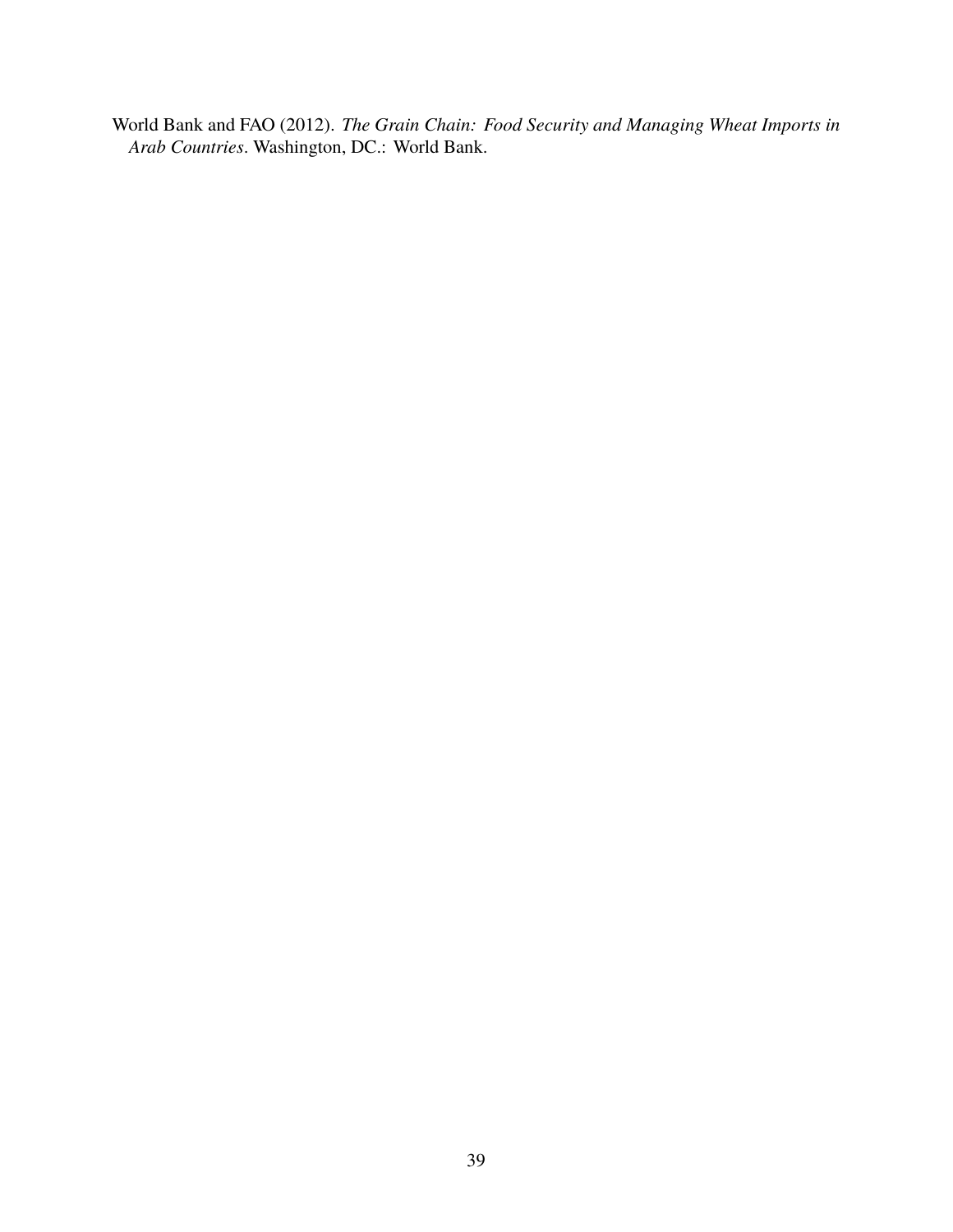World Bank and FAO (2012). *The Grain Chain: Food Security and Managing Wheat Imports in Arab Countries*. Washington, DC.: World Bank.